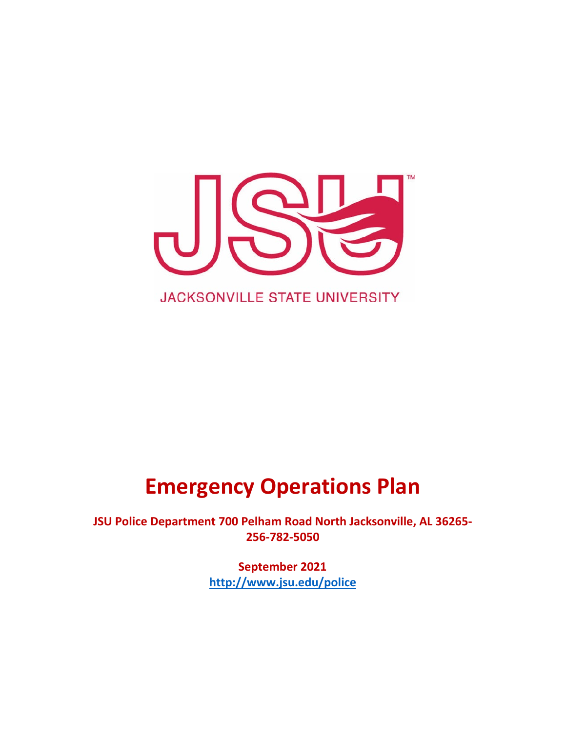JACKSONVILLE STATE UNIVERSITY

# Emergency Operations Plan

**JSU Police Department 700 Pelham Road North Jacksonville, AL 36265-256-782-5050**

**September 2021**

**http://www.jsu.edu/police**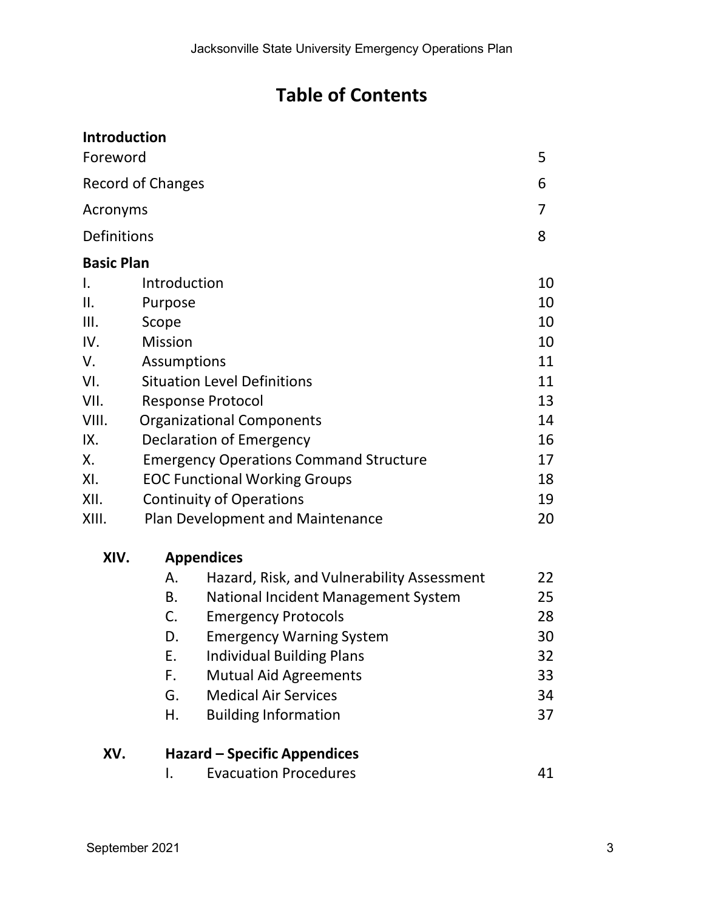# Table of Contents

**Introduction**

| | |
|---|---|
| Foreword | 5 |
| Record of Changes | 6 |
| Acronyms | 7 |
| Definitions | 8 |

**Basic Plan**

| | | |
|---|---|---|
| I. | Introduction | 10 |
| II. | Purpose | 10 |
| III. | Scope | 10 |
| IV. | Mission | 10 |
| V. | Assumptions | 11 |
| VI. | Situation Level Definitions | 11 |
| VII. | Response Protocol | 13 |
| VIII. | Organizational Components | 14 |
| IX. | Declaration of Emergency | 16 |
| X. | Emergency Operations Command Structure | 17 |
| XI. | EOC Functional Working Groups | 18 |
| XII. | Continuity of Operations | 19 |
| XIII. | Plan Development and Maintenance | 20 |

**XIV. Appendices**

| | | |
|---|---|---|
| A. | Hazard, Risk, and Vulnerability Assessment | 22 |
| B. | National Incident Management System | 25 |
| C. | Emergency Protocols | 28 |
| D. | Emergency Warning System | 30 |
| E. | Individual Building Plans | 32 |
| F. | Mutual Aid Agreements | 33 |
| G. | Medical Air Services | 34 |
| H. | Building Information | 37 |

**XV. Hazard – Specific Appendices**

| | | |
|---|---|---|
| I. | Evacuation Procedures | 41 |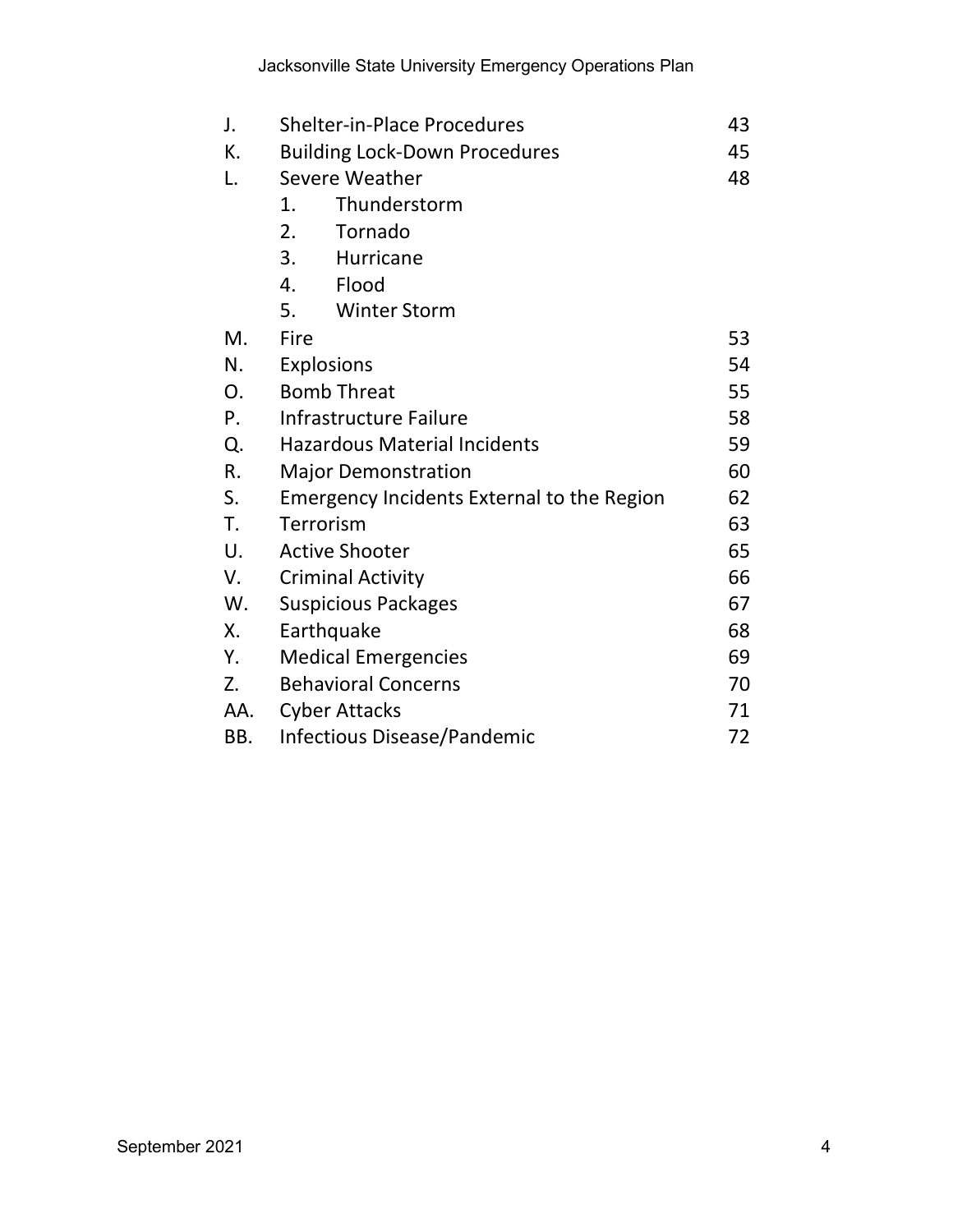| | | |
|---|---|---|
| J. | Shelter-in-Place Procedures | 43 |
| K. | Building Lock-Down Procedures | 45 |
| L. | Severe Weather | 48 |
| | 1. Thunderstorm | |
| | 2. Tornado | |
| | 3. Hurricane | |
| | 4. Flood | |
| | 5. Winter Storm | |
| M. | Fire | 53 |
| N. | Explosions | 54 |
| O. | Bomb Threat | 55 |
| P. | Infrastructure Failure | 58 |
| Q. | Hazardous Material Incidents | 59 |
| R. | Major Demonstration | 60 |
| S. | Emergency Incidents External to the Region | 62 |
| T. | Terrorism | 63 |
| U. | Active Shooter | 65 |
| V. | Criminal Activity | 66 |
| W. | Suspicious Packages | 67 |
| X. | Earthquake | 68 |
| Y. | Medical Emergencies | 69 |
| Z. | Behavioral Concerns | 70 |
| AA. | Cyber Attacks | 71 |
| BB. | Infectious Disease/Pandemic | 72 |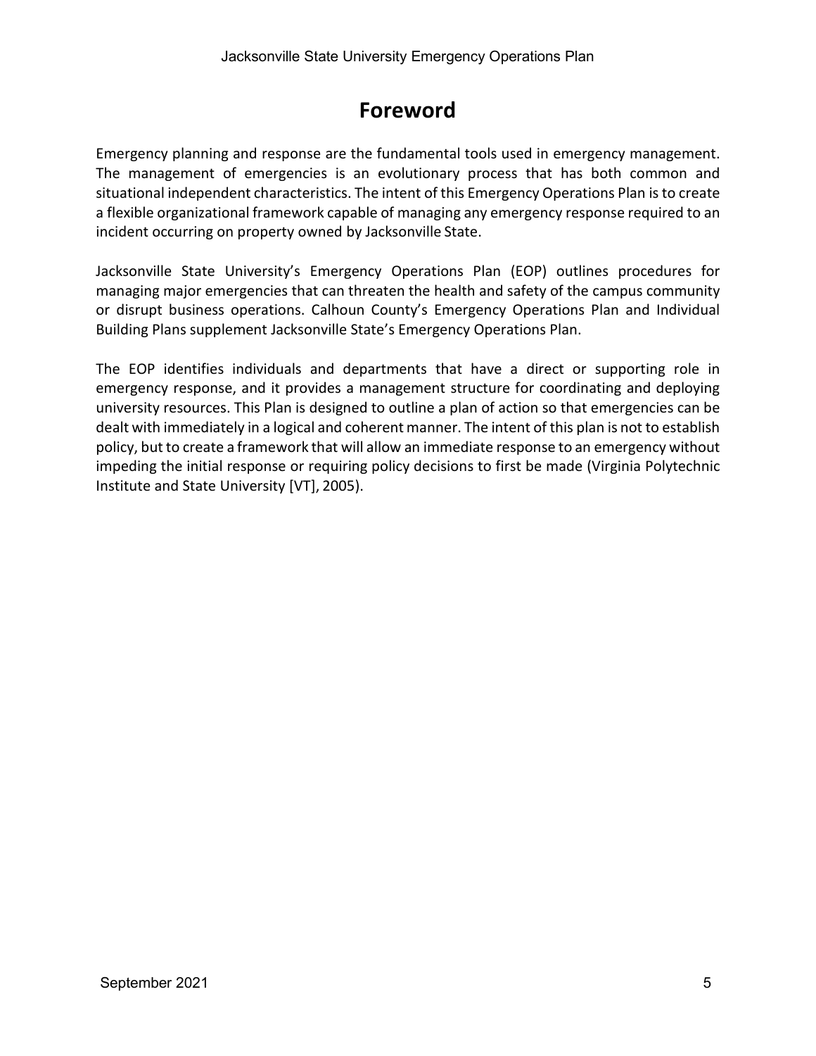# Foreword

Emergency planning and response are the fundamental tools used in emergency management. The management of emergencies is an evolutionary process that has both common and situational independent characteristics. The intent of this Emergency Operations Plan is to create a flexible organizational framework capable of managing any emergency response required to an incident occurring on property owned by Jacksonville State.

Jacksonville State University's Emergency Operations Plan (EOP) outlines procedures for managing major emergencies that can threaten the health and safety of the campus community or disrupt business operations. Calhoun County's Emergency Operations Plan and Individual Building Plans supplement Jacksonville State's Emergency Operations Plan.

The EOP identifies individuals and departments that have a direct or supporting role in emergency response, and it provides a management structure for coordinating and deploying university resources. This Plan is designed to outline a plan of action so that emergencies can be dealt with immediately in a logical and coherent manner. The intent of this plan is not to establish policy, but to create a framework that will allow an immediate response to an emergency without impeding the initial response or requiring policy decisions to first be made (Virginia Polytechnic Institute and State University [VT], 2005).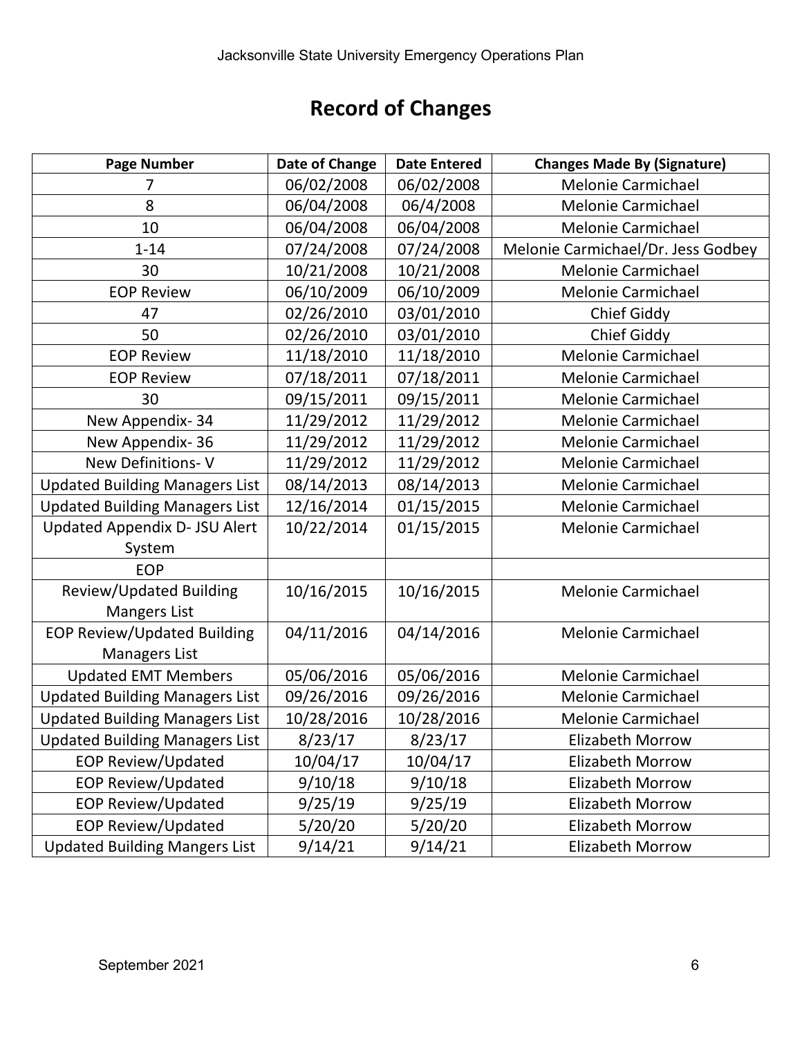## Record of Changes

| Page Number | Date of Change | Date Entered | Changes Made By (Signature) |
|---|---|---|---|
| 7 | 06/02/2008 | 06/02/2008 | Melonie Carmichael |
| 8 | 06/04/2008 | 06/4/2008 | Melonie Carmichael |
| 10 | 06/04/2008 | 06/04/2008 | Melonie Carmichael |
| 1-14 | 07/24/2008 | 07/24/2008 | Melonie Carmichael/Dr. Jess Godbey |
| 30 | 10/21/2008 | 10/21/2008 | Melonie Carmichael |
| EOP Review | 06/10/2009 | 06/10/2009 | Melonie Carmichael |
| 47 | 02/26/2010 | 03/01/2010 | Chief Giddy |
| 50 | 02/26/2010 | 03/01/2010 | Chief Giddy |
| EOP Review | 11/18/2010 | 11/18/2010 | Melonie Carmichael |
| EOP Review | 07/18/2011 | 07/18/2011 | Melonie Carmichael |
| 30 | 09/15/2011 | 09/15/2011 | Melonie Carmichael |
| New Appendix- 34 | 11/29/2012 | 11/29/2012 | Melonie Carmichael |
| New Appendix- 36 | 11/29/2012 | 11/29/2012 | Melonie Carmichael |
| New Definitions- V | 11/29/2012 | 11/29/2012 | Melonie Carmichael |
| Updated Building Managers List | 08/14/2013 | 08/14/2013 | Melonie Carmichael |
| Updated Building Managers List | 12/16/2014 | 01/15/2015 | Melonie Carmichael |
| Updated Appendix D- JSU Alert System | 10/22/2014 | 01/15/2015 | Melonie Carmichael |
| EOP | | | |
| Review/Updated Building Mangers List | 10/16/2015 | 10/16/2015 | Melonie Carmichael |
| EOP Review/Updated Building Managers List | 04/11/2016 | 04/14/2016 | Melonie Carmichael |
| Updated EMT Members | 05/06/2016 | 05/06/2016 | Melonie Carmichael |
| Updated Building Managers List | 09/26/2016 | 09/26/2016 | Melonie Carmichael |
| Updated Building Managers List | 10/28/2016 | 10/28/2016 | Melonie Carmichael |
| Updated Building Managers List | 8/23/17 | 8/23/17 | Elizabeth Morrow |
| EOP Review/Updated | 10/04/17 | 10/04/17 | Elizabeth Morrow |
| EOP Review/Updated | 9/10/18 | 9/10/18 | Elizabeth Morrow |
| EOP Review/Updated | 9/25/19 | 9/25/19 | Elizabeth Morrow |
| EOP Review/Updated | 5/20/20 | 5/20/20 | Elizabeth Morrow |
| Updated Building Mangers List | 9/14/21 | 9/14/21 | Elizabeth Morrow |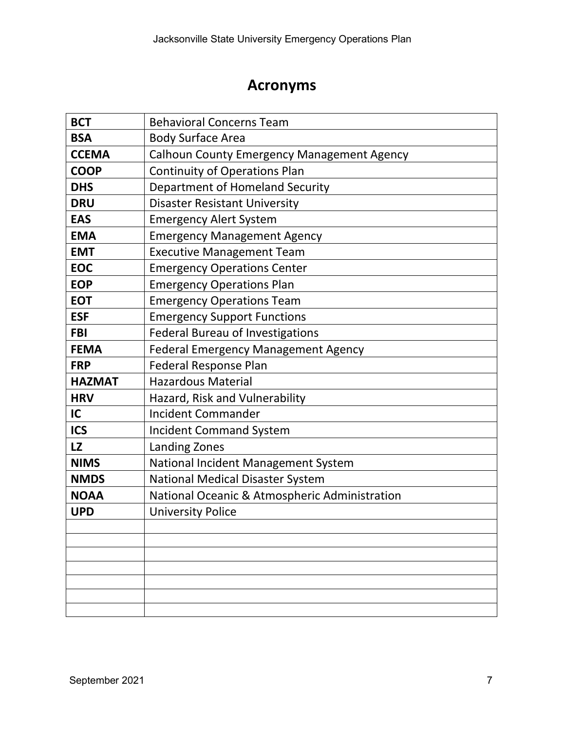# Acronyms

| | |
|---|---|
| **BCT** | Behavioral Concerns Team |
| **BSA** | Body Surface Area |
| **CCEMA** | Calhoun County Emergency Management Agency |
| **COOP** | Continuity of Operations Plan |
| **DHS** | Department of Homeland Security |
| **DRU** | Disaster Resistant University |
| **EAS** | Emergency Alert System |
| **EMA** | Emergency Management Agency |
| **EMT** | Executive Management Team |
| **EOC** | Emergency Operations Center |
| **EOP** | Emergency Operations Plan |
| **EOT** | Emergency Operations Team |
| **ESF** | Emergency Support Functions |
| **FBI** | Federal Bureau of Investigations |
| **FEMA** | Federal Emergency Management Agency |
| **FRP** | Federal Response Plan |
| **HAZMAT** | Hazardous Material |
| **HRV** | Hazard, Risk and Vulnerability |
| **IC** | Incident Commander |
| **ICS** | Incident Command System |
| **LZ** | Landing Zones |
| **NIMS** | National Incident Management System |
| **NMDS** | National Medical Disaster System |
| **NOAA** | National Oceanic & Atmospheric Administration |
| **UPD** | University Police |
| | |
| | |
| | |
| | |
| | |
| | |
| | |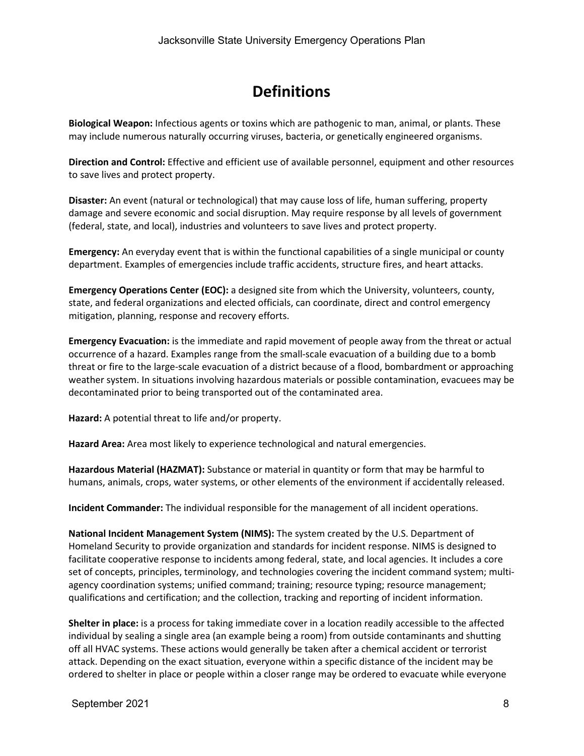# Definitions

**Biological Weapon:** Infectious agents or toxins which are pathogenic to man, animal, or plants. These may include numerous naturally occurring viruses, bacteria, or genetically engineered organisms.

**Direction and Control:** Effective and efficient use of available personnel, equipment and other resources to save lives and protect property.

**Disaster:** An event (natural or technological) that may cause loss of life, human suffering, property damage and severe economic and social disruption. May require response by all levels of government (federal, state, and local), industries and volunteers to save lives and protect property.

**Emergency:** An everyday event that is within the functional capabilities of a single municipal or county department. Examples of emergencies include traffic accidents, structure fires, and heart attacks.

**Emergency Operations Center (EOC):** a designed site from which the University, volunteers, county, state, and federal organizations and elected officials, can coordinate, direct and control emergency mitigation, planning, response and recovery efforts.

**Emergency Evacuation:** is the immediate and rapid movement of people away from the threat or actual occurrence of a hazard. Examples range from the small-scale evacuation of a building due to a bomb threat or fire to the large-scale evacuation of a district because of a flood, bombardment or approaching weather system. In situations involving hazardous materials or possible contamination, evacuees may be decontaminated prior to being transported out of the contaminated area.

**Hazard:** A potential threat to life and/or property.

**Hazard Area:** Area most likely to experience technological and natural emergencies.

**Hazardous Material (HAZMAT):** Substance or material in quantity or form that may be harmful to humans, animals, crops, water systems, or other elements of the environment if accidentally released.

**Incident Commander:** The individual responsible for the management of all incident operations.

**National Incident Management System (NIMS):** The system created by the U.S. Department of Homeland Security to provide organization and standards for incident response. NIMS is designed to facilitate cooperative response to incidents among federal, state, and local agencies. It includes a core set of concepts, principles, terminology, and technologies covering the incident command system; multi-agency coordination systems; unified command; training; resource typing; resource management; qualifications and certification; and the collection, tracking and reporting of incident information.

**Shelter in place:** is a process for taking immediate cover in a location readily accessible to the affected individual by sealing a single area (an example being a room) from outside contaminants and shutting off all HVAC systems. These actions would generally be taken after a chemical accident or terrorist attack. Depending on the exact situation, everyone within a specific distance of the incident may be ordered to shelter in place or people within a closer range may be ordered to evacuate while everyone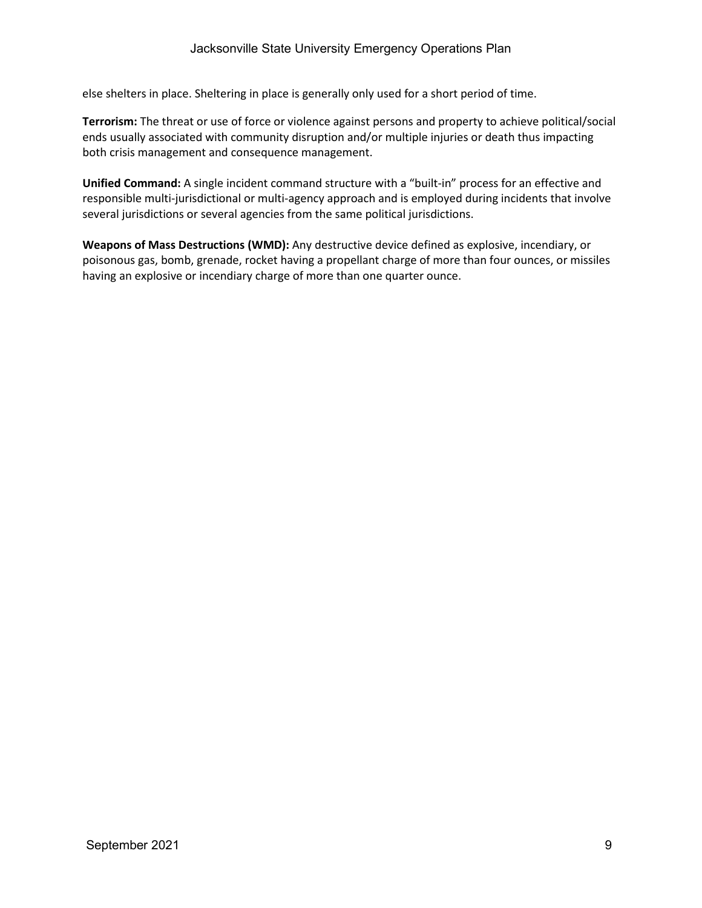else shelters in place. Sheltering in place is generally only used for a short period of time.

**Terrorism:** The threat or use of force or violence against persons and property to achieve political/social ends usually associated with community disruption and/or multiple injuries or death thus impacting both crisis management and consequence management.

**Unified Command:** A single incident command structure with a "built-in" process for an effective and responsible multi-jurisdictional or multi-agency approach and is employed during incidents that involve several jurisdictions or several agencies from the same political jurisdictions.

**Weapons of Mass Destructions (WMD):** Any destructive device defined as explosive, incendiary, or poisonous gas, bomb, grenade, rocket having a propellant charge of more than four ounces, or missiles having an explosive or incendiary charge of more than one quarter ounce.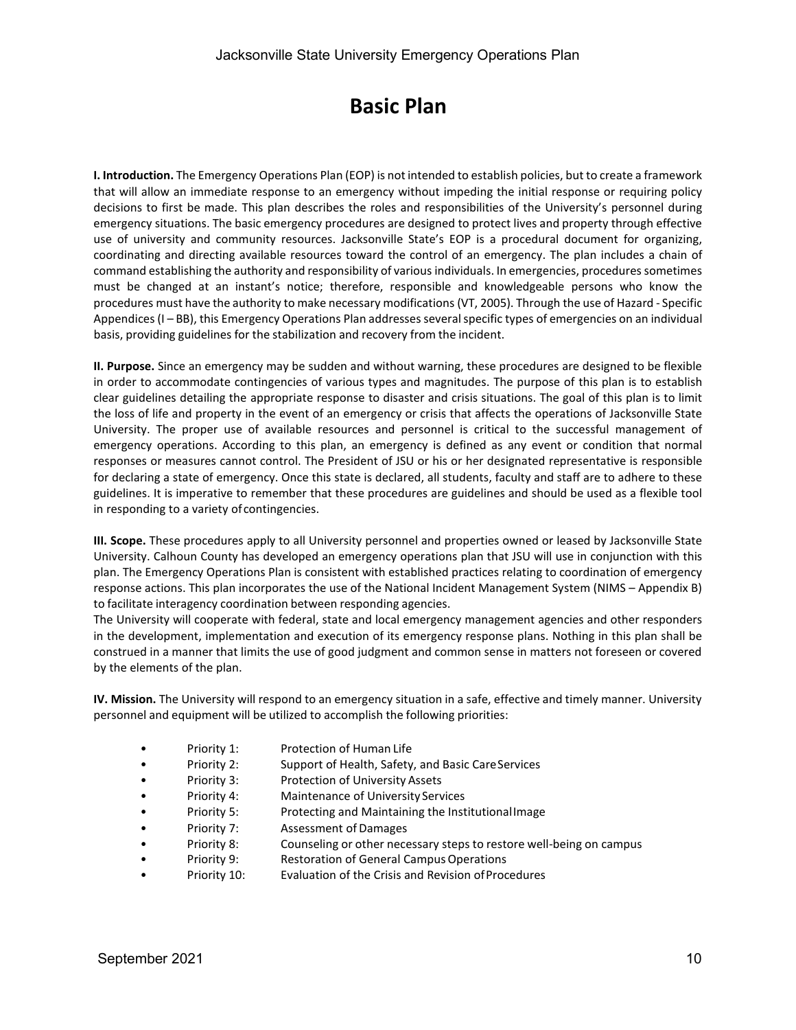# Basic Plan

**I. Introduction.** The Emergency Operations Plan (EOP) is not intended to establish policies, but to create a framework that will allow an immediate response to an emergency without impeding the initial response or requiring policy decisions to first be made. This plan describes the roles and responsibilities of the University's personnel during emergency situations. The basic emergency procedures are designed to protect lives and property through effective use of university and community resources. Jacksonville State's EOP is a procedural document for organizing, coordinating and directing available resources toward the control of an emergency. The plan includes a chain of command establishing the authority and responsibility of various individuals. In emergencies, procedures sometimes must be changed at an instant's notice; therefore, responsible and knowledgeable persons who know the procedures must have the authority to make necessary modifications (VT, 2005). Through the use of Hazard - Specific Appendices (I – BB), this Emergency Operations Plan addresses several specific types of emergencies on an individual basis, providing guidelines for the stabilization and recovery from the incident.

**II. Purpose.** Since an emergency may be sudden and without warning, these procedures are designed to be flexible in order to accommodate contingencies of various types and magnitudes. The purpose of this plan is to establish clear guidelines detailing the appropriate response to disaster and crisis situations. The goal of this plan is to limit the loss of life and property in the event of an emergency or crisis that affects the operations of Jacksonville State University. The proper use of available resources and personnel is critical to the successful management of emergency operations. According to this plan, an emergency is defined as any event or condition that normal responses or measures cannot control. The President of JSU or his or her designated representative is responsible for declaring a state of emergency. Once this state is declared, all students, faculty and staff are to adhere to these guidelines. It is imperative to remember that these procedures are guidelines and should be used as a flexible tool in responding to a variety of contingencies.

**III. Scope.** These procedures apply to all University personnel and properties owned or leased by Jacksonville State University. Calhoun County has developed an emergency operations plan that JSU will use in conjunction with this plan. The Emergency Operations Plan is consistent with established practices relating to coordination of emergency response actions. This plan incorporates the use of the National Incident Management System (NIMS – Appendix B) to facilitate interagency coordination between responding agencies.

The University will cooperate with federal, state and local emergency management agencies and other responders in the development, implementation and execution of its emergency response plans. Nothing in this plan shall be construed in a manner that limits the use of good judgment and common sense in matters not foreseen or covered by the elements of the plan.

**IV. Mission.** The University will respond to an emergency situation in a safe, effective and timely manner. University personnel and equipment will be utilized to accomplish the following priorities:

- Priority 1: Protection of Human Life
- Priority 2: Support of Health, Safety, and Basic Care Services
- Priority 3: Protection of University Assets
- Priority 4: Maintenance of University Services
- Priority 5: Protecting and Maintaining the Institutional Image
- Priority 7: Assessment of Damages
- Priority 8: Counseling or other necessary steps to restore well-being on campus
- Priority 9: Restoration of General Campus Operations
- Priority 10: Evaluation of the Crisis and Revision of Procedures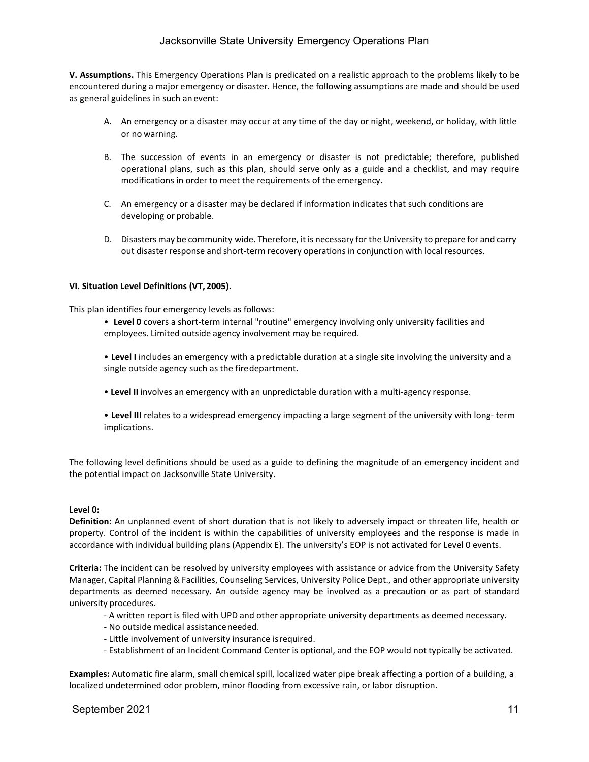**V. Assumptions.** This Emergency Operations Plan is predicated on a realistic approach to the problems likely to be encountered during a major emergency or disaster. Hence, the following assumptions are made and should be used as general guidelines in such an event:

A. An emergency or a disaster may occur at any time of the day or night, weekend, or holiday, with little or no warning.

B. The succession of events in an emergency or disaster is not predictable; therefore, published operational plans, such as this plan, should serve only as a guide and a checklist, and may require modifications in order to meet the requirements of the emergency.

C. An emergency or a disaster may be declared if information indicates that such conditions are developing or probable.

D. Disasters may be community wide. Therefore, it is necessary for the University to prepare for and carry out disaster response and short-term recovery operations in conjunction with local resources.

**VI. Situation Level Definitions (VT, 2005).**

This plan identifies four emergency levels as follows:

- **Level 0** covers a short-term internal "routine" emergency involving only university facilities and employees. Limited outside agency involvement may be required.
- **Level I** includes an emergency with a predictable duration at a single site involving the university and a single outside agency such as the fire department.
- **Level II** involves an emergency with an unpredictable duration with a multi-agency response.
- **Level III** relates to a widespread emergency impacting a large segment of the university with long- term implications.

The following level definitions should be used as a guide to defining the magnitude of an emergency incident and the potential impact on Jacksonville State University.

**Level 0:**

**Definition:** An unplanned event of short duration that is not likely to adversely impact or threaten life, health or property. Control of the incident is within the capabilities of university employees and the response is made in accordance with individual building plans (Appendix E). The university's EOP is not activated for Level 0 events.

**Criteria:** The incident can be resolved by university employees with assistance or advice from the University Safety Manager, Capital Planning & Facilities, Counseling Services, University Police Dept., and other appropriate university departments as deemed necessary. An outside agency may be involved as a precaution or as part of standard university procedures.

- A written report is filed with UPD and other appropriate university departments as deemed necessary.
- No outside medical assistance needed.
- Little involvement of university insurance is required.
- Establishment of an Incident Command Center is optional, and the EOP would not typically be activated.

**Examples:** Automatic fire alarm, small chemical spill, localized water pipe break affecting a portion of a building, a localized undetermined odor problem, minor flooding from excessive rain, or labor disruption.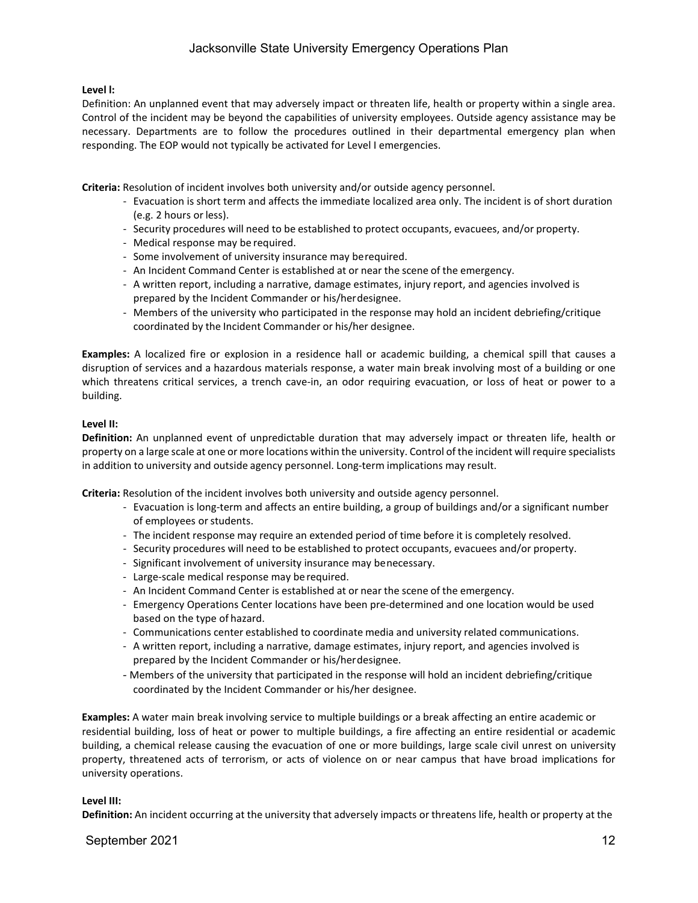**Level I:**

Definition: An unplanned event that may adversely impact or threaten life, health or property within a single area. Control of the incident may be beyond the capabilities of university employees. Outside agency assistance may be necessary. Departments are to follow the procedures outlined in their departmental emergency plan when responding. The EOP would not typically be activated for Level I emergencies.

**Criteria:** Resolution of incident involves both university and/or outside agency personnel.

- Evacuation is short term and affects the immediate localized area only. The incident is of short duration (e.g. 2 hours or less).
- Security procedures will need to be established to protect occupants, evacuees, and/or property.
- Medical response may be required.
- Some involvement of university insurance may berequired.
- An Incident Command Center is established at or near the scene of the emergency.
- A written report, including a narrative, damage estimates, injury report, and agencies involved is prepared by the Incident Commander or his/herdesignee.
- Members of the university who participated in the response may hold an incident debriefing/critique coordinated by the Incident Commander or his/her designee.

**Examples:** A localized fire or explosion in a residence hall or academic building, a chemical spill that causes a disruption of services and a hazardous materials response, a water main break involving most of a building or one which threatens critical services, a trench cave-in, an odor requiring evacuation, or loss of heat or power to a building.

**Level II:**

**Definition:** An unplanned event of unpredictable duration that may adversely impact or threaten life, health or property on a large scale at one or more locations within the university. Control of the incident will require specialists in addition to university and outside agency personnel. Long-term implications may result.

**Criteria:** Resolution of the incident involves both university and outside agency personnel.

- Evacuation is long-term and affects an entire building, a group of buildings and/or a significant number of employees or students.
- The incident response may require an extended period of time before it is completely resolved.
- Security procedures will need to be established to protect occupants, evacuees and/or property.
- Significant involvement of university insurance may benecessary.
- Large-scale medical response may be required.
- An Incident Command Center is established at or near the scene of the emergency.
- Emergency Operations Center locations have been pre-determined and one location would be used based on the type of hazard.
- Communications center established to coordinate media and university related communications.
- A written report, including a narrative, damage estimates, injury report, and agencies involved is prepared by the Incident Commander or his/herdesignee.
- Members of the university that participated in the response will hold an incident debriefing/critique coordinated by the Incident Commander or his/her designee.

**Examples:** A water main break involving service to multiple buildings or a break affecting an entire academic or residential building, loss of heat or power to multiple buildings, a fire affecting an entire residential or academic building, a chemical release causing the evacuation of one or more buildings, large scale civil unrest on university property, threatened acts of terrorism, or acts of violence on or near campus that have broad implications for university operations.

**Level III:**

**Definition:** An incident occurring at the university that adversely impacts or threatens life, health or property at the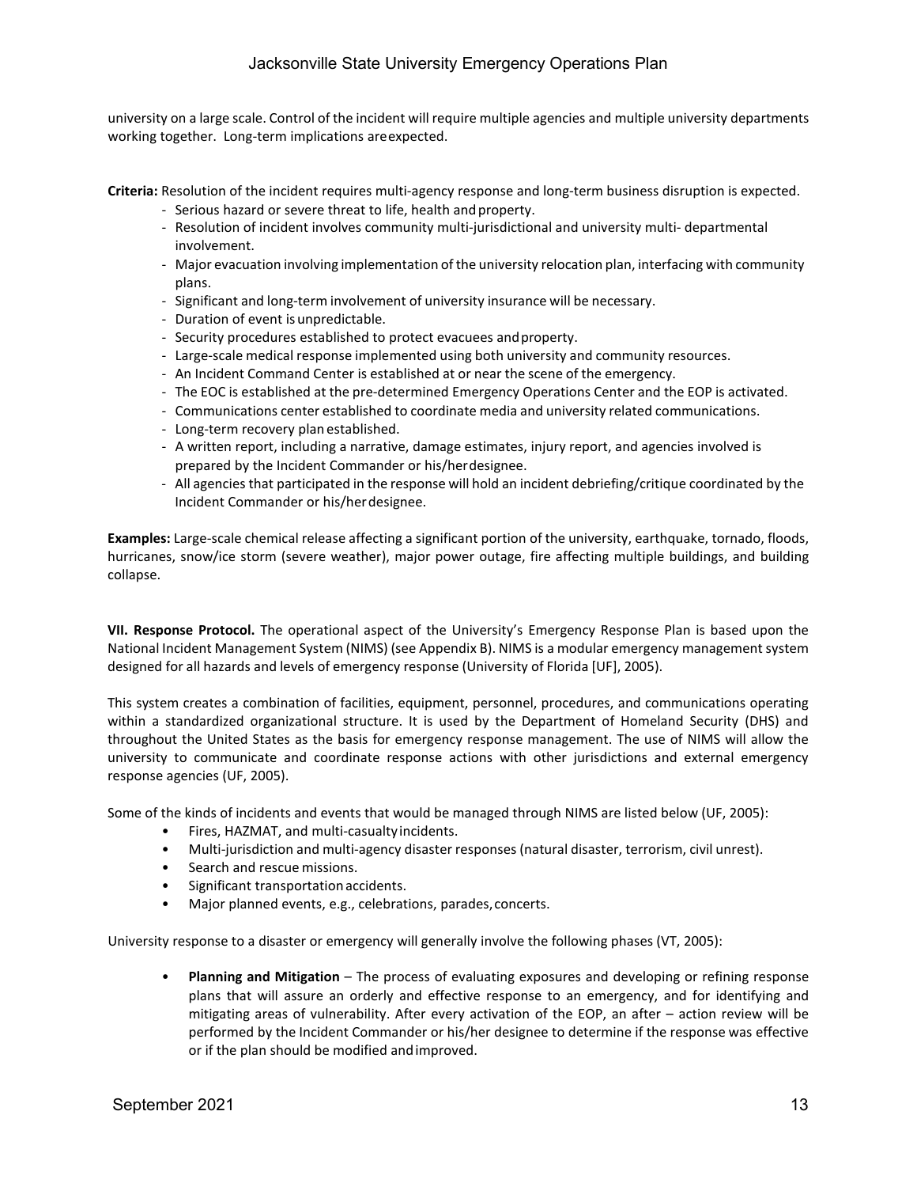university on a large scale. Control of the incident will require multiple agencies and multiple university departments working together. Long-term implications are expected.

**Criteria:** Resolution of the incident requires multi-agency response and long-term business disruption is expected.

- Serious hazard or severe threat to life, health and property.
- Resolution of incident involves community multi-jurisdictional and university multi- departmental involvement.
- Major evacuation involving implementation of the university relocation plan, interfacing with community plans.
- Significant and long-term involvement of university insurance will be necessary.
- Duration of event is unpredictable.
- Security procedures established to protect evacuees and property.
- Large-scale medical response implemented using both university and community resources.
- An Incident Command Center is established at or near the scene of the emergency.
- The EOC is established at the pre-determined Emergency Operations Center and the EOP is activated.
- Communications center established to coordinate media and university related communications.
- Long-term recovery plan established.
- A written report, including a narrative, damage estimates, injury report, and agencies involved is prepared by the Incident Commander or his/her designee.
- All agencies that participated in the response will hold an incident debriefing/critique coordinated by the Incident Commander or his/her designee.

**Examples:** Large-scale chemical release affecting a significant portion of the university, earthquake, tornado, floods, hurricanes, snow/ice storm (severe weather), major power outage, fire affecting multiple buildings, and building collapse.

**VII. Response Protocol.** The operational aspect of the University's Emergency Response Plan is based upon the National Incident Management System (NIMS) (see Appendix B). NIMS is a modular emergency management system designed for all hazards and levels of emergency response (University of Florida [UF], 2005).

This system creates a combination of facilities, equipment, personnel, procedures, and communications operating within a standardized organizational structure. It is used by the Department of Homeland Security (DHS) and throughout the United States as the basis for emergency response management. The use of NIMS will allow the university to communicate and coordinate response actions with other jurisdictions and external emergency response agencies (UF, 2005).

Some of the kinds of incidents and events that would be managed through NIMS are listed below (UF, 2005):

- Fires, HAZMAT, and multi-casualty incidents.
- Multi-jurisdiction and multi-agency disaster responses (natural disaster, terrorism, civil unrest).
- Search and rescue missions.
- Significant transportation accidents.
- Major planned events, e.g., celebrations, parades, concerts.

University response to a disaster or emergency will generally involve the following phases (VT, 2005):

- **Planning and Mitigation** – The process of evaluating exposures and developing or refining response plans that will assure an orderly and effective response to an emergency, and for identifying and mitigating areas of vulnerability. After every activation of the EOP, an after – action review will be performed by the Incident Commander or his/her designee to determine if the response was effective or if the plan should be modified and improved.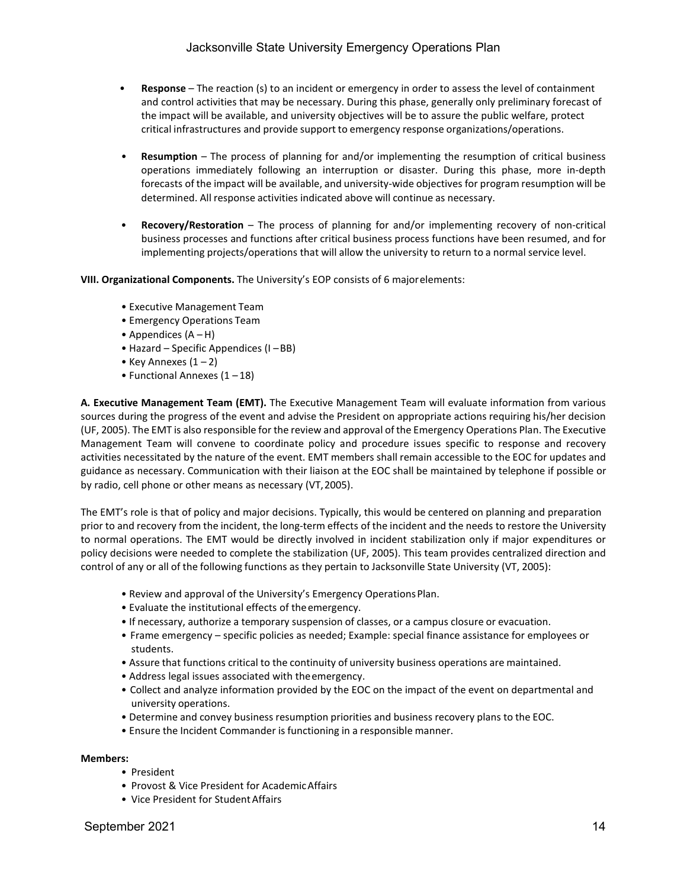- **Response** – The reaction (s) to an incident or emergency in order to assess the level of containment and control activities that may be necessary. During this phase, generally only preliminary forecast of the impact will be available, and university objectives will be to assure the public welfare, protect critical infrastructures and provide support to emergency response organizations/operations.

- **Resumption** – The process of planning for and/or implementing the resumption of critical business operations immediately following an interruption or disaster. During this phase, more in-depth forecasts of the impact will be available, and university-wide objectives for program resumption will be determined. All response activities indicated above will continue as necessary.

- **Recovery/Restoration** – The process of planning for and/or implementing recovery of non-critical business processes and functions after critical business process functions have been resumed, and for implementing projects/operations that will allow the university to return to a normal service level.

**VIII. Organizational Components.** The University's EOP consists of 6 major elements:

- Executive Management Team
- Emergency Operations Team
- Appendices (A – H)
- Hazard – Specific Appendices (I – BB)
- Key Annexes (1 – 2)
- Functional Annexes (1 – 18)

**A. Executive Management Team (EMT).** The Executive Management Team will evaluate information from various sources during the progress of the event and advise the President on appropriate actions requiring his/her decision (UF, 2005). The EMT is also responsible for the review and approval of the Emergency Operations Plan. The Executive Management Team will convene to coordinate policy and procedure issues specific to response and recovery activities necessitated by the nature of the event. EMT members shall remain accessible to the EOC for updates and guidance as necessary. Communication with their liaison at the EOC shall be maintained by telephone if possible or by radio, cell phone or other means as necessary (VT, 2005).

The EMT's role is that of policy and major decisions. Typically, this would be centered on planning and preparation prior to and recovery from the incident, the long-term effects of the incident and the needs to restore the University to normal operations. The EMT would be directly involved in incident stabilization only if major expenditures or policy decisions were needed to complete the stabilization (UF, 2005). This team provides centralized direction and control of any or all of the following functions as they pertain to Jacksonville State University (VT, 2005):

- Review and approval of the University's Emergency Operations Plan.
- Evaluate the institutional effects of the emergency.
- If necessary, authorize a temporary suspension of classes, or a campus closure or evacuation.
- Frame emergency – specific policies as needed; Example: special finance assistance for employees or students.
- Assure that functions critical to the continuity of university business operations are maintained.
- Address legal issues associated with the emergency.
- Collect and analyze information provided by the EOC on the impact of the event on departmental and university operations.
- Determine and convey business resumption priorities and business recovery plans to the EOC.
- Ensure the Incident Commander is functioning in a responsible manner.

**Members:**

- President
- Provost & Vice President for Academic Affairs
- Vice President for Student Affairs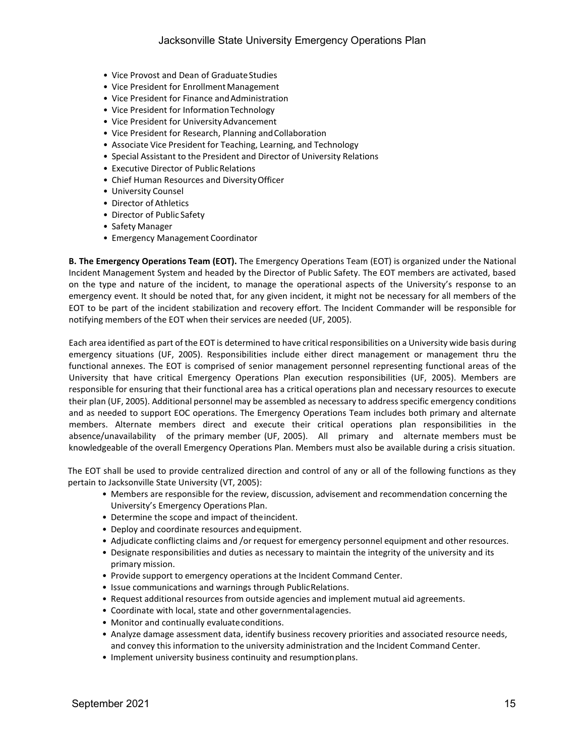- Vice Provost and Dean of Graduate Studies
- Vice President for Enrollment Management
- Vice President for Finance and Administration
- Vice President for Information Technology
- Vice President for University Advancement
- Vice President for Research, Planning and Collaboration
- Associate Vice President for Teaching, Learning, and Technology
- Special Assistant to the President and Director of University Relations
- Executive Director of Public Relations
- Chief Human Resources and Diversity Officer
- University Counsel
- Director of Athletics
- Director of Public Safety
- Safety Manager
- Emergency Management Coordinator

**B. The Emergency Operations Team (EOT).** The Emergency Operations Team (EOT) is organized under the National Incident Management System and headed by the Director of Public Safety. The EOT members are activated, based on the type and nature of the incident, to manage the operational aspects of the University's response to an emergency event. It should be noted that, for any given incident, it might not be necessary for all members of the EOT to be part of the incident stabilization and recovery effort. The Incident Commander will be responsible for notifying members of the EOT when their services are needed (UF, 2005).

Each area identified as part of the EOT is determined to have critical responsibilities on a University wide basis during emergency situations (UF, 2005). Responsibilities include either direct management or management thru the functional annexes. The EOT is comprised of senior management personnel representing functional areas of the University that have critical Emergency Operations Plan execution responsibilities (UF, 2005). Members are responsible for ensuring that their functional area has a critical operations plan and necessary resources to execute their plan (UF, 2005). Additional personnel may be assembled as necessary to address specific emergency conditions and as needed to support EOC operations. The Emergency Operations Team includes both primary and alternate members. Alternate members direct and execute their critical operations plan responsibilities in the absence/unavailability of the primary member (UF, 2005). All primary and alternate members must be knowledgeable of the overall Emergency Operations Plan. Members must also be available during a crisis situation.

The EOT shall be used to provide centralized direction and control of any or all of the following functions as they pertain to Jacksonville State University (VT, 2005):

- Members are responsible for the review, discussion, advisement and recommendation concerning the University's Emergency Operations Plan.
- Determine the scope and impact of the incident.
- Deploy and coordinate resources and equipment.
- Adjudicate conflicting claims and /or request for emergency personnel equipment and other resources.
- Designate responsibilities and duties as necessary to maintain the integrity of the university and its primary mission.
- Provide support to emergency operations at the Incident Command Center.
- Issue communications and warnings through Public Relations.
- Request additional resources from outside agencies and implement mutual aid agreements.
- Coordinate with local, state and other governmental agencies.
- Monitor and continually evaluate conditions.
- Analyze damage assessment data, identify business recovery priorities and associated resource needs, and convey this information to the university administration and the Incident Command Center.
- Implement university business continuity and resumption plans.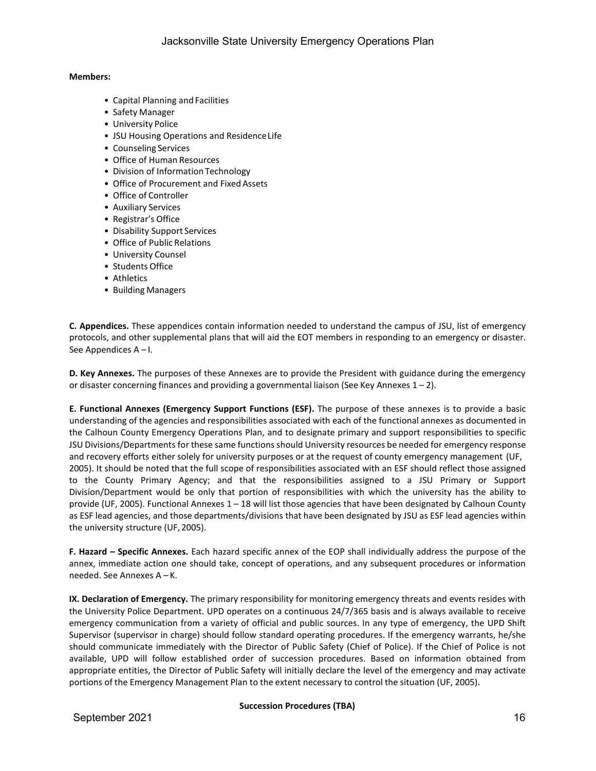**Members:**

- Capital Planning and Facilities
- Safety Manager
- University Police
- JSU Housing Operations and Residence Life
- Counseling Services
- Office of Human Resources
- Division of Information Technology
- Office of Procurement and Fixed Assets
- Office of Controller
- Auxiliary Services
- Registrar's Office
- Disability Support Services
- Office of Public Relations
- University Counsel
- Students Office
- Athletics
- Building Managers

**C. Appendices.** These appendices contain information needed to understand the campus of JSU, list of emergency protocols, and other supplemental plans that will aid the EOT members in responding to an emergency or disaster. See Appendices A – I.

**D. Key Annexes.** The purposes of these Annexes are to provide the President with guidance during the emergency or disaster concerning finances and providing a governmental liaison (See Key Annexes 1 – 2).

**E. Functional Annexes (Emergency Support Functions (ESF).** The purpose of these annexes is to provide a basic understanding of the agencies and responsibilities associated with each of the functional annexes as documented in the Calhoun County Emergency Operations Plan, and to designate primary and support responsibilities to specific JSU Divisions/Departments for these same functions should University resources be needed for emergency response and recovery efforts either solely for university purposes or at the request of county emergency management (UF, 2005). It should be noted that the full scope of responsibilities associated with an ESF should reflect those assigned to the County Primary Agency; and that the responsibilities assigned to a JSU Primary or Support Division/Department would be only that portion of responsibilities with which the university has the ability to provide (UF, 2005). Functional Annexes 1 – 18 will list those agencies that have been designated by Calhoun County as ESF lead agencies, and those departments/divisions that have been designated by JSU as ESF lead agencies within the university structure (UF, 2005).

**F. Hazard – Specific Annexes.** Each hazard specific annex of the EOP shall individually address the purpose of the annex, immediate action one should take, concept of operations, and any subsequent procedures or information needed. See Annexes A – K.

**IX. Declaration of Emergency.** The primary responsibility for monitoring emergency threats and events resides with the University Police Department. UPD operates on a continuous 24/7/365 basis and is always available to receive emergency communication from a variety of official and public sources. In any type of emergency, the UPD Shift Supervisor (supervisor in charge) should follow standard operating procedures. If the emergency warrants, he/she should communicate immediately with the Director of Public Safety (Chief of Police). If the Chief of Police is not available, UPD will follow established order of succession procedures. Based on information obtained from appropriate entities, the Director of Public Safety will initially declare the level of the emergency and may activate portions of the Emergency Management Plan to the extent necessary to control the situation (UF, 2005).

**Succession Procedures (TBA)**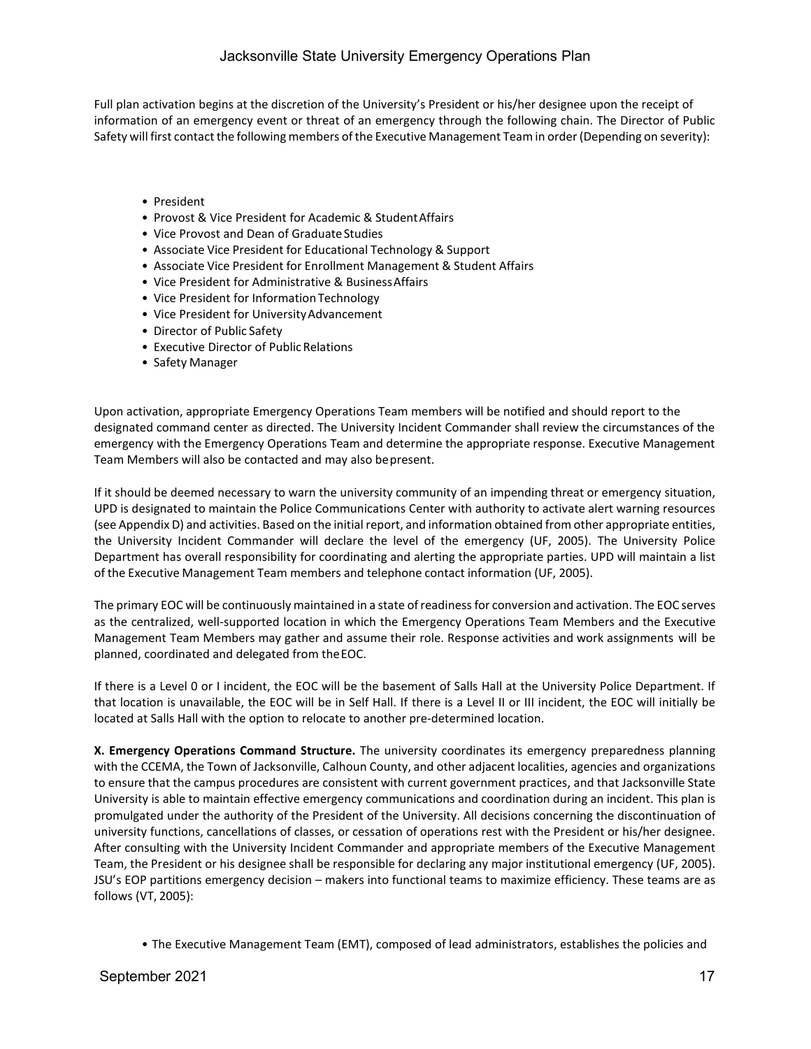Full plan activation begins at the discretion of the University's President or his/her designee upon the receipt of information of an emergency event or threat of an emergency through the following chain. The Director of Public Safety will first contact the following members of the Executive Management Team in order (Depending on severity):

- President
- Provost & Vice President for Academic & Student Affairs
- Vice Provost and Dean of Graduate Studies
- Associate Vice President for Educational Technology & Support
- Associate Vice President for Enrollment Management & Student Affairs
- Vice President for Administrative & Business Affairs
- Vice President for Information Technology
- Vice President for University Advancement
- Director of Public Safety
- Executive Director of Public Relations
- Safety Manager

Upon activation, appropriate Emergency Operations Team members will be notified and should report to the designated command center as directed. The University Incident Commander shall review the circumstances of the emergency with the Emergency Operations Team and determine the appropriate response. Executive Management Team Members will also be contacted and may also be present.

If it should be deemed necessary to warn the university community of an impending threat or emergency situation, UPD is designated to maintain the Police Communications Center with authority to activate alert warning resources (see Appendix D) and activities. Based on the initial report, and information obtained from other appropriate entities, the University Incident Commander will declare the level of the emergency (UF, 2005). The University Police Department has overall responsibility for coordinating and alerting the appropriate parties. UPD will maintain a list of the Executive Management Team members and telephone contact information (UF, 2005).

The primary EOC will be continuously maintained in a state of readiness for conversion and activation. The EOC serves as the centralized, well-supported location in which the Emergency Operations Team Members and the Executive Management Team Members may gather and assume their role. Response activities and work assignments will be planned, coordinated and delegated from the EOC.

If there is a Level 0 or I incident, the EOC will be the basement of Salls Hall at the University Police Department. If that location is unavailable, the EOC will be in Self Hall. If there is a Level II or III incident, the EOC will initially be located at Salls Hall with the option to relocate to another pre-determined location.

**X. Emergency Operations Command Structure.** The university coordinates its emergency preparedness planning with the CCEMA, the Town of Jacksonville, Calhoun County, and other adjacent localities, agencies and organizations to ensure that the campus procedures are consistent with current government practices, and that Jacksonville State University is able to maintain effective emergency communications and coordination during an incident. This plan is promulgated under the authority of the President of the University. All decisions concerning the discontinuation of university functions, cancellations of classes, or cessation of operations rest with the President or his/her designee. After consulting with the University Incident Commander and appropriate members of the Executive Management Team, the President or his designee shall be responsible for declaring any major institutional emergency (UF, 2005). JSU's EOP partitions emergency decision – makers into functional teams to maximize efficiency. These teams are as follows (VT, 2005):

- The Executive Management Team (EMT), composed of lead administrators, establishes the policies and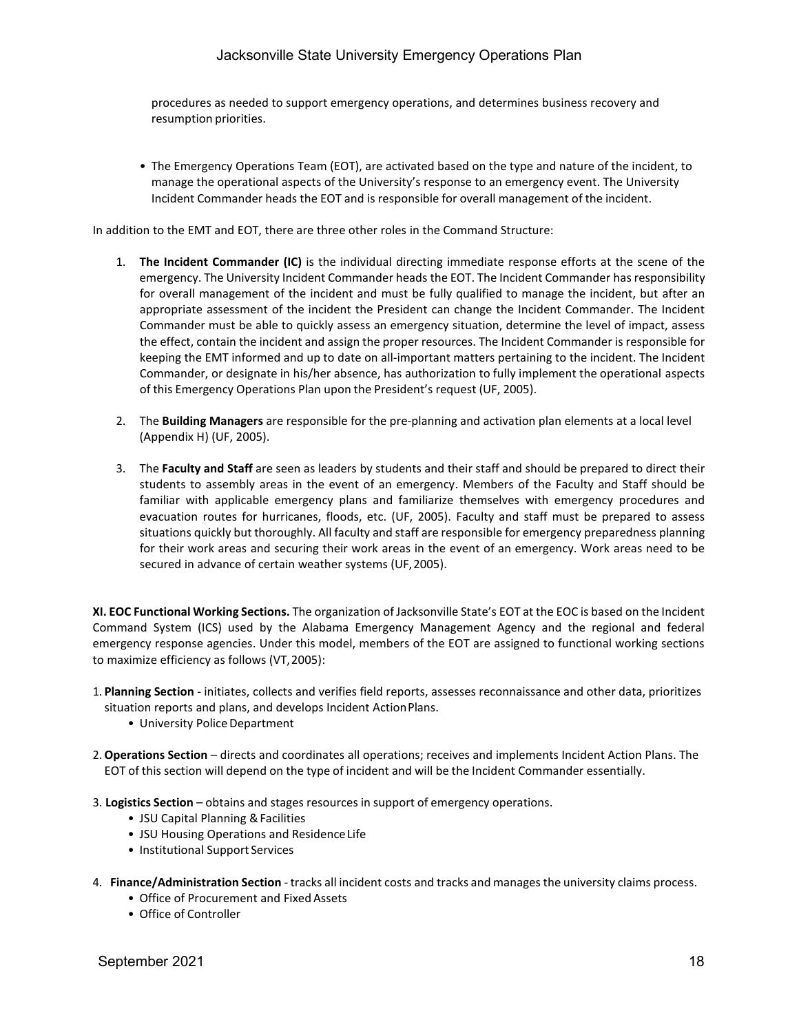procedures as needed to support emergency operations, and determines business recovery and resumption priorities.

- The Emergency Operations Team (EOT), are activated based on the type and nature of the incident, to manage the operational aspects of the University's response to an emergency event. The University Incident Commander heads the EOT and is responsible for overall management of the incident.

In addition to the EMT and EOT, there are three other roles in the Command Structure:

1. **The Incident Commander (IC)** is the individual directing immediate response efforts at the scene of the emergency. The University Incident Commander heads the EOT. The Incident Commander has responsibility for overall management of the incident and must be fully qualified to manage the incident, but after an appropriate assessment of the incident the President can change the Incident Commander. The Incident Commander must be able to quickly assess an emergency situation, determine the level of impact, assess the effect, contain the incident and assign the proper resources. The Incident Commander is responsible for keeping the EMT informed and up to date on all-important matters pertaining to the incident. The Incident Commander, or designate in his/her absence, has authorization to fully implement the operational aspects of this Emergency Operations Plan upon the President's request (UF, 2005).

2. The **Building Managers** are responsible for the pre-planning and activation plan elements at a local level (Appendix H) (UF, 2005).

3. The **Faculty and Staff** are seen as leaders by students and their staff and should be prepared to direct their students to assembly areas in the event of an emergency. Members of the Faculty and Staff should be familiar with applicable emergency plans and familiarize themselves with emergency procedures and evacuation routes for hurricanes, floods, etc. (UF, 2005). Faculty and staff must be prepared to assess situations quickly but thoroughly. All faculty and staff are responsible for emergency preparedness planning for their work areas and securing their work areas in the event of an emergency. Work areas need to be secured in advance of certain weather systems (UF, 2005).

**XI. EOC Functional Working Sections.** The organization of Jacksonville State's EOT at the EOC is based on the Incident Command System (ICS) used by the Alabama Emergency Management Agency and the regional and federal emergency response agencies. Under this model, members of the EOT are assigned to functional working sections to maximize efficiency as follows (VT, 2005):

1. **Planning Section** - initiates, collects and verifies field reports, assesses reconnaissance and other data, prioritizes situation reports and plans, and develops Incident Action Plans.
   - University Police Department

2. **Operations Section** – directs and coordinates all operations; receives and implements Incident Action Plans. The EOT of this section will depend on the type of incident and will be the Incident Commander essentially.

3. **Logistics Section** – obtains and stages resources in support of emergency operations.
   - JSU Capital Planning & Facilities
   - JSU Housing Operations and Residence Life
   - Institutional Support Services

4. **Finance/Administration Section** - tracks all incident costs and tracks and manages the university claims process.
   - Office of Procurement and Fixed Assets
   - Office of Controller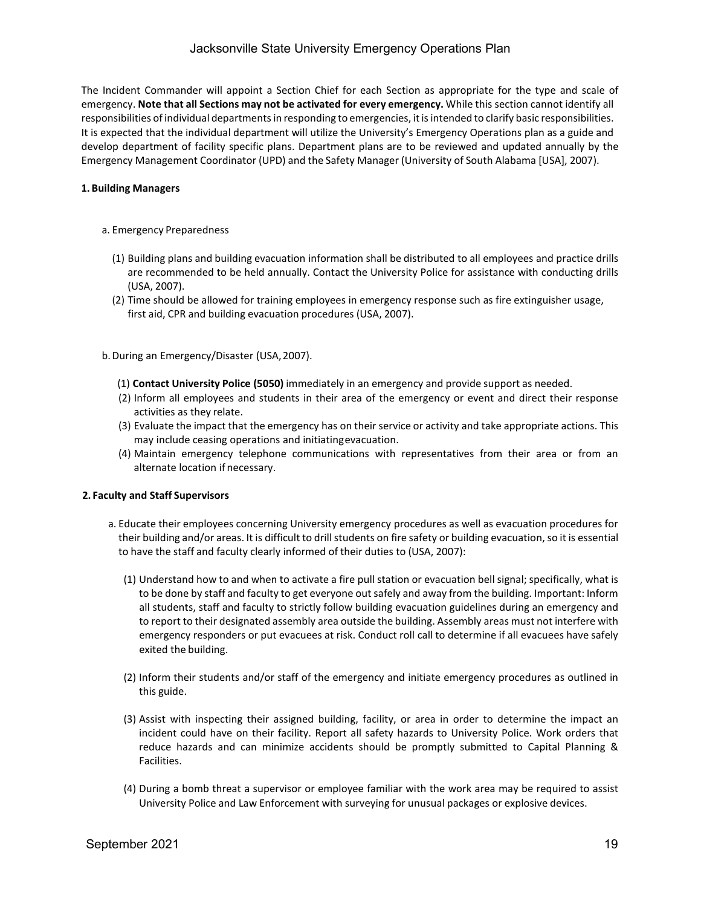The Incident Commander will appoint a Section Chief for each Section as appropriate for the type and scale of emergency. **Note that all Sections may not be activated for every emergency.** While this section cannot identify all responsibilities of individual departments in responding to emergencies, it is intended to clarify basic responsibilities. It is expected that the individual department will utilize the University's Emergency Operations plan as a guide and develop department of facility specific plans. Department plans are to be reviewed and updated annually by the Emergency Management Coordinator (UPD) and the Safety Manager (University of South Alabama [USA], 2007).

**1. Building Managers**

a. Emergency Preparedness

(1) Building plans and building evacuation information shall be distributed to all employees and practice drills are recommended to be held annually. Contact the University Police for assistance with conducting drills (USA, 2007).

(2) Time should be allowed for training employees in emergency response such as fire extinguisher usage, first aid, CPR and building evacuation procedures (USA, 2007).

b. During an Emergency/Disaster (USA, 2007).

(1) **Contact University Police (5050)** immediately in an emergency and provide support as needed.

(2) Inform all employees and students in their area of the emergency or event and direct their response activities as they relate.

(3) Evaluate the impact that the emergency has on their service or activity and take appropriate actions. This may include ceasing operations and initiating evacuation.

(4) Maintain emergency telephone communications with representatives from their area or from an alternate location if necessary.

**2. Faculty and Staff Supervisors**

a. Educate their employees concerning University emergency procedures as well as evacuation procedures for their building and/or areas. It is difficult to drill students on fire safety or building evacuation, so it is essential to have the staff and faculty clearly informed of their duties to (USA, 2007):

(1) Understand how to and when to activate a fire pull station or evacuation bell signal; specifically, what is to be done by staff and faculty to get everyone out safely and away from the building. Important: Inform all students, staff and faculty to strictly follow building evacuation guidelines during an emergency and to report to their designated assembly area outside the building. Assembly areas must not interfere with emergency responders or put evacuees at risk. Conduct roll call to determine if all evacuees have safely exited the building.

(2) Inform their students and/or staff of the emergency and initiate emergency procedures as outlined in this guide.

(3) Assist with inspecting their assigned building, facility, or area in order to determine the impact an incident could have on their facility. Report all safety hazards to University Police. Work orders that reduce hazards and can minimize accidents should be promptly submitted to Capital Planning & Facilities.

(4) During a bomb threat a supervisor or employee familiar with the work area may be required to assist University Police and Law Enforcement with surveying for unusual packages or explosive devices.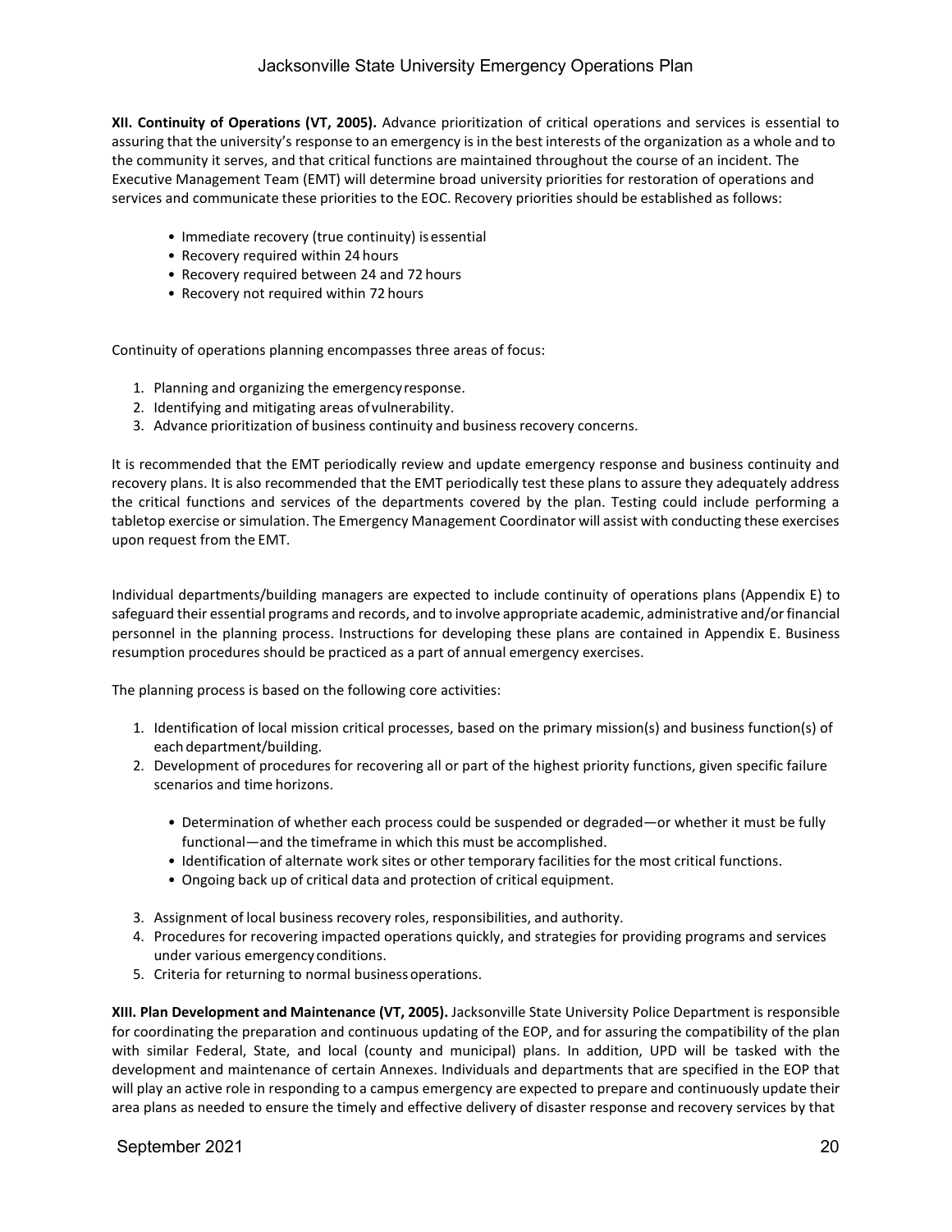**XII. Continuity of Operations (VT, 2005).** Advance prioritization of critical operations and services is essential to assuring that the university's response to an emergency is in the best interests of the organization as a whole and to the community it serves, and that critical functions are maintained throughout the course of an incident. The Executive Management Team (EMT) will determine broad university priorities for restoration of operations and services and communicate these priorities to the EOC. Recovery priorities should be established as follows:

- Immediate recovery (true continuity) is essential
- Recovery required within 24 hours
- Recovery required between 24 and 72 hours
- Recovery not required within 72 hours

Continuity of operations planning encompasses three areas of focus:

1. Planning and organizing the emergency response.
2. Identifying and mitigating areas of vulnerability.
3. Advance prioritization of business continuity and business recovery concerns.

It is recommended that the EMT periodically review and update emergency response and business continuity and recovery plans. It is also recommended that the EMT periodically test these plans to assure they adequately address the critical functions and services of the departments covered by the plan. Testing could include performing a tabletop exercise or simulation. The Emergency Management Coordinator will assist with conducting these exercises upon request from the EMT.

Individual departments/building managers are expected to include continuity of operations plans (Appendix E) to safeguard their essential programs and records, and to involve appropriate academic, administrative and/or financial personnel in the planning process. Instructions for developing these plans are contained in Appendix E. Business resumption procedures should be practiced as a part of annual emergency exercises.

The planning process is based on the following core activities:

1. Identification of local mission critical processes, based on the primary mission(s) and business function(s) of each department/building.
2. Development of procedures for recovering all or part of the highest priority functions, given specific failure scenarios and time horizons.
   - Determination of whether each process could be suspended or degraded—or whether it must be fully functional—and the timeframe in which this must be accomplished.
   - Identification of alternate work sites or other temporary facilities for the most critical functions.
   - Ongoing back up of critical data and protection of critical equipment.
3. Assignment of local business recovery roles, responsibilities, and authority.
4. Procedures for recovering impacted operations quickly, and strategies for providing programs and services under various emergency conditions.
5. Criteria for returning to normal business operations.

**XIII. Plan Development and Maintenance (VT, 2005).** Jacksonville State University Police Department is responsible for coordinating the preparation and continuous updating of the EOP, and for assuring the compatibility of the plan with similar Federal, State, and local (county and municipal) plans. In addition, UPD will be tasked with the development and maintenance of certain Annexes. Individuals and departments that are specified in the EOP that will play an active role in responding to a campus emergency are expected to prepare and continuously update their area plans as needed to ensure the timely and effective delivery of disaster response and recovery services by that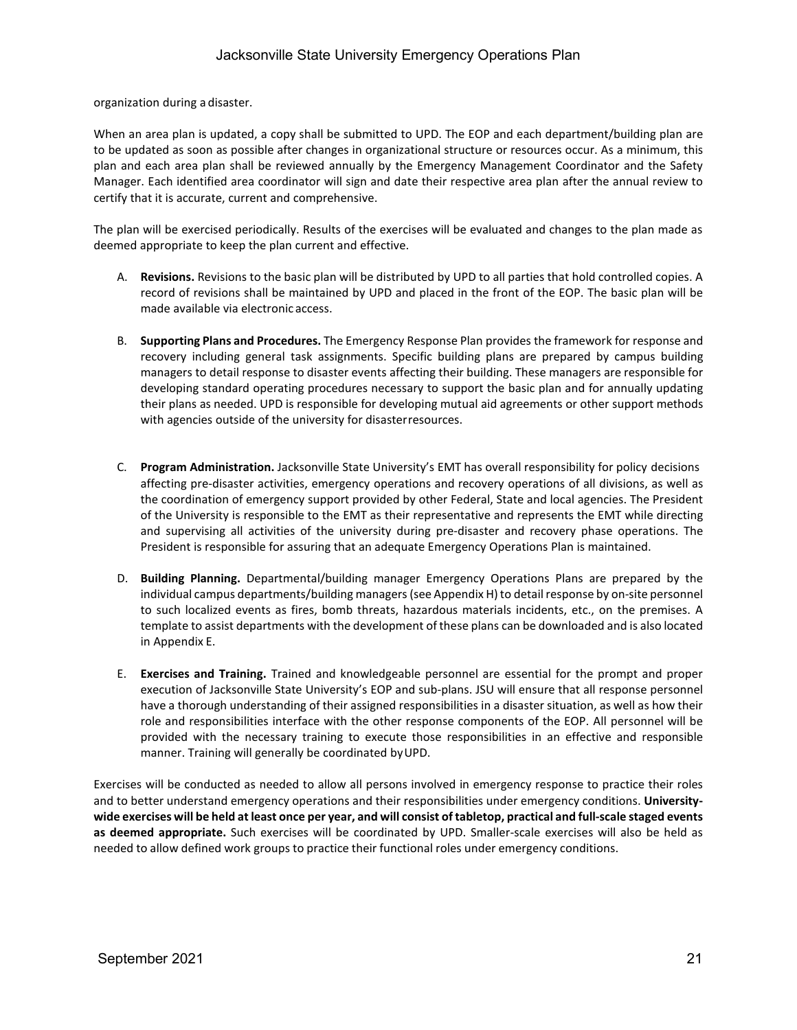organization during a disaster.

When an area plan is updated, a copy shall be submitted to UPD. The EOP and each department/building plan are to be updated as soon as possible after changes in organizational structure or resources occur. As a minimum, this plan and each area plan shall be reviewed annually by the Emergency Management Coordinator and the Safety Manager. Each identified area coordinator will sign and date their respective area plan after the annual review to certify that it is accurate, current and comprehensive.

The plan will be exercised periodically. Results of the exercises will be evaluated and changes to the plan made as deemed appropriate to keep the plan current and effective.

A. **Revisions.** Revisions to the basic plan will be distributed by UPD to all parties that hold controlled copies. A record of revisions shall be maintained by UPD and placed in the front of the EOP. The basic plan will be made available via electronic access.

B. **Supporting Plans and Procedures.** The Emergency Response Plan provides the framework for response and recovery including general task assignments. Specific building plans are prepared by campus building managers to detail response to disaster events affecting their building. These managers are responsible for developing standard operating procedures necessary to support the basic plan and for annually updating their plans as needed. UPD is responsible for developing mutual aid agreements or other support methods with agencies outside of the university for disaster resources.

C. **Program Administration.** Jacksonville State University's EMT has overall responsibility for policy decisions affecting pre-disaster activities, emergency operations and recovery operations of all divisions, as well as the coordination of emergency support provided by other Federal, State and local agencies. The President of the University is responsible to the EMT as their representative and represents the EMT while directing and supervising all activities of the university during pre-disaster and recovery phase operations. The President is responsible for assuring that an adequate Emergency Operations Plan is maintained.

D. **Building Planning.** Departmental/building manager Emergency Operations Plans are prepared by the individual campus departments/building managers (see Appendix H) to detail response by on-site personnel to such localized events as fires, bomb threats, hazardous materials incidents, etc., on the premises. A template to assist departments with the development of these plans can be downloaded and is also located in Appendix E.

E. **Exercises and Training.** Trained and knowledgeable personnel are essential for the prompt and proper execution of Jacksonville State University's EOP and sub-plans. JSU will ensure that all response personnel have a thorough understanding of their assigned responsibilities in a disaster situation, as well as how their role and responsibilities interface with the other response components of the EOP. All personnel will be provided with the necessary training to execute those responsibilities in an effective and responsible manner. Training will generally be coordinated by UPD.

Exercises will be conducted as needed to allow all persons involved in emergency response to practice their roles and to better understand emergency operations and their responsibilities under emergency conditions. **University-wide exercises will be held at least once per year, and will consist of tabletop, practical and full-scale staged events as deemed appropriate.** Such exercises will be coordinated by UPD. Smaller-scale exercises will also be held as needed to allow defined work groups to practice their functional roles under emergency conditions.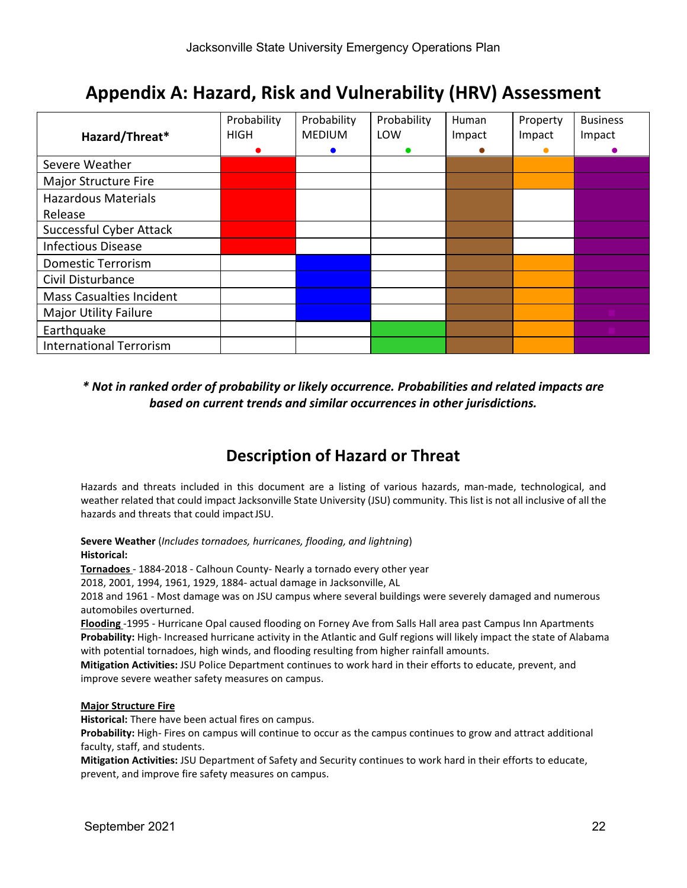# Appendix A: Hazard, Risk and Vulnerability (HRV) Assessment

| Hazard/Threat* | Probability HIGH ● | Probability MEDIUM ● | Probability LOW ● | Human Impact ● | Property Impact ● | Business Impact ● |
|---|---|---|---|---|---|---|
| Severe Weather | ● | | | ● | ● | ● |
| Major Structure Fire | ● | | | ● | ● | ● |
| Hazardous Materials Release | ● | | | ● | | ● |
| Successful Cyber Attack | ● | | | ● | | ● |
| Infectious Disease | ● | | | ● | | ● |
| Domestic Terrorism | | ● | | ● | ● | ● |
| Civil Disturbance | | ● | | ● | ● | ● |
| Mass Casualties Incident | | ● | | ● | ● | ● |
| Major Utility Failure | | ● | | ● | ● | ● |
| Earthquake | | | ● | ● | ● | ● |
| International Terrorism | | | ● | ● | ● | ● |

***\* Not in ranked order of probability or likely occurrence. Probabilities and related impacts are based on current trends and similar occurrences in other jurisdictions.***

## Description of Hazard or Threat

Hazards and threats included in this document are a listing of various hazards, man-made, technological, and weather related that could impact Jacksonville State University (JSU) community. This list is not all inclusive of all the hazards and threats that could impact JSU.

**Severe Weather** (*Includes tornadoes, hurricanes, flooding, and lightning*)
**Historical:**
**Tornadoes** - 1884-2018 - Calhoun County- Nearly a tornado every other year
2018, 2001, 1994, 1961, 1929, 1884- actual damage in Jacksonville, AL
2018 and 1961 - Most damage was on JSU campus where several buildings were severely damaged and numerous automobiles overturned.
**Flooding** -1995 - Hurricane Opal caused flooding on Forney Ave from Salls Hall area past Campus Inn Apartments
**Probability:** High- Increased hurricane activity in the Atlantic and Gulf regions will likely impact the state of Alabama with potential tornadoes, high winds, and flooding resulting from higher rainfall amounts.
**Mitigation Activities:** JSU Police Department continues to work hard in their efforts to educate, prevent, and improve severe weather safety measures on campus.

**Major Structure Fire**
**Historical:** There have been actual fires on campus.
**Probability:** High- Fires on campus will continue to occur as the campus continues to grow and attract additional faculty, staff, and students.
**Mitigation Activities:** JSU Department of Safety and Security continues to work hard in their efforts to educate, prevent, and improve fire safety measures on campus.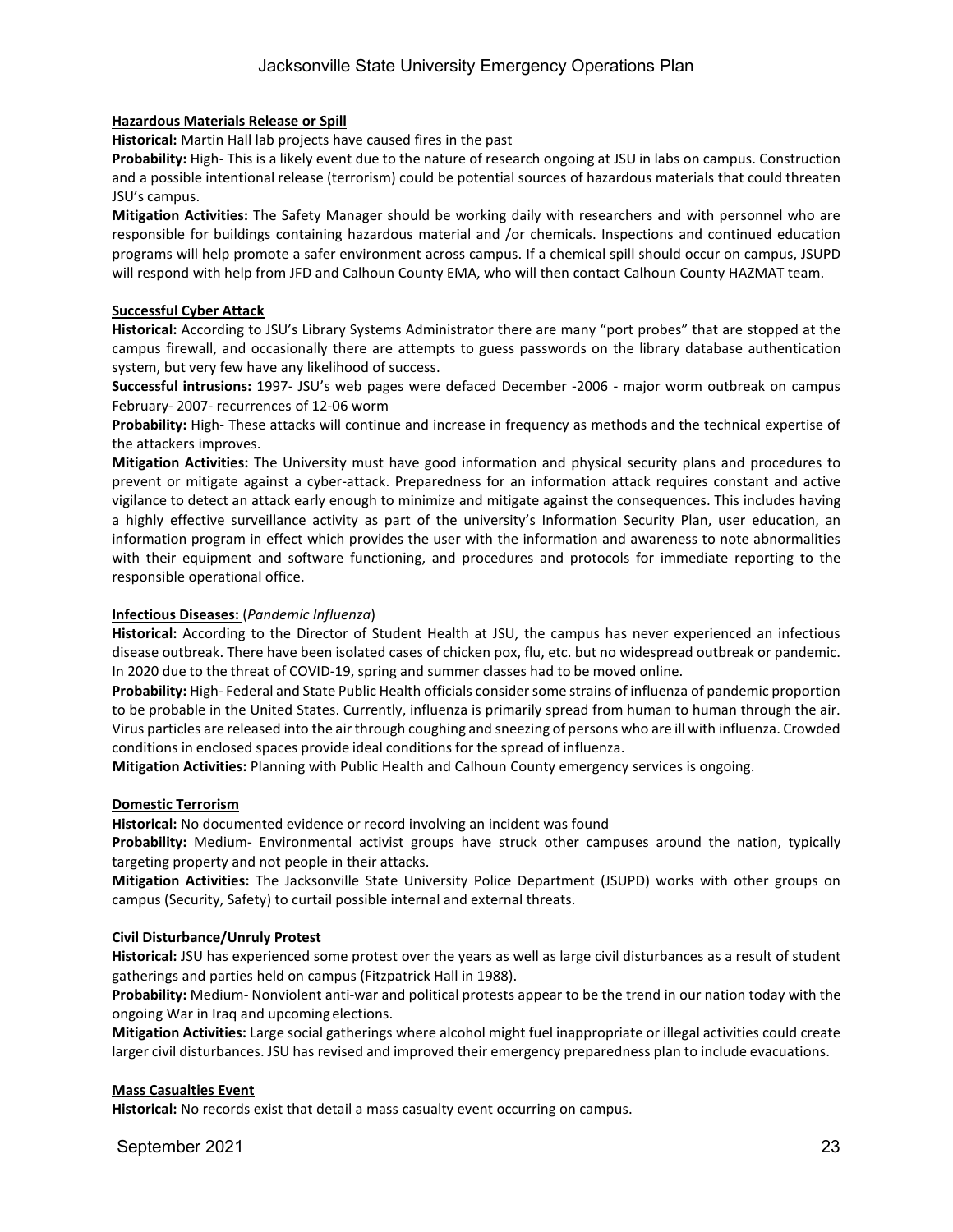**Hazardous Materials Release or Spill**

**Historical:** Martin Hall lab projects have caused fires in the past

**Probability:** High- This is a likely event due to the nature of research ongoing at JSU in labs on campus. Construction and a possible intentional release (terrorism) could be potential sources of hazardous materials that could threaten JSU's campus.

**Mitigation Activities:** The Safety Manager should be working daily with researchers and with personnel who are responsible for buildings containing hazardous material and /or chemicals. Inspections and continued education programs will help promote a safer environment across campus. If a chemical spill should occur on campus, JSUPD will respond with help from JFD and Calhoun County EMA, who will then contact Calhoun County HAZMAT team.

**Successful Cyber Attack**

**Historical:** According to JSU's Library Systems Administrator there are many "port probes" that are stopped at the campus firewall, and occasionally there are attempts to guess passwords on the library database authentication system, but very few have any likelihood of success.

**Successful intrusions:** 1997- JSU's web pages were defaced December -2006 - major worm outbreak on campus February- 2007- recurrences of 12-06 worm

**Probability:** High- These attacks will continue and increase in frequency as methods and the technical expertise of the attackers improves.

**Mitigation Activities:** The University must have good information and physical security plans and procedures to prevent or mitigate against a cyber-attack. Preparedness for an information attack requires constant and active vigilance to detect an attack early enough to minimize and mitigate against the consequences. This includes having a highly effective surveillance activity as part of the university's Information Security Plan, user education, an information program in effect which provides the user with the information and awareness to note abnormalities with their equipment and software functioning, and procedures and protocols for immediate reporting to the responsible operational office.

**Infectious Diseases:** (*Pandemic Influenza*)

**Historical:** According to the Director of Student Health at JSU, the campus has never experienced an infectious disease outbreak. There have been isolated cases of chicken pox, flu, etc. but no widespread outbreak or pandemic. In 2020 due to the threat of COVID-19, spring and summer classes had to be moved online.

**Probability:** High- Federal and State Public Health officials consider some strains of influenza of pandemic proportion to be probable in the United States. Currently, influenza is primarily spread from human to human through the air. Virus particles are released into the air through coughing and sneezing of persons who are ill with influenza. Crowded conditions in enclosed spaces provide ideal conditions for the spread of influenza.

**Mitigation Activities:** Planning with Public Health and Calhoun County emergency services is ongoing.

**Domestic Terrorism**

**Historical:** No documented evidence or record involving an incident was found

**Probability:** Medium- Environmental activist groups have struck other campuses around the nation, typically targeting property and not people in their attacks.

**Mitigation Activities:** The Jacksonville State University Police Department (JSUPD) works with other groups on campus (Security, Safety) to curtail possible internal and external threats.

**Civil Disturbance/Unruly Protest**

**Historical:** JSU has experienced some protest over the years as well as large civil disturbances as a result of student gatherings and parties held on campus (Fitzpatrick Hall in 1988).

**Probability:** Medium- Nonviolent anti-war and political protests appear to be the trend in our nation today with the ongoing War in Iraq and upcoming elections.

**Mitigation Activities:** Large social gatherings where alcohol might fuel inappropriate or illegal activities could create larger civil disturbances. JSU has revised and improved their emergency preparedness plan to include evacuations.

**Mass Casualties Event**

**Historical:** No records exist that detail a mass casualty event occurring on campus.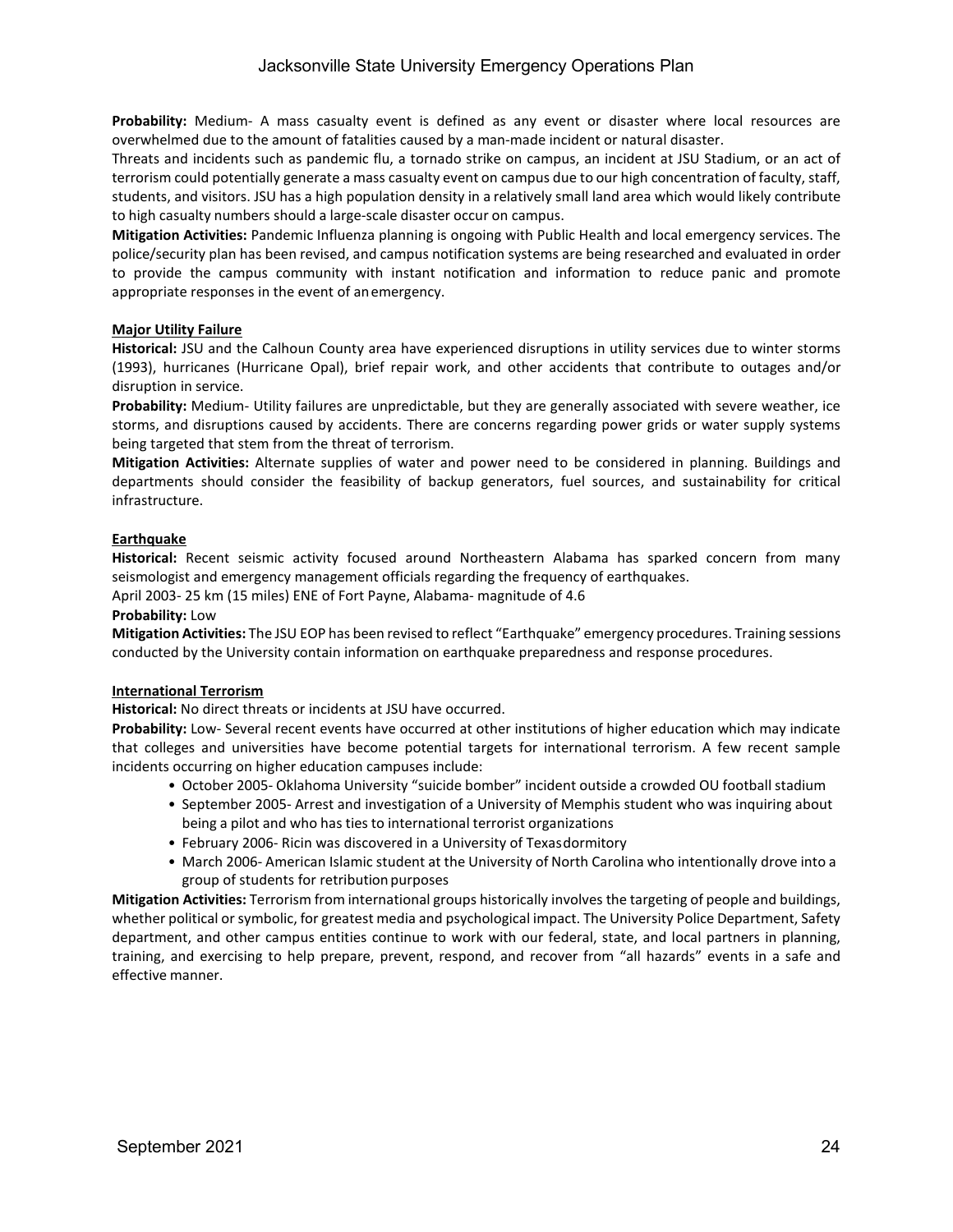**Probability:** Medium- A mass casualty event is defined as any event or disaster where local resources are overwhelmed due to the amount of fatalities caused by a man-made incident or natural disaster.

Threats and incidents such as pandemic flu, a tornado strike on campus, an incident at JSU Stadium, or an act of terrorism could potentially generate a mass casualty event on campus due to our high concentration of faculty, staff, students, and visitors. JSU has a high population density in a relatively small land area which would likely contribute to high casualty numbers should a large-scale disaster occur on campus.

**Mitigation Activities:** Pandemic Influenza planning is ongoing with Public Health and local emergency services. The police/security plan has been revised, and campus notification systems are being researched and evaluated in order to provide the campus community with instant notification and information to reduce panic and promote appropriate responses in the event of an emergency.

**Major Utility Failure**

**Historical:** JSU and the Calhoun County area have experienced disruptions in utility services due to winter storms (1993), hurricanes (Hurricane Opal), brief repair work, and other accidents that contribute to outages and/or disruption in service.

**Probability:** Medium- Utility failures are unpredictable, but they are generally associated with severe weather, ice storms, and disruptions caused by accidents. There are concerns regarding power grids or water supply systems being targeted that stem from the threat of terrorism.

**Mitigation Activities:** Alternate supplies of water and power need to be considered in planning. Buildings and departments should consider the feasibility of backup generators, fuel sources, and sustainability for critical infrastructure.

**Earthquake**

**Historical:** Recent seismic activity focused around Northeastern Alabama has sparked concern from many seismologist and emergency management officials regarding the frequency of earthquakes.

April 2003- 25 km (15 miles) ENE of Fort Payne, Alabama- magnitude of 4.6

**Probability:** Low

**Mitigation Activities:** The JSU EOP has been revised to reflect "Earthquake" emergency procedures. Training sessions conducted by the University contain information on earthquake preparedness and response procedures.

**International Terrorism**

**Historical:** No direct threats or incidents at JSU have occurred.

**Probability:** Low- Several recent events have occurred at other institutions of higher education which may indicate that colleges and universities have become potential targets for international terrorism. A few recent sample incidents occurring on higher education campuses include:

- October 2005- Oklahoma University "suicide bomber" incident outside a crowded OU football stadium
- September 2005- Arrest and investigation of a University of Memphis student who was inquiring about being a pilot and who has ties to international terrorist organizations
- February 2006- Ricin was discovered in a University of Texas dormitory
- March 2006- American Islamic student at the University of North Carolina who intentionally drove into a group of students for retribution purposes

**Mitigation Activities:** Terrorism from international groups historically involves the targeting of people and buildings, whether political or symbolic, for greatest media and psychological impact. The University Police Department, Safety department, and other campus entities continue to work with our federal, state, and local partners in planning, training, and exercising to help prepare, prevent, respond, and recover from "all hazards" events in a safe and effective manner.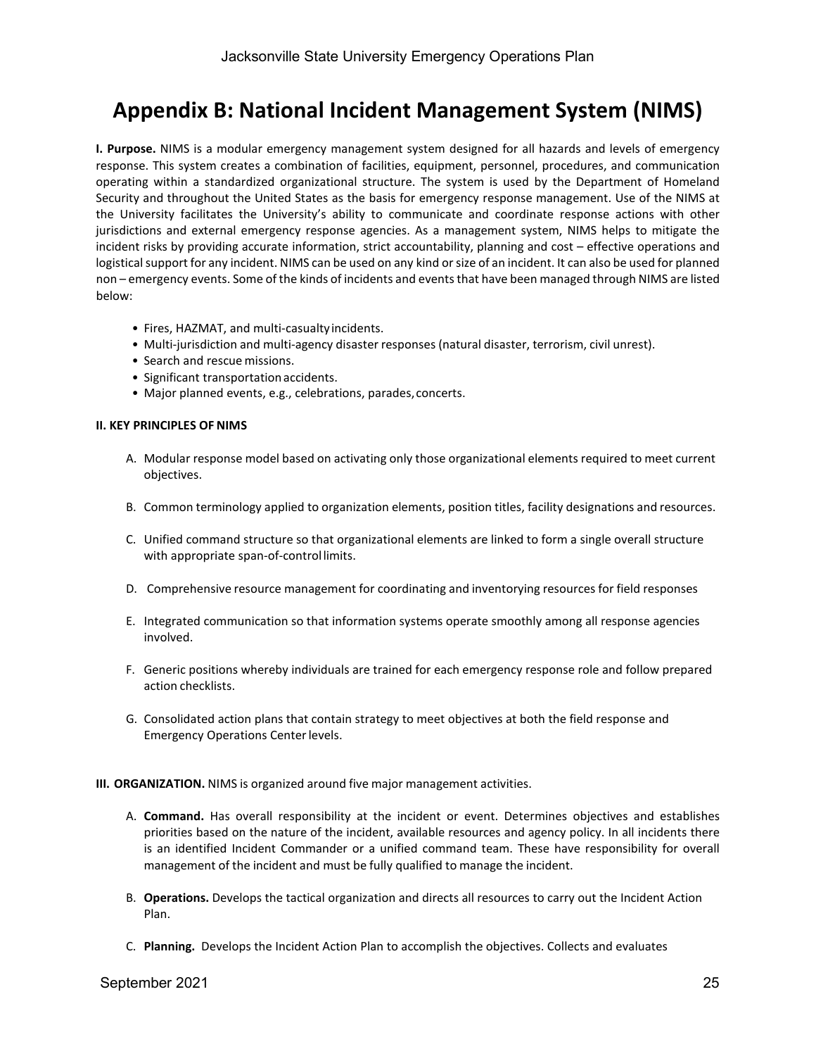# Appendix B: National Incident Management System (NIMS)

**I. Purpose.** NIMS is a modular emergency management system designed for all hazards and levels of emergency response. This system creates a combination of facilities, equipment, personnel, procedures, and communication operating within a standardized organizational structure. The system is used by the Department of Homeland Security and throughout the United States as the basis for emergency response management. Use of the NIMS at the University facilitates the University's ability to communicate and coordinate response actions with other jurisdictions and external emergency response agencies. As a management system, NIMS helps to mitigate the incident risks by providing accurate information, strict accountability, planning and cost – effective operations and logistical support for any incident. NIMS can be used on any kind or size of an incident. It can also be used for planned non – emergency events. Some of the kinds of incidents and events that have been managed through NIMS are listed below:

- Fires, HAZMAT, and multi-casualty incidents.
- Multi-jurisdiction and multi-agency disaster responses (natural disaster, terrorism, civil unrest).
- Search and rescue missions.
- Significant transportation accidents.
- Major planned events, e.g., celebrations, parades, concerts.

**II. KEY PRINCIPLES OF NIMS**

A. Modular response model based on activating only those organizational elements required to meet current objectives.

B. Common terminology applied to organization elements, position titles, facility designations and resources.

C. Unified command structure so that organizational elements are linked to form a single overall structure with appropriate span-of-control limits.

D. Comprehensive resource management for coordinating and inventorying resources for field responses

E. Integrated communication so that information systems operate smoothly among all response agencies involved.

F. Generic positions whereby individuals are trained for each emergency response role and follow prepared action checklists.

G. Consolidated action plans that contain strategy to meet objectives at both the field response and Emergency Operations Center levels.

**III. ORGANIZATION.** NIMS is organized around five major management activities.

A. **Command.** Has overall responsibility at the incident or event. Determines objectives and establishes priorities based on the nature of the incident, available resources and agency policy. In all incidents there is an identified Incident Commander or a unified command team. These have responsibility for overall management of the incident and must be fully qualified to manage the incident.

B. **Operations.** Develops the tactical organization and directs all resources to carry out the Incident Action Plan.

C. **Planning.** Develops the Incident Action Plan to accomplish the objectives. Collects and evaluates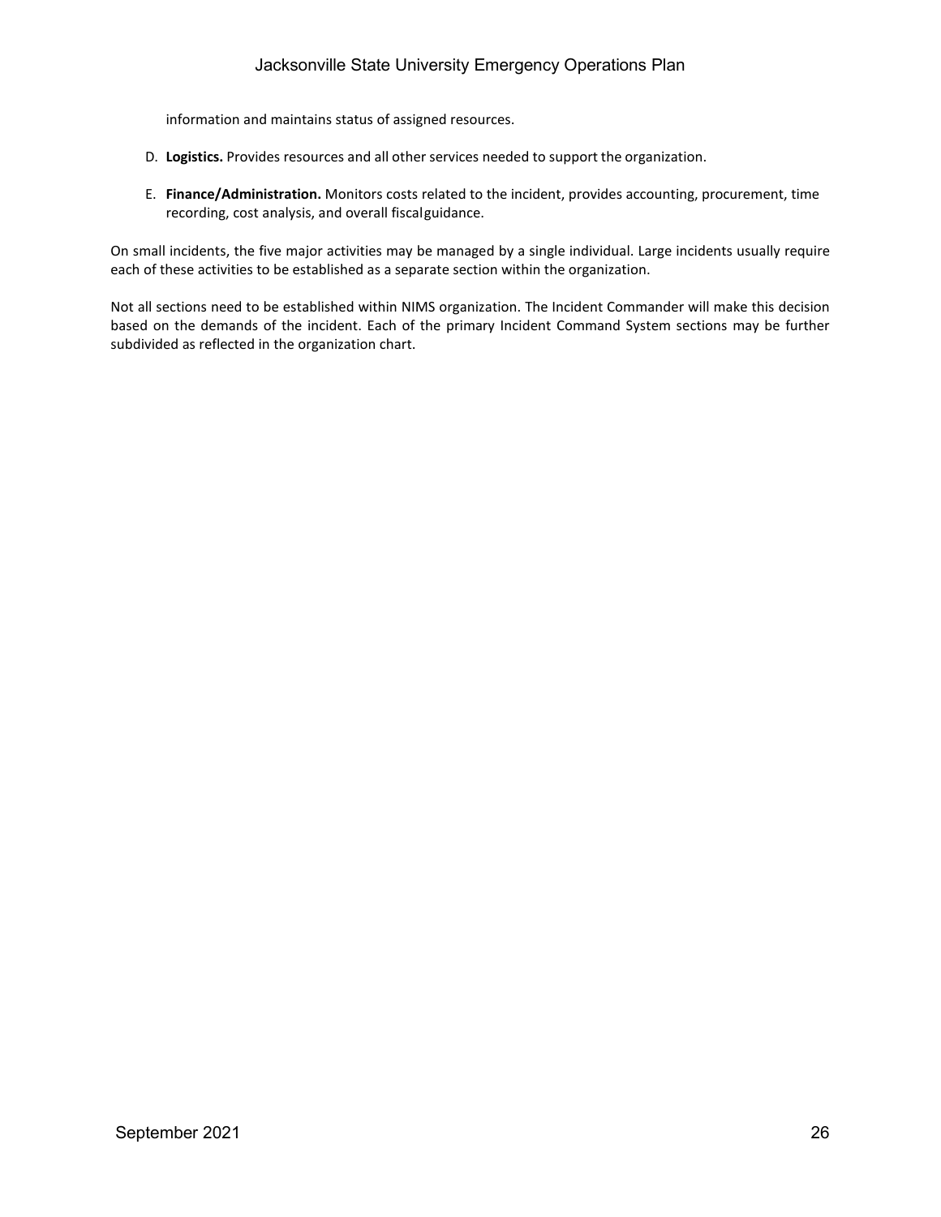information and maintains status of assigned resources.

D. **Logistics.** Provides resources and all other services needed to support the organization.

E. **Finance/Administration.** Monitors costs related to the incident, provides accounting, procurement, time recording, cost analysis, and overall fiscalguidance.

On small incidents, the five major activities may be managed by a single individual. Large incidents usually require each of these activities to be established as a separate section within the organization.

Not all sections need to be established within NIMS organization. The Incident Commander will make this decision based on the demands of the incident. Each of the primary Incident Command System sections may be further subdivided as reflected in the organization chart.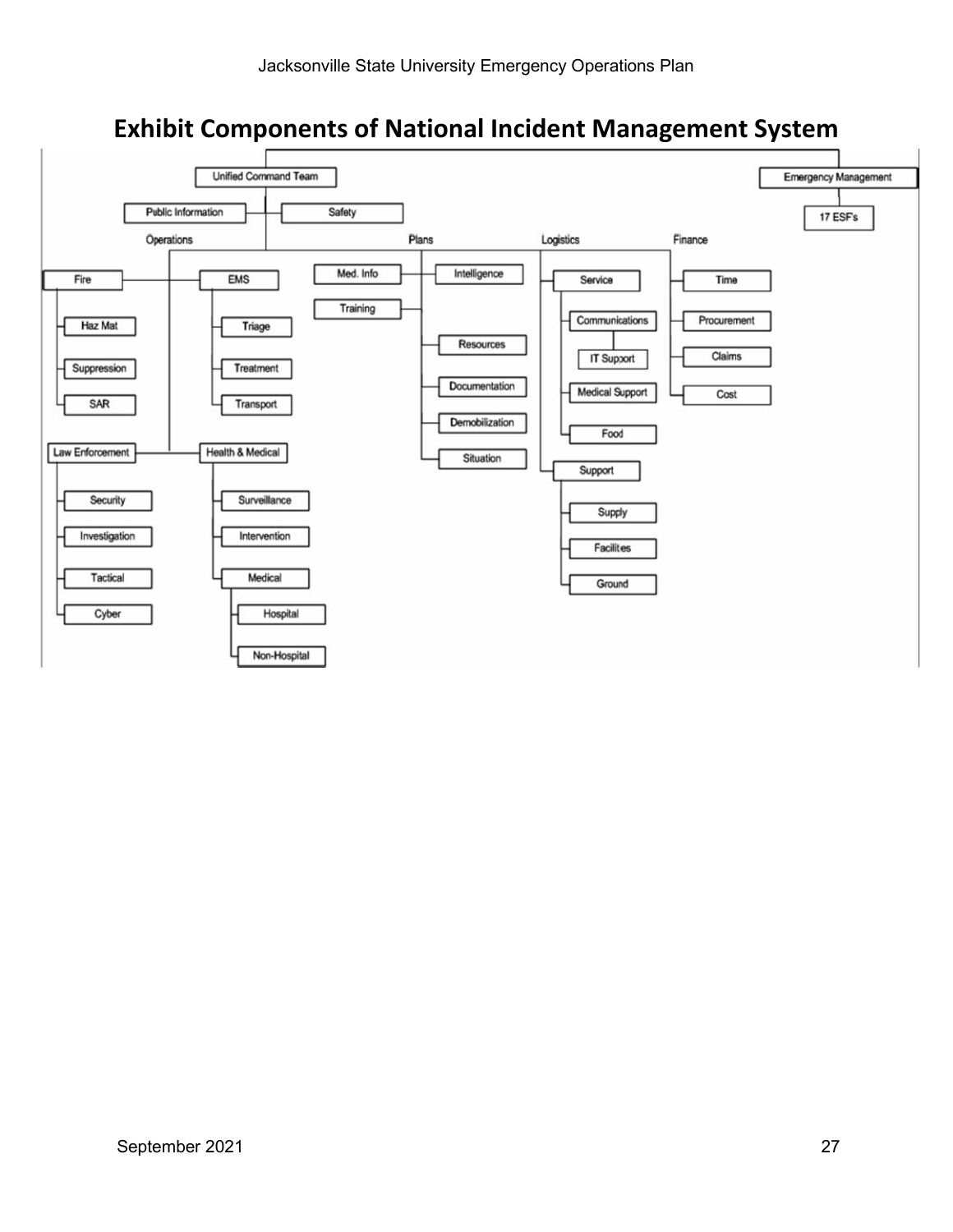# Exhibit Components of National Incident Management System

- Unified Command Team
  - Public Information
  - Safety
  - Operations
    - Fire
      - Haz Mat
      - Suppression
      - SAR
    - EMS
      - Triage
      - Treatment
      - Transport
    - Law Enforcement
      - Security
      - Investigation
      - Tactical
      - Cyber
    - Health & Medical
      - Surveillance
      - Intervention
      - Medical
        - Hospital
        - Non-Hospital
  - Plans
    - Med. Info
    - Intelligence
    - Training
    - Resources
    - Documentation
    - Demobilization
    - Situation
  - Logistics
    - Service
      - Communications
        - IT Support
      - Medical Support
      - Food
    - Support
      - Supply
      - Facilites
      - Ground
  - Finance
    - Time
    - Procurement
    - Claims
    - Cost
- Emergency Management
  - 17 ESFs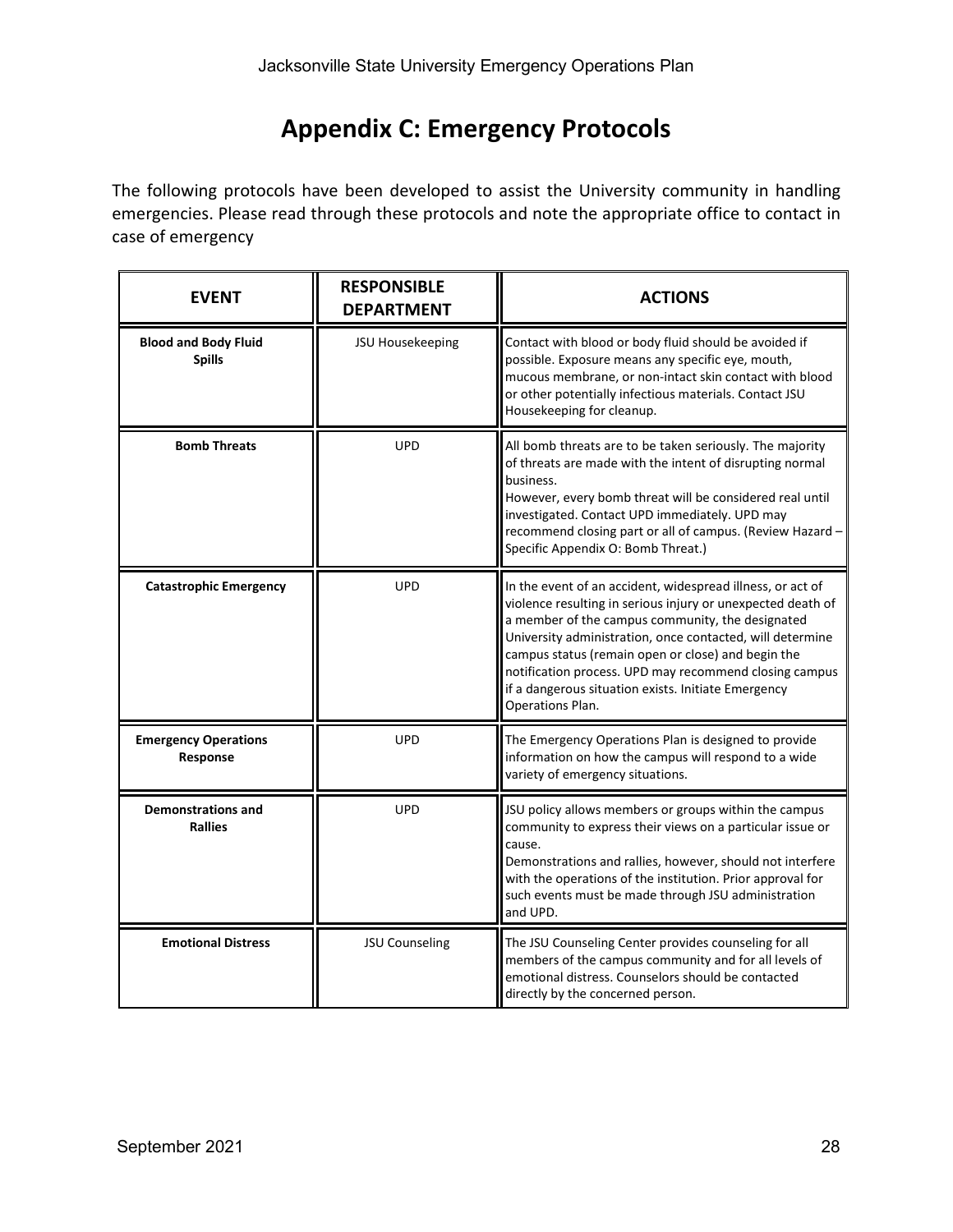# Appendix C: Emergency Protocols

The following protocols have been developed to assist the University community in handling emergencies. Please read through these protocols and note the appropriate office to contact in case of emergency

| EVENT | RESPONSIBLE DEPARTMENT | ACTIONS |
|---|---|---|
| **Blood and Body Fluid Spills** | JSU Housekeeping | Contact with blood or body fluid should be avoided if possible. Exposure means any specific eye, mouth, mucous membrane, or non-intact skin contact with blood or other potentially infectious materials. Contact JSU Housekeeping for cleanup. |
| **Bomb Threats** | UPD | All bomb threats are to be taken seriously. The majority of threats are made with the intent of disrupting normal business.<br>However, every bomb threat will be considered real until investigated. Contact UPD immediately. UPD may recommend closing part or all of campus. (Review Hazard – Specific Appendix O: Bomb Threat.) |
| **Catastrophic Emergency** | UPD | In the event of an accident, widespread illness, or act of violence resulting in serious injury or unexpected death of a member of the campus community, the designated University administration, once contacted, will determine campus status (remain open or close) and begin the notification process. UPD may recommend closing campus if a dangerous situation exists. Initiate Emergency Operations Plan. |
| **Emergency Operations Response** | UPD | The Emergency Operations Plan is designed to provide information on how the campus will respond to a wide variety of emergency situations. |
| **Demonstrations and Rallies** | UPD | JSU policy allows members or groups within the campus community to express their views on a particular issue or cause.<br>Demonstrations and rallies, however, should not interfere with the operations of the institution. Prior approval for such events must be made through JSU administration and UPD. |
| **Emotional Distress** | JSU Counseling | The JSU Counseling Center provides counseling for all members of the campus community and for all levels of emotional distress. Counselors should be contacted directly by the concerned person. |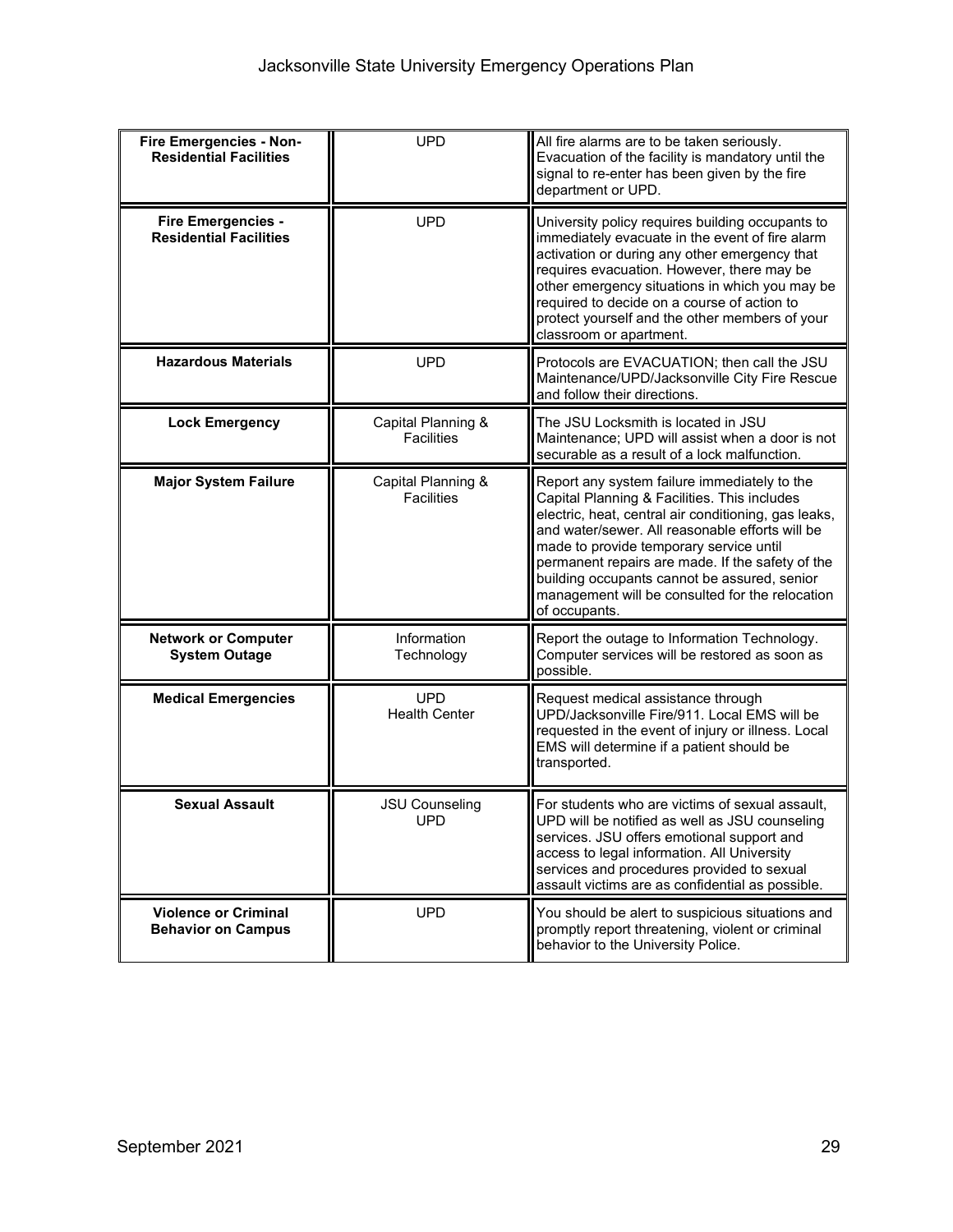| **Fire Emergencies - Non-Residential Facilities** | UPD | All fire alarms are to be taken seriously. Evacuation of the facility is mandatory until the signal to re-enter has been given by the fire department or UPD. |
|---|---|---|
| **Fire Emergencies - Residential Facilities** | UPD | University policy requires building occupants to immediately evacuate in the event of fire alarm activation or during any other emergency that requires evacuation. However, there may be other emergency situations in which you may be required to decide on a course of action to protect yourself and the other members of your classroom or apartment. |
| **Hazardous Materials** | UPD | Protocols are EVACUATION; then call the JSU Maintenance/UPD/Jacksonville City Fire Rescue and follow their directions. |
| **Lock Emergency** | Capital Planning & Facilities | The JSU Locksmith is located in JSU Maintenance; UPD will assist when a door is not securable as a result of a lock malfunction. |
| **Major System Failure** | Capital Planning & Facilities | Report any system failure immediately to the Capital Planning & Facilities. This includes electric, heat, central air conditioning, gas leaks, and water/sewer. All reasonable efforts will be made to provide temporary service until permanent repairs are made. If the safety of the building occupants cannot be assured, senior management will be consulted for the relocation of occupants. |
| **Network or Computer System Outage** | Information Technology | Report the outage to Information Technology. Computer services will be restored as soon as possible. |
| **Medical Emergencies** | UPD<br>Health Center | Request medical assistance through UPD/Jacksonville Fire/911. Local EMS will be requested in the event of injury or illness. Local EMS will determine if a patient should be transported. |
| **Sexual Assault** | JSU Counseling<br>UPD | For students who are victims of sexual assault, UPD will be notified as well as JSU counseling services. JSU offers emotional support and access to legal information. All University services and procedures provided to sexual assault victims are as confidential as possible. |
| **Violence or Criminal Behavior on Campus** | UPD | You should be alert to suspicious situations and promptly report threatening, violent or criminal behavior to the University Police. |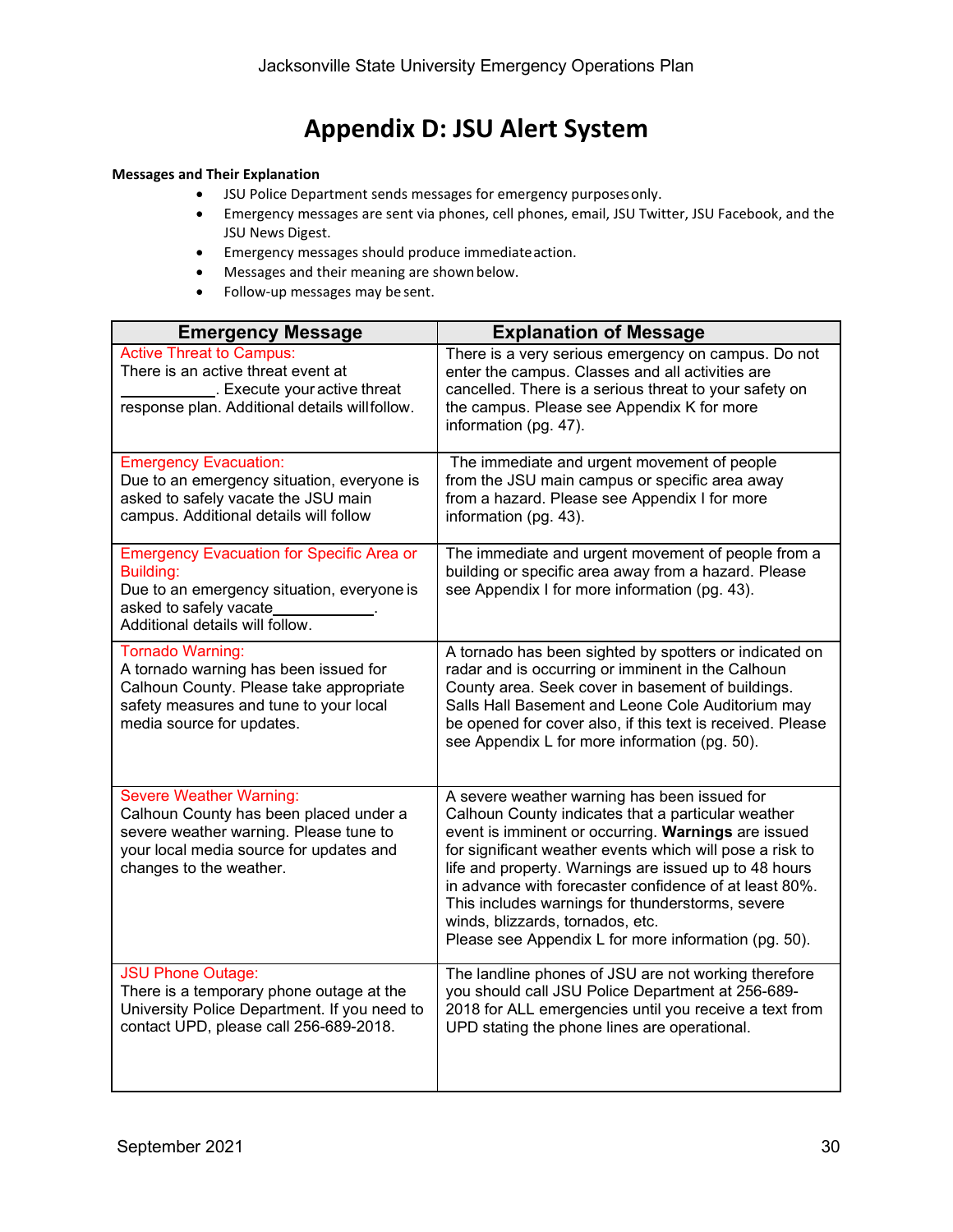# Appendix D: JSU Alert System

**Messages and Their Explanation**

- JSU Police Department sends messages for emergency purposes only.
- Emergency messages are sent via phones, cell phones, email, JSU Twitter, JSU Facebook, and the JSU News Digest.
- Emergency messages should produce immediate action.
- Messages and their meaning are shown below.
- Follow-up messages may be sent.

| Emergency Message | Explanation of Message |
|---|---|
| Active Threat to Campus:<br>There is an active threat event at ___________. Execute your active threat response plan. Additional details will follow. | There is a very serious emergency on campus. Do not enter the campus. Classes and all activities are cancelled. There is a serious threat to your safety on the campus. Please see Appendix K for more information (pg. 47). |
| Emergency Evacuation:<br>Due to an emergency situation, everyone is asked to safely vacate the JSU main campus. Additional details will follow | The immediate and urgent movement of people from the JSU main campus or specific area away from a hazard. Please see Appendix I for more information (pg. 43). |
| Emergency Evacuation for Specific Area or Building:<br>Due to an emergency situation, everyone is asked to safely vacate____________.<br>Additional details will follow. | The immediate and urgent movement of people from a building or specific area away from a hazard. Please see Appendix I for more information (pg. 43). |
| Tornado Warning:<br>A tornado warning has been issued for Calhoun County. Please take appropriate safety measures and tune to your local media source for updates. | A tornado has been sighted by spotters or indicated on radar and is occurring or imminent in the Calhoun County area. Seek cover in basement of buildings. Salls Hall Basement and Leone Cole Auditorium may be opened for cover also, if this text is received. Please see Appendix L for more information (pg. 50). |
| Severe Weather Warning:<br>Calhoun County has been placed under a severe weather warning. Please tune to your local media source for updates and changes to the weather. | A severe weather warning has been issued for Calhoun County indicates that a particular weather event is imminent or occurring. **Warnings** are issued for significant weather events which will pose a risk to life and property. Warnings are issued up to 48 hours in advance with forecaster confidence of at least 80%. This includes warnings for thunderstorms, severe winds, blizzards, tornados, etc.<br>Please see Appendix L for more information (pg. 50). |
| JSU Phone Outage:<br>There is a temporary phone outage at the University Police Department. If you need to contact UPD, please call 256-689-2018. | The landline phones of JSU are not working therefore you should call JSU Police Department at 256-689-2018 for ALL emergencies until you receive a text from UPD stating the phone lines are operational. |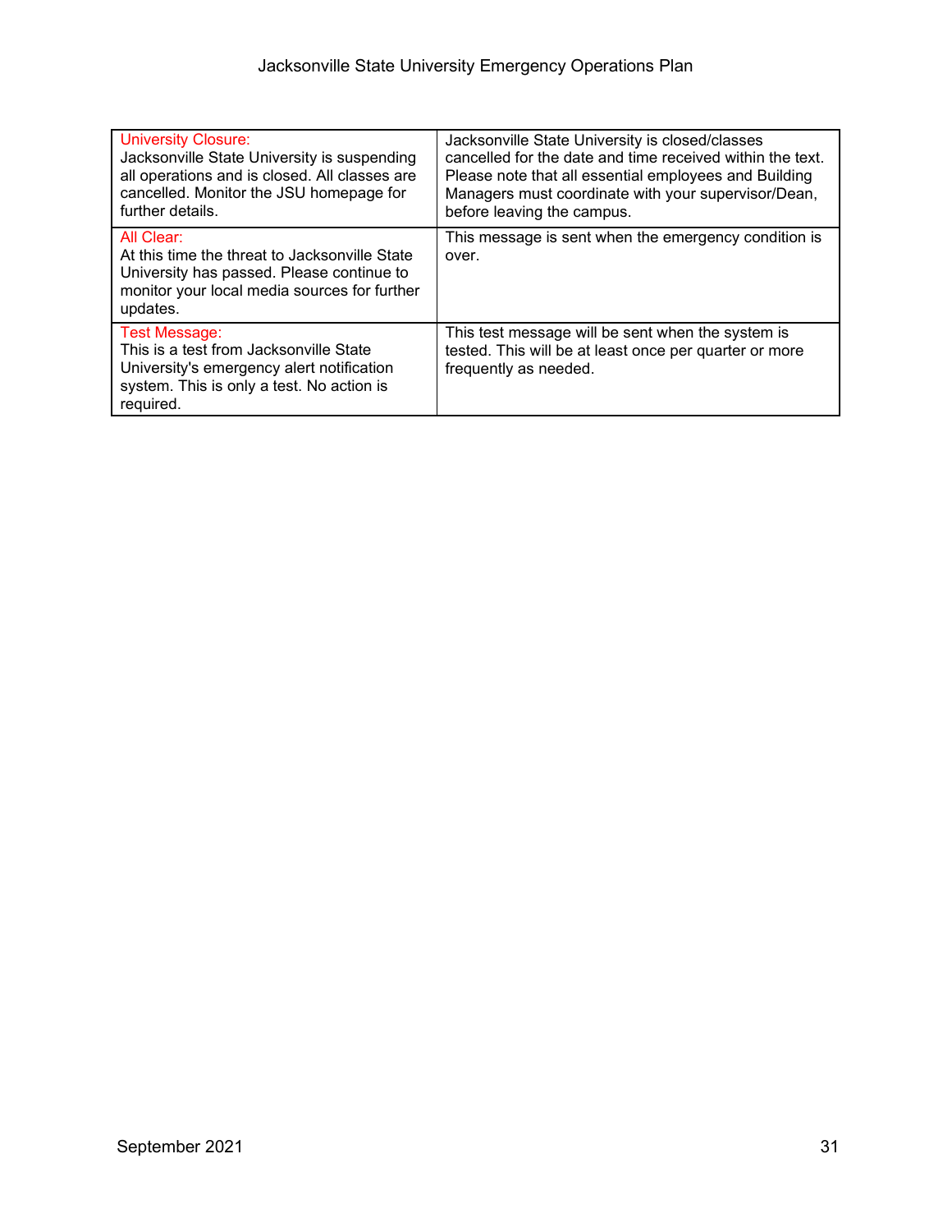| | |
|---|---|
| University Closure:<br>Jacksonville State University is suspending all operations and is closed. All classes are cancelled. Monitor the JSU homepage for further details. | Jacksonville State University is closed/classes cancelled for the date and time received within the text. Please note that all essential employees and Building Managers must coordinate with your supervisor/Dean, before leaving the campus. |
| All Clear:<br>At this time the threat to Jacksonville State University has passed. Please continue to monitor your local media sources for further updates. | This message is sent when the emergency condition is over. |
| Test Message:<br>This is a test from Jacksonville State University's emergency alert notification system. This is only a test. No action is required. | This test message will be sent when the system is tested. This will be at least once per quarter or more frequently as needed. |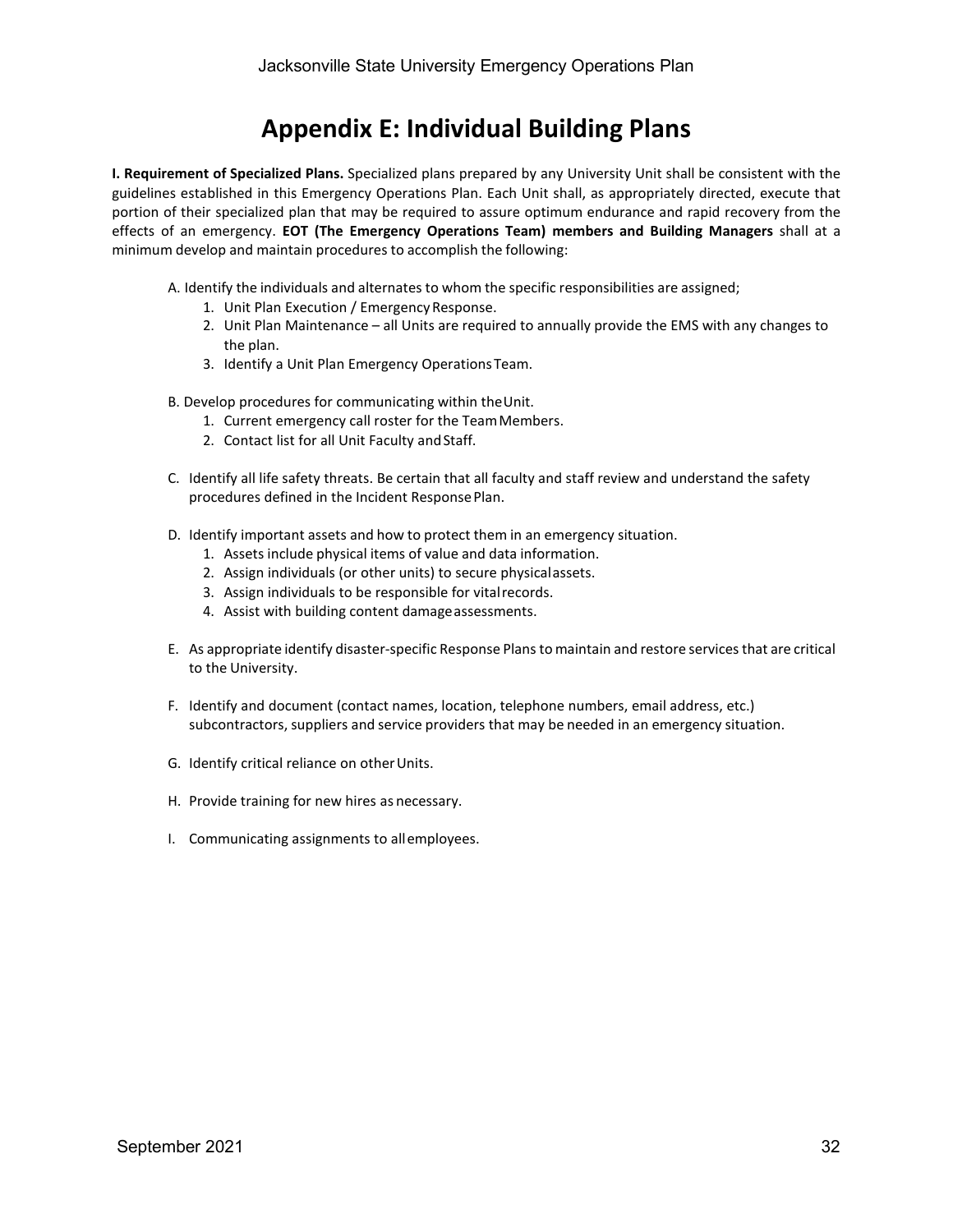# Appendix E: Individual Building Plans

**I. Requirement of Specialized Plans.** Specialized plans prepared by any University Unit shall be consistent with the guidelines established in this Emergency Operations Plan. Each Unit shall, as appropriately directed, execute that portion of their specialized plan that may be required to assure optimum endurance and rapid recovery from the effects of an emergency. **EOT (The Emergency Operations Team) members and Building Managers** shall at a minimum develop and maintain procedures to accomplish the following:

A. Identify the individuals and alternates to whom the specific responsibilities are assigned;
   1. Unit Plan Execution / Emergency Response.
   2. Unit Plan Maintenance – all Units are required to annually provide the EMS with any changes to the plan.
   3. Identify a Unit Plan Emergency Operations Team.

B. Develop procedures for communicating within the Unit.
   1. Current emergency call roster for the Team Members.
   2. Contact list for all Unit Faculty and Staff.

C. Identify all life safety threats. Be certain that all faculty and staff review and understand the safety procedures defined in the Incident Response Plan.

D. Identify important assets and how to protect them in an emergency situation.
   1. Assets include physical items of value and data information.
   2. Assign individuals (or other units) to secure physical assets.
   3. Assign individuals to be responsible for vital records.
   4. Assist with building content damage assessments.

E. As appropriate identify disaster-specific Response Plans to maintain and restore services that are critical to the University.

F. Identify and document (contact names, location, telephone numbers, email address, etc.) subcontractors, suppliers and service providers that may be needed in an emergency situation.

G. Identify critical reliance on other Units.

H. Provide training for new hires as necessary.

I. Communicating assignments to all employees.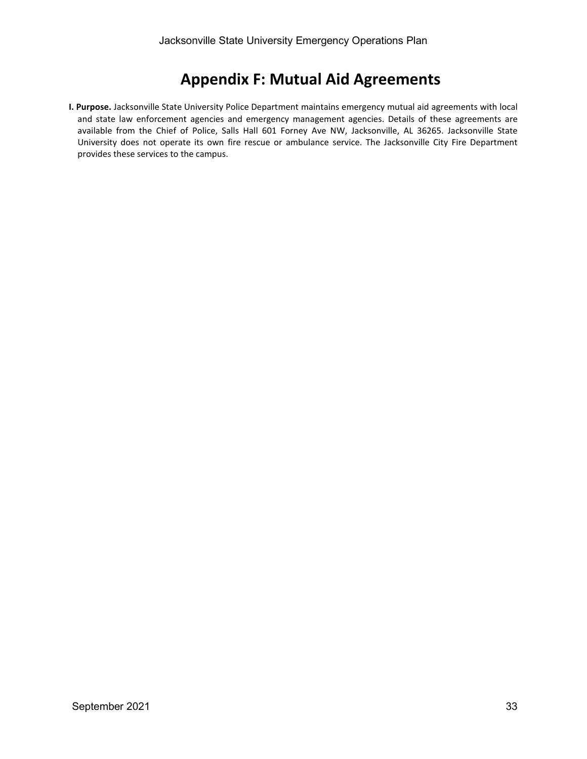# Appendix F: Mutual Aid Agreements

**I. Purpose.** Jacksonville State University Police Department maintains emergency mutual aid agreements with local and state law enforcement agencies and emergency management agencies. Details of these agreements are available from the Chief of Police, Salls Hall 601 Forney Ave NW, Jacksonville, AL 36265. Jacksonville State University does not operate its own fire rescue or ambulance service. The Jacksonville City Fire Department provides these services to the campus.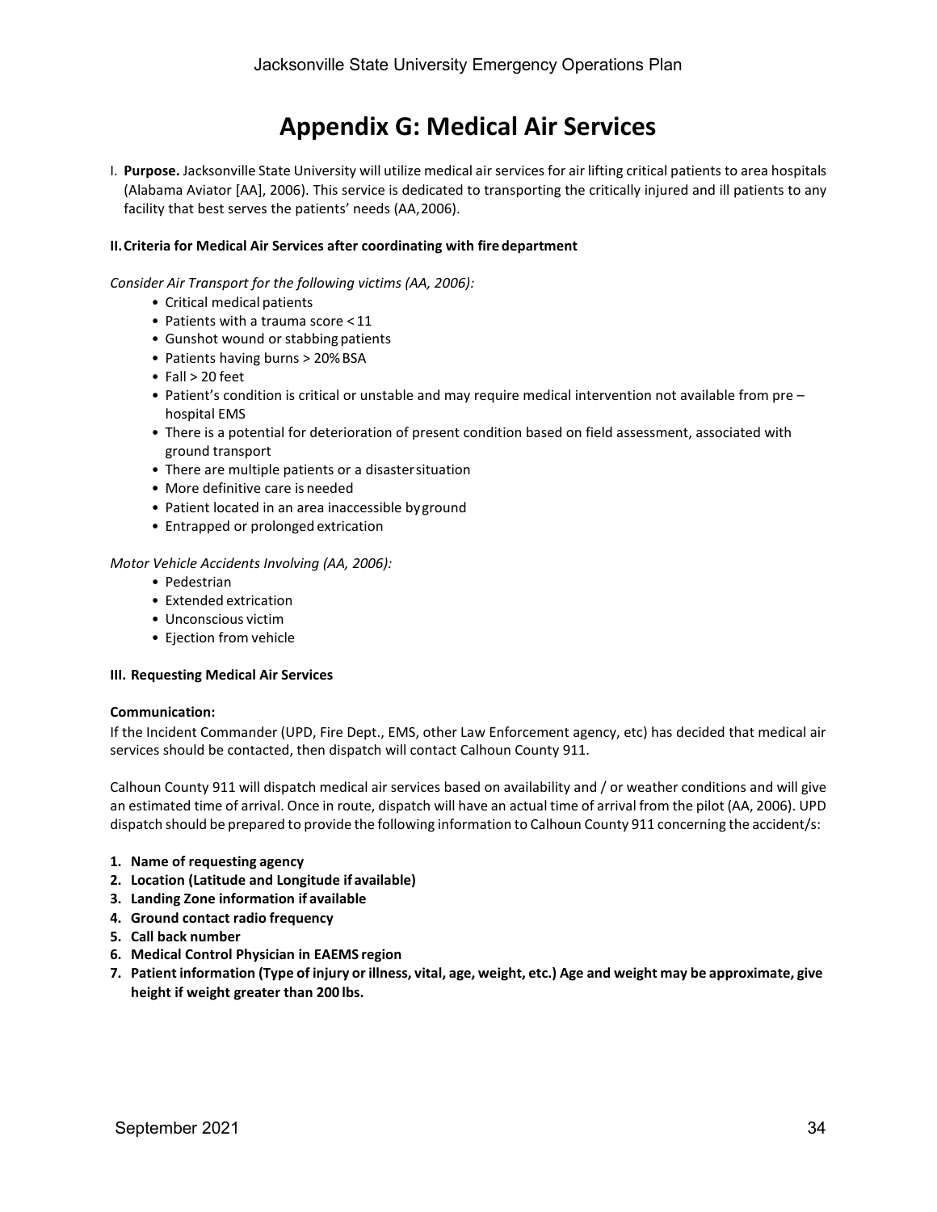# Appendix G: Medical Air Services

I. **Purpose.** Jacksonville State University will utilize medical air services for air lifting critical patients to area hospitals (Alabama Aviator [AA], 2006). This service is dedicated to transporting the critically injured and ill patients to any facility that best serves the patients' needs (AA, 2006).

**II. Criteria for Medical Air Services after coordinating with fire department**

*Consider Air Transport for the following victims (AA, 2006):*

- Critical medical patients
- Patients with a trauma score < 11
- Gunshot wound or stabbing patients
- Patients having burns > 20% BSA
- Fall > 20 feet
- Patient's condition is critical or unstable and may require medical intervention not available from pre – hospital EMS
- There is a potential for deterioration of present condition based on field assessment, associated with ground transport
- There are multiple patients or a disaster situation
- More definitive care is needed
- Patient located in an area inaccessible by ground
- Entrapped or prolonged extrication

*Motor Vehicle Accidents Involving (AA, 2006):*

- Pedestrian
- Extended extrication
- Unconscious victim
- Ejection from vehicle

**III. Requesting Medical Air Services**

**Communication:**

If the Incident Commander (UPD, Fire Dept., EMS, other Law Enforcement agency, etc) has decided that medical air services should be contacted, then dispatch will contact Calhoun County 911.

Calhoun County 911 will dispatch medical air services based on availability and / or weather conditions and will give an estimated time of arrival. Once in route, dispatch will have an actual time of arrival from the pilot (AA, 2006). UPD dispatch should be prepared to provide the following information to Calhoun County 911 concerning the accident/s:

1. **Name of requesting agency**
2. **Location (Latitude and Longitude if available)**
3. **Landing Zone information if available**
4. **Ground contact radio frequency**
5. **Call back number**
6. **Medical Control Physician in EAEMS region**
7. **Patient information (Type of injury or illness, vital, age, weight, etc.) Age and weight may be approximate, give height if weight greater than 200 lbs.**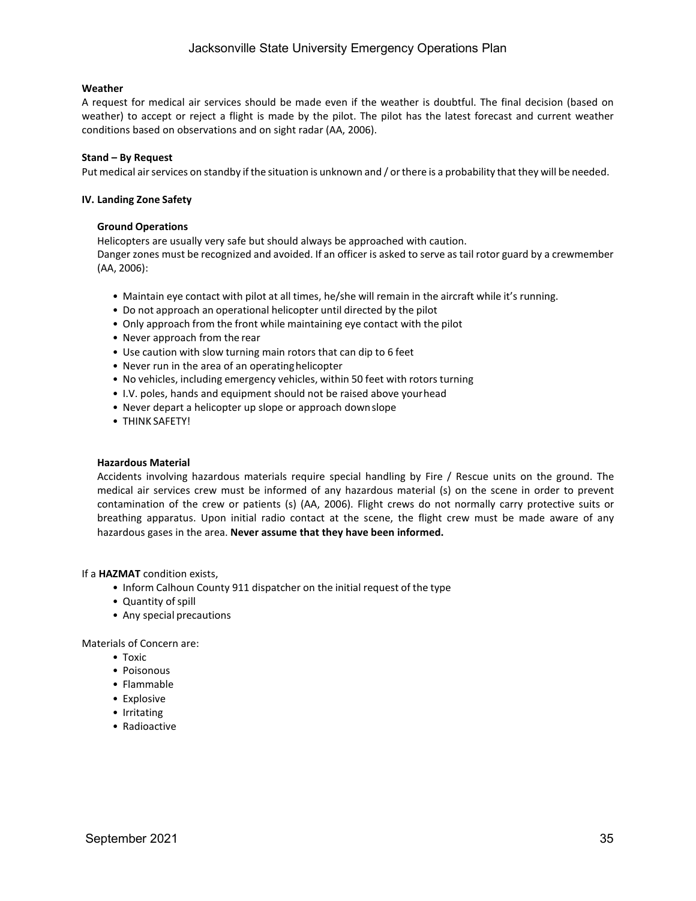**Weather**

A request for medical air services should be made even if the weather is doubtful. The final decision (based on weather) to accept or reject a flight is made by the pilot. The pilot has the latest forecast and current weather conditions based on observations and on sight radar (AA, 2006).

**Stand – By Request**

Put medical air services on standby if the situation is unknown and / or there is a probability that they will be needed.

**IV. Landing Zone Safety**

**Ground Operations**

Helicopters are usually very safe but should always be approached with caution.
Danger zones must be recognized and avoided. If an officer is asked to serve as tail rotor guard by a crewmember (AA, 2006):

- Maintain eye contact with pilot at all times, he/she will remain in the aircraft while it's running.
- Do not approach an operational helicopter until directed by the pilot
- Only approach from the front while maintaining eye contact with the pilot
- Never approach from the rear
- Use caution with slow turning main rotors that can dip to 6 feet
- Never run in the area of an operating helicopter
- No vehicles, including emergency vehicles, within 50 feet with rotors turning
- I.V. poles, hands and equipment should not be raised above your head
- Never depart a helicopter up slope or approach down slope
- THINK SAFETY!

**Hazardous Material**

Accidents involving hazardous materials require special handling by Fire / Rescue units on the ground. The medical air services crew must be informed of any hazardous material (s) on the scene in order to prevent contamination of the crew or patients (s) (AA, 2006). Flight crews do not normally carry protective suits or breathing apparatus. Upon initial radio contact at the scene, the flight crew must be made aware of any hazardous gases in the area. **Never assume that they have been informed.**

If a **HAZMAT** condition exists,

- Inform Calhoun County 911 dispatcher on the initial request of the type
- Quantity of spill
- Any special precautions

Materials of Concern are:

- Toxic
- Poisonous
- Flammable
- Explosive
- Irritating
- Radioactive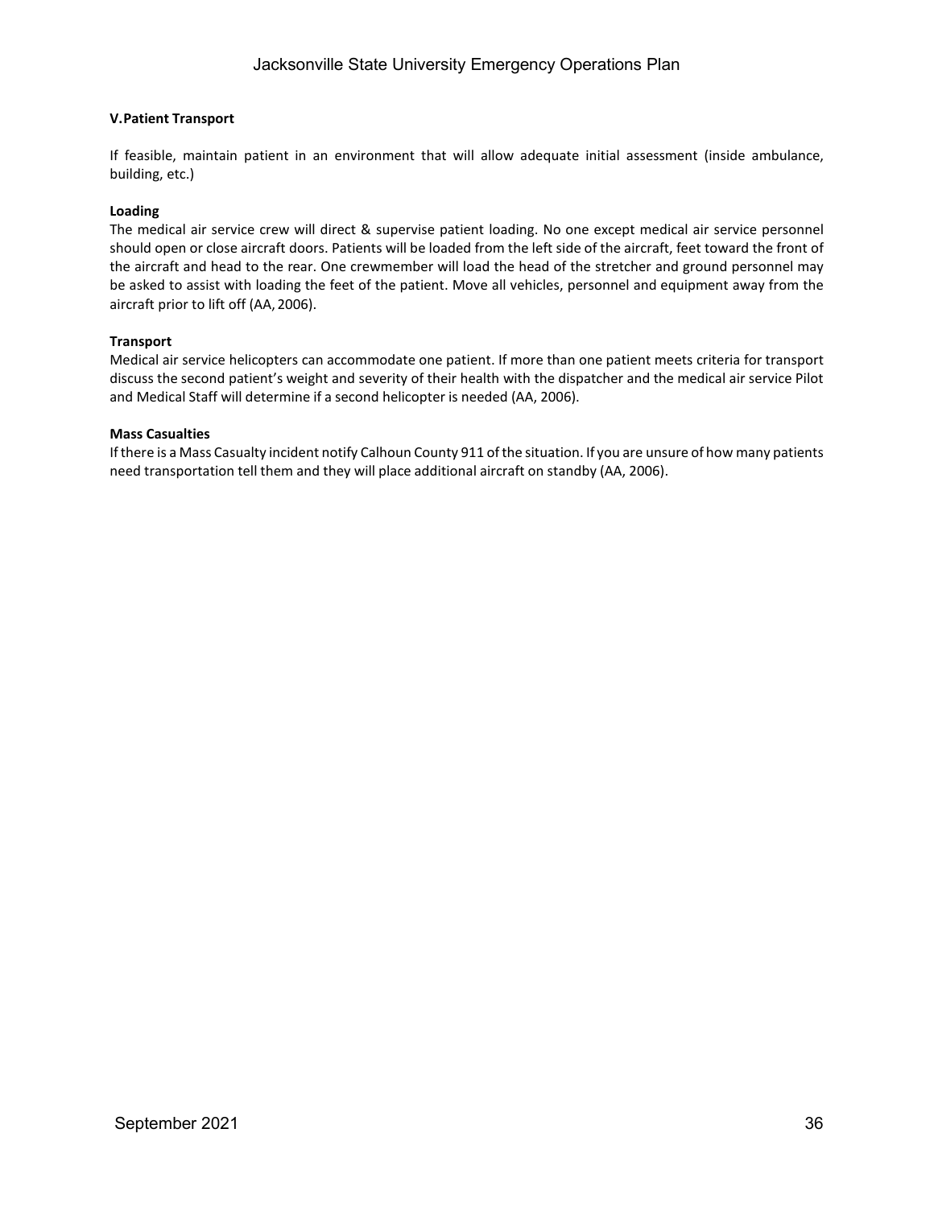### V. Patient Transport

If feasible, maintain patient in an environment that will allow adequate initial assessment (inside ambulance, building, etc.)

#### Loading

The medical air service crew will direct & supervise patient loading. No one except medical air service personnel should open or close aircraft doors. Patients will be loaded from the left side of the aircraft, feet toward the front of the aircraft and head to the rear. One crewmember will load the head of the stretcher and ground personnel may be asked to assist with loading the feet of the patient. Move all vehicles, personnel and equipment away from the aircraft prior to lift off (AA, 2006).

#### Transport

Medical air service helicopters can accommodate one patient. If more than one patient meets criteria for transport discuss the second patient's weight and severity of their health with the dispatcher and the medical air service Pilot and Medical Staff will determine if a second helicopter is needed (AA, 2006).

#### Mass Casualties

If there is a Mass Casualty incident notify Calhoun County 911 of the situation. If you are unsure of how many patients need transportation tell them and they will place additional aircraft on standby (AA, 2006).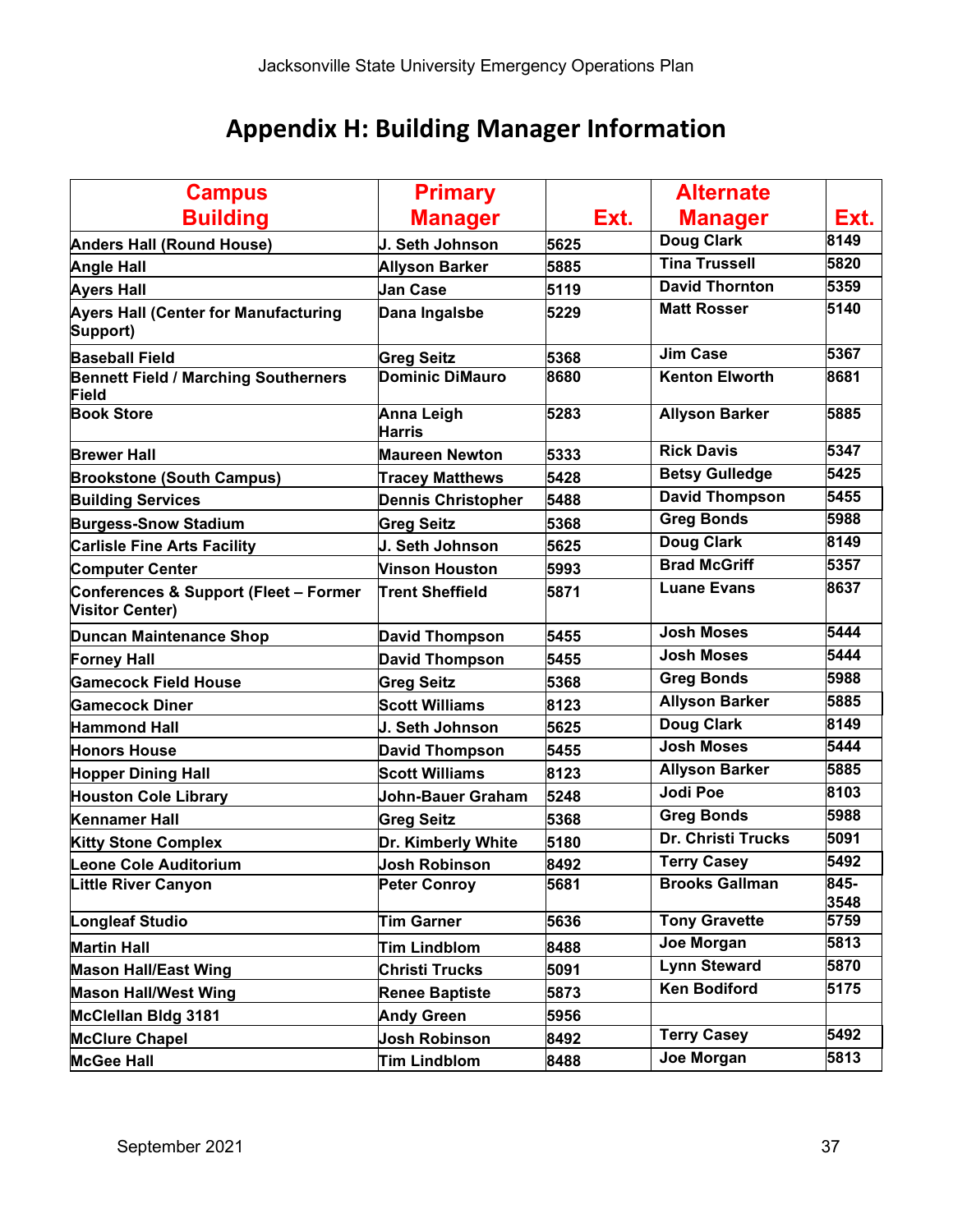# Appendix H: Building Manager Information

| Campus Building | Primary Manager | Ext. | Alternate Manager | Ext. |
|---|---|---|---|---|
| Anders Hall (Round House) | J. Seth Johnson | 5625 | Doug Clark | 8149 |
| Angle Hall | Allyson Barker | 5885 | Tina Trussell | 5820 |
| Ayers Hall | Jan Case | 5119 | David Thornton | 5359 |
| Ayers Hall (Center for Manufacturing Support) | Dana Ingalsbe | 5229 | Matt Rosser | 5140 |
| Baseball Field | Greg Seitz | 5368 | Jim Case | 5367 |
| Bennett Field / Marching Southerners Field | Dominic DiMauro | 8680 | Kenton Elworth | 8681 |
| Book Store | Anna Leigh Harris | 5283 | Allyson Barker | 5885 |
| Brewer Hall | Maureen Newton | 5333 | Rick Davis | 5347 |
| Brookstone (South Campus) | Tracey Matthews | 5428 | Betsy Gulledge | 5425 |
| Building Services | Dennis Christopher | 5488 | David Thompson | 5455 |
| Burgess-Snow Stadium | Greg Seitz | 5368 | Greg Bonds | 5988 |
| Carlisle Fine Arts Facility | J. Seth Johnson | 5625 | Doug Clark | 8149 |
| Computer Center | Vinson Houston | 5993 | Brad McGriff | 5357 |
| Conferences & Support (Fleet – Former Visitor Center) | Trent Sheffield | 5871 | Luane Evans | 8637 |
| Duncan Maintenance Shop | David Thompson | 5455 | Josh Moses | 5444 |
| Forney Hall | David Thompson | 5455 | Josh Moses | 5444 |
| Gamecock Field House | Greg Seitz | 5368 | Greg Bonds | 5988 |
| Gamecock Diner | Scott Williams | 8123 | Allyson Barker | 5885 |
| Hammond Hall | J. Seth Johnson | 5625 | Doug Clark | 8149 |
| Honors House | David Thompson | 5455 | Josh Moses | 5444 |
| Hopper Dining Hall | Scott Williams | 8123 | Allyson Barker | 5885 |
| Houston Cole Library | John-Bauer Graham | 5248 | Jodi Poe | 8103 |
| Kennamer Hall | Greg Seitz | 5368 | Greg Bonds | 5988 |
| Kitty Stone Complex | Dr. Kimberly White | 5180 | Dr. Christi Trucks | 5091 |
| Leone Cole Auditorium | Josh Robinson | 8492 | Terry Casey | 5492 |
| Little River Canyon | Peter Conroy | 5681 | Brooks Gallman | 845-3548 |
| Longleaf Studio | Tim Garner | 5636 | Tony Gravette | 5759 |
| Martin Hall | Tim Lindblom | 8488 | Joe Morgan | 5813 |
| Mason Hall/East Wing | Christi Trucks | 5091 | Lynn Steward | 5870 |
| Mason Hall/West Wing | Renee Baptiste | 5873 | Ken Bodiford | 5175 |
| McClellan Bldg 3181 | Andy Green | 5956 | | |
| McClure Chapel | Josh Robinson | 8492 | Terry Casey | 5492 |
| McGee Hall | Tim Lindblom | 8488 | Joe Morgan | 5813 |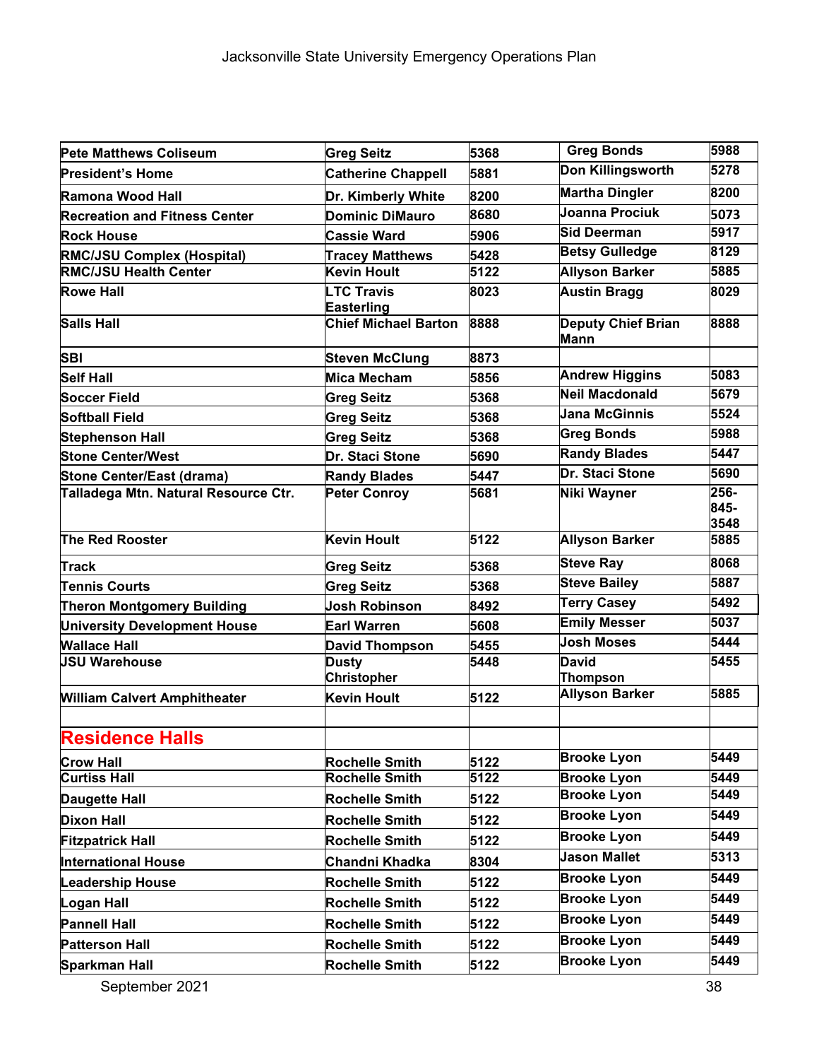| | | | | |
|---|---|---|---|---|
| **Pete Matthews Coliseum** | **Greg Seitz** | **5368** | **Greg Bonds** | **5988** |
| **President's Home** | **Catherine Chappell** | **5881** | **Don Killingsworth** | **5278** |
| **Ramona Wood Hall** | **Dr. Kimberly White** | **8200** | **Martha Dingler** | **8200** |
| **Recreation and Fitness Center** | **Dominic DiMauro** | **8680** | **Joanna Prociuk** | **5073** |
| **Rock House** | **Cassie Ward** | **5906** | **Sid Deerman** | **5917** |
| **RMC/JSU Complex (Hospital)** | **Tracey Matthews** | **5428** | **Betsy Gulledge** | **8129** |
| **RMC/JSU Health Center** | **Kevin Hoult** | **5122** | **Allyson Barker** | **5885** |
| **Rowe Hall** | **LTC Travis Easterling** | **8023** | **Austin Bragg** | **8029** |
| **Salls Hall** | **Chief Michael Barton** | **8888** | **Deputy Chief Brian Mann** | **8888** |
| **SBI** | **Steven McClung** | **8873** | | |
| **Self Hall** | **Mica Mecham** | **5856** | **Andrew Higgins** | **5083** |
| **Soccer Field** | **Greg Seitz** | **5368** | **Neil Macdonald** | **5679** |
| **Softball Field** | **Greg Seitz** | **5368** | **Jana McGinnis** | **5524** |
| **Stephenson Hall** | **Greg Seitz** | **5368** | **Greg Bonds** | **5988** |
| **Stone Center/West** | **Dr. Staci Stone** | **5690** | **Randy Blades** | **5447** |
| **Stone Center/East (drama)** | **Randy Blades** | **5447** | **Dr. Staci Stone** | **5690** |
| **Talladega Mtn. Natural Resource Ctr.** | **Peter Conroy** | **5681** | **Niki Wayner** | **256-845-3548** |
| **The Red Rooster** | **Kevin Hoult** | **5122** | **Allyson Barker** | **5885** |
| **Track** | **Greg Seitz** | **5368** | **Steve Ray** | **8068** |
| **Tennis Courts** | **Greg Seitz** | **5368** | **Steve Bailey** | **5887** |
| **Theron Montgomery Building** | **Josh Robinson** | **8492** | **Terry Casey** | **5492** |
| **University Development House** | **Earl Warren** | **5608** | **Emily Messer** | **5037** |
| **Wallace Hall** | **David Thompson** | **5455** | **Josh Moses** | **5444** |
| **JSU Warehouse** | **Dusty Christopher** | **5448** | **David Thompson** | **5455** |
| **William Calvert Amphitheater** | **Kevin Hoult** | **5122** | **Allyson Barker** | **5885** |
| | | | | |
| **Residence Halls** | | | | |
| **Crow Hall** | **Rochelle Smith** | **5122** | **Brooke Lyon** | **5449** |
| **Curtiss Hall** | **Rochelle Smith** | **5122** | **Brooke Lyon** | **5449** |
| **Daugette Hall** | **Rochelle Smith** | **5122** | **Brooke Lyon** | **5449** |
| **Dixon Hall** | **Rochelle Smith** | **5122** | **Brooke Lyon** | **5449** |
| **Fitzpatrick Hall** | **Rochelle Smith** | **5122** | **Brooke Lyon** | **5449** |
| **International House** | **Chandni Khadka** | **8304** | **Jason Mallet** | **5313** |
| **Leadership House** | **Rochelle Smith** | **5122** | **Brooke Lyon** | **5449** |
| **Logan Hall** | **Rochelle Smith** | **5122** | **Brooke Lyon** | **5449** |
| **Pannell Hall** | **Rochelle Smith** | **5122** | **Brooke Lyon** | **5449** |
| **Patterson Hall** | **Rochelle Smith** | **5122** | **Brooke Lyon** | **5449** |
| **Sparkman Hall** | **Rochelle Smith** | **5122** | **Brooke Lyon** | **5449** |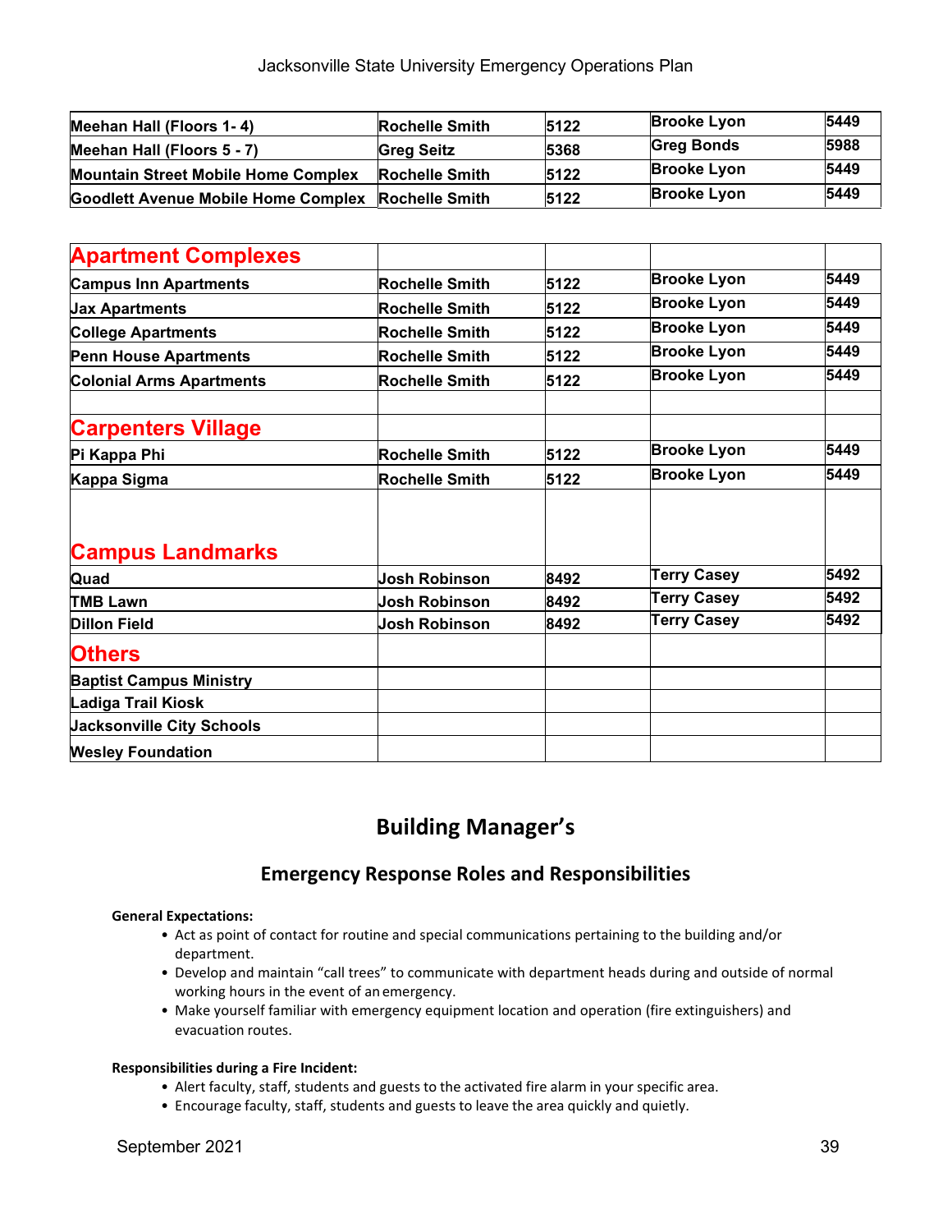| | | | | |
|---|---|---|---|---|
| **Meehan Hall (Floors 1- 4)** | **Rochelle Smith** | **5122** | **Brooke Lyon** | **5449** |
| **Meehan Hall (Floors 5 - 7)** | **Greg Seitz** | **5368** | **Greg Bonds** | **5988** |
| **Mountain Street Mobile Home Complex** | **Rochelle Smith** | **5122** | **Brooke Lyon** | **5449** |
| **Goodlett Avenue Mobile Home Complex** | **Rochelle Smith** | **5122** | **Brooke Lyon** | **5449** |

| **Apartment Complexes** | | | | |
|---|---|---|---|---|
| **Campus Inn Apartments** | **Rochelle Smith** | **5122** | **Brooke Lyon** | **5449** |
| **Jax Apartments** | **Rochelle Smith** | **5122** | **Brooke Lyon** | **5449** |
| **College Apartments** | **Rochelle Smith** | **5122** | **Brooke Lyon** | **5449** |
| **Penn House Apartments** | **Rochelle Smith** | **5122** | **Brooke Lyon** | **5449** |
| **Colonial Arms Apartments** | **Rochelle Smith** | **5122** | **Brooke Lyon** | **5449** |
| | | | | |
| **Carpenters Village** | | | | |
| **Pi Kappa Phi** | **Rochelle Smith** | **5122** | **Brooke Lyon** | **5449** |
| **Kappa Sigma** | **Rochelle Smith** | **5122** | **Brooke Lyon** | **5449** |
| **Campus Landmarks** | | | | |
| **Quad** | **Josh Robinson** | **8492** | **Terry Casey** | **5492** |
| **TMB Lawn** | **Josh Robinson** | **8492** | **Terry Casey** | **5492** |
| **Dillon Field** | **Josh Robinson** | **8492** | **Terry Casey** | **5492** |
| **Others** | | | | |
| **Baptist Campus Ministry** | | | | |
| **Ladiga Trail Kiosk** | | | | |
| **Jacksonville City Schools** | | | | |
| **Wesley Foundation** | | | | |

# Building Manager's

## Emergency Response Roles and Responsibilities

**General Expectations:**

- Act as point of contact for routine and special communications pertaining to the building and/or department.
- Develop and maintain "call trees" to communicate with department heads during and outside of normal working hours in the event of an emergency.
- Make yourself familiar with emergency equipment location and operation (fire extinguishers) and evacuation routes.

**Responsibilities during a Fire Incident:**

- Alert faculty, staff, students and guests to the activated fire alarm in your specific area.
- Encourage faculty, staff, students and guests to leave the area quickly and quietly.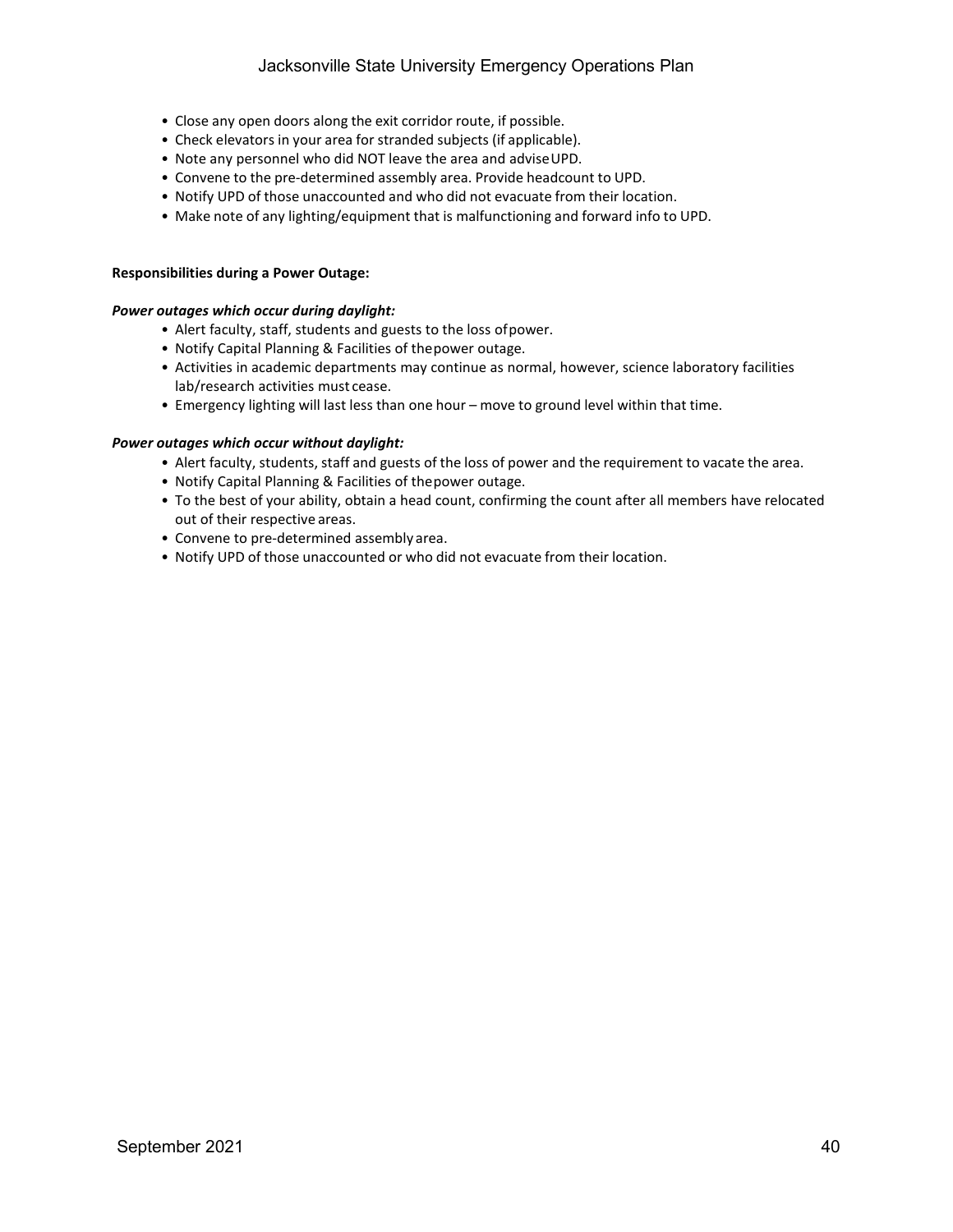- Close any open doors along the exit corridor route, if possible.
- Check elevators in your area for stranded subjects (if applicable).
- Note any personnel who did NOT leave the area and advise UPD.
- Convene to the pre-determined assembly area. Provide headcount to UPD.
- Notify UPD of those unaccounted and who did not evacuate from their location.
- Make note of any lighting/equipment that is malfunctioning and forward info to UPD.

**Responsibilities during a Power Outage:**

***Power outages which occur during daylight:***

- Alert faculty, staff, students and guests to the loss of power.
- Notify Capital Planning & Facilities of the power outage.
- Activities in academic departments may continue as normal, however, science laboratory facilities lab/research activities must cease.
- Emergency lighting will last less than one hour – move to ground level within that time.

***Power outages which occur without daylight:***

- Alert faculty, students, staff and guests of the loss of power and the requirement to vacate the area.
- Notify Capital Planning & Facilities of the power outage.
- To the best of your ability, obtain a head count, confirming the count after all members have relocated out of their respective areas.
- Convene to pre-determined assembly area.
- Notify UPD of those unaccounted or who did not evacuate from their location.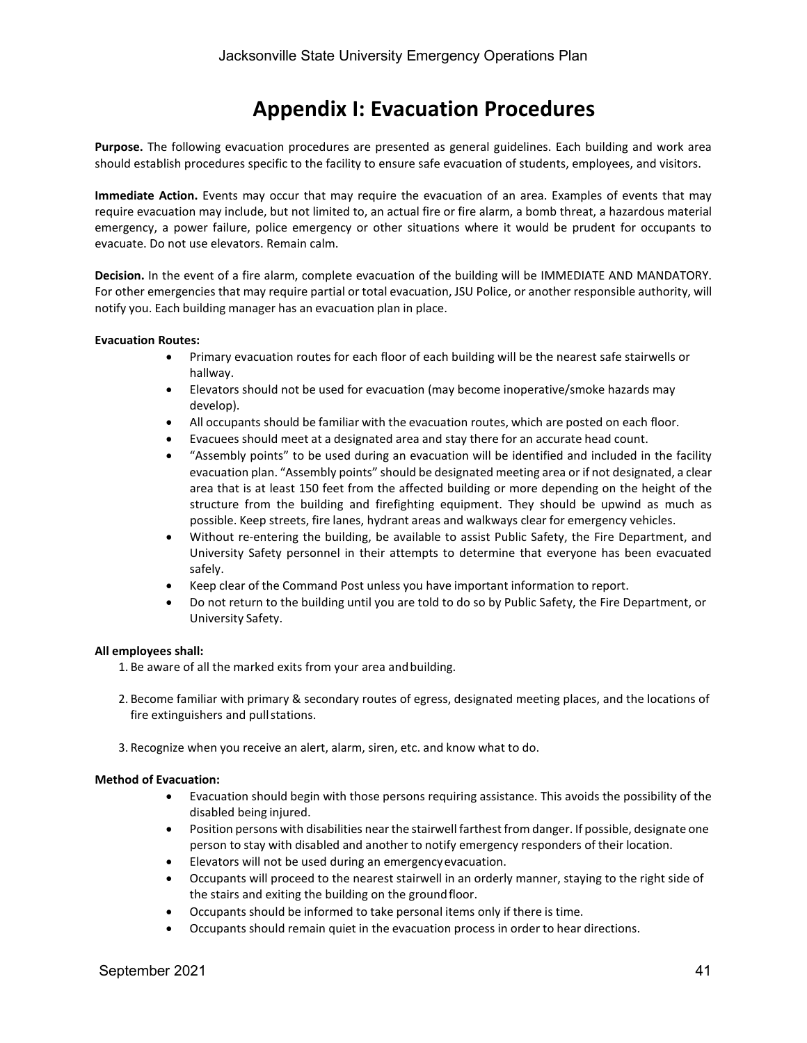# Appendix I: Evacuation Procedures

**Purpose.** The following evacuation procedures are presented as general guidelines. Each building and work area should establish procedures specific to the facility to ensure safe evacuation of students, employees, and visitors.

**Immediate Action.** Events may occur that may require the evacuation of an area. Examples of events that may require evacuation may include, but not limited to, an actual fire or fire alarm, a bomb threat, a hazardous material emergency, a power failure, police emergency or other situations where it would be prudent for occupants to evacuate. Do not use elevators. Remain calm.

**Decision.** In the event of a fire alarm, complete evacuation of the building will be IMMEDIATE AND MANDATORY. For other emergencies that may require partial or total evacuation, JSU Police, or another responsible authority, will notify you. Each building manager has an evacuation plan in place.

**Evacuation Routes:**

- Primary evacuation routes for each floor of each building will be the nearest safe stairwells or hallway.
- Elevators should not be used for evacuation (may become inoperative/smoke hazards may develop).
- All occupants should be familiar with the evacuation routes, which are posted on each floor.
- Evacuees should meet at a designated area and stay there for an accurate head count.
- "Assembly points" to be used during an evacuation will be identified and included in the facility evacuation plan. "Assembly points" should be designated meeting area or if not designated, a clear area that is at least 150 feet from the affected building or more depending on the height of the structure from the building and firefighting equipment. They should be upwind as much as possible. Keep streets, fire lanes, hydrant areas and walkways clear for emergency vehicles.
- Without re-entering the building, be available to assist Public Safety, the Fire Department, and University Safety personnel in their attempts to determine that everyone has been evacuated safely.
- Keep clear of the Command Post unless you have important information to report.
- Do not return to the building until you are told to do so by Public Safety, the Fire Department, or University Safety.

**All employees shall:**

1. Be aware of all the marked exits from your area and building.
2. Become familiar with primary & secondary routes of egress, designated meeting places, and the locations of fire extinguishers and pull stations.
3. Recognize when you receive an alert, alarm, siren, etc. and know what to do.

**Method of Evacuation:**

- Evacuation should begin with those persons requiring assistance. This avoids the possibility of the disabled being injured.
- Position persons with disabilities near the stairwell farthest from danger. If possible, designate one person to stay with disabled and another to notify emergency responders of their location.
- Elevators will not be used during an emergency evacuation.
- Occupants will proceed to the nearest stairwell in an orderly manner, staying to the right side of the stairs and exiting the building on the ground floor.
- Occupants should be informed to take personal items only if there is time.
- Occupants should remain quiet in the evacuation process in order to hear directions.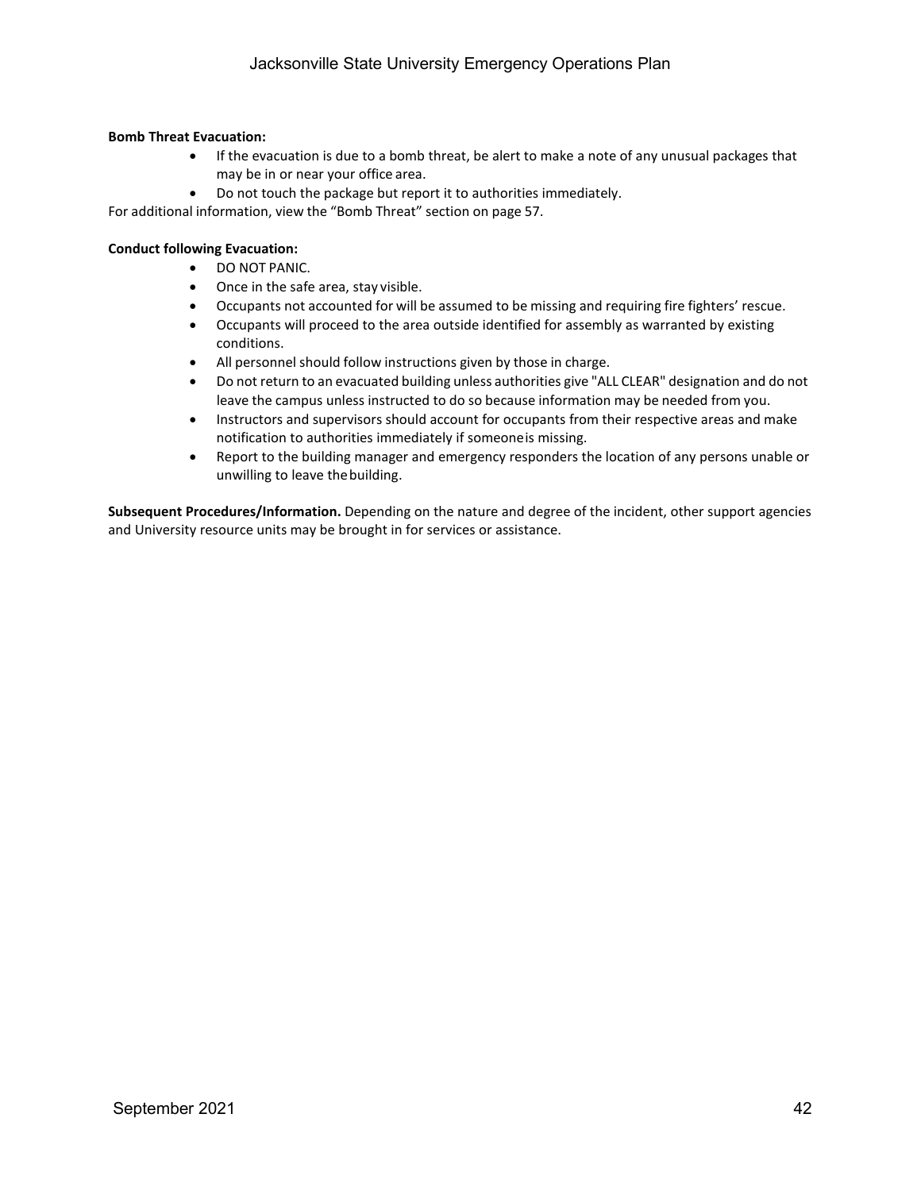**Bomb Threat Evacuation:**

- If the evacuation is due to a bomb threat, be alert to make a note of any unusual packages that may be in or near your office area.
- Do not touch the package but report it to authorities immediately.

For additional information, view the "Bomb Threat" section on page 57.

**Conduct following Evacuation:**

- DO NOT PANIC.
- Once in the safe area, stay visible.
- Occupants not accounted for will be assumed to be missing and requiring fire fighters' rescue.
- Occupants will proceed to the area outside identified for assembly as warranted by existing conditions.
- All personnel should follow instructions given by those in charge.
- Do not return to an evacuated building unless authorities give "ALL CLEAR" designation and do not leave the campus unless instructed to do so because information may be needed from you.
- Instructors and supervisors should account for occupants from their respective areas and make notification to authorities immediately if someone is missing.
- Report to the building manager and emergency responders the location of any persons unable or unwilling to leave the building.

**Subsequent Procedures/Information.** Depending on the nature and degree of the incident, other support agencies and University resource units may be brought in for services or assistance.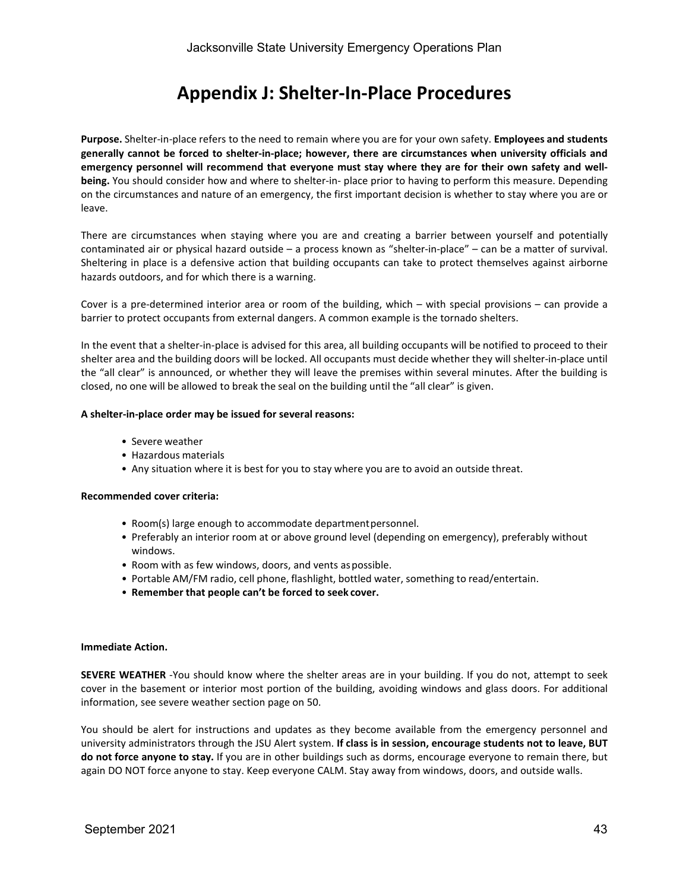# Appendix J: Shelter-In-Place Procedures

**Purpose.** Shelter-in-place refers to the need to remain where you are for your own safety. **Employees and students generally cannot be forced to shelter-in-place; however, there are circumstances when university officials and emergency personnel will recommend that everyone must stay where they are for their own safety and well-being.** You should consider how and where to shelter-in- place prior to having to perform this measure. Depending on the circumstances and nature of an emergency, the first important decision is whether to stay where you are or leave.

There are circumstances when staying where you are and creating a barrier between yourself and potentially contaminated air or physical hazard outside – a process known as "shelter-in-place" – can be a matter of survival. Sheltering in place is a defensive action that building occupants can take to protect themselves against airborne hazards outdoors, and for which there is a warning.

Cover is a pre-determined interior area or room of the building, which – with special provisions – can provide a barrier to protect occupants from external dangers. A common example is the tornado shelters.

In the event that a shelter-in-place is advised for this area, all building occupants will be notified to proceed to their shelter area and the building doors will be locked. All occupants must decide whether they will shelter-in-place until the "all clear" is announced, or whether they will leave the premises within several minutes. After the building is closed, no one will be allowed to break the seal on the building until the "all clear" is given.

**A shelter-in-place order may be issued for several reasons:**

- Severe weather
- Hazardous materials
- Any situation where it is best for you to stay where you are to avoid an outside threat.

**Recommended cover criteria:**

- Room(s) large enough to accommodate department personnel.
- Preferably an interior room at or above ground level (depending on emergency), preferably without windows.
- Room with as few windows, doors, and vents as possible.
- Portable AM/FM radio, cell phone, flashlight, bottled water, something to read/entertain.
- **Remember that people can't be forced to seek cover.**

**Immediate Action.**

**SEVERE WEATHER** -You should know where the shelter areas are in your building. If you do not, attempt to seek cover in the basement or interior most portion of the building, avoiding windows and glass doors. For additional information, see severe weather section page on 50.

You should be alert for instructions and updates as they become available from the emergency personnel and university administrators through the JSU Alert system. **If class is in session, encourage students not to leave, BUT do not force anyone to stay.** If you are in other buildings such as dorms, encourage everyone to remain there, but again DO NOT force anyone to stay. Keep everyone CALM. Stay away from windows, doors, and outside walls.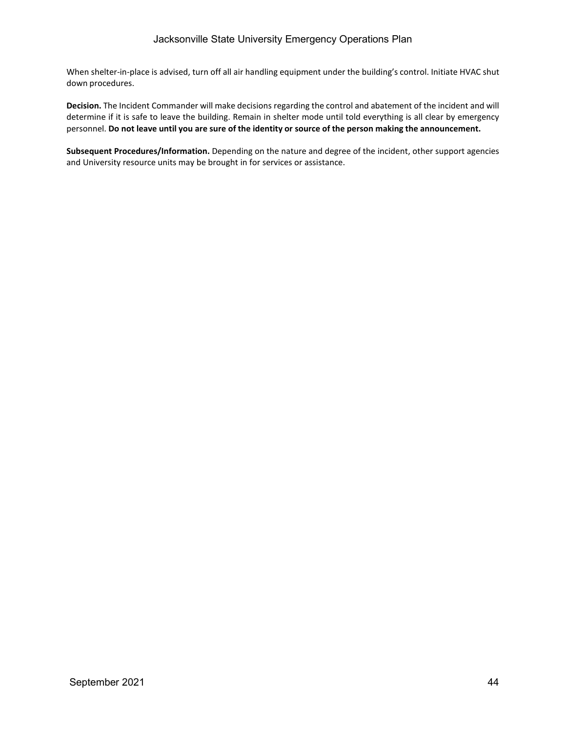When shelter-in-place is advised, turn off all air handling equipment under the building's control. Initiate HVAC shut down procedures.

**Decision.** The Incident Commander will make decisions regarding the control and abatement of the incident and will determine if it is safe to leave the building. Remain in shelter mode until told everything is all clear by emergency personnel. **Do not leave until you are sure of the identity or source of the person making the announcement.**

**Subsequent Procedures/Information.** Depending on the nature and degree of the incident, other support agencies and University resource units may be brought in for services or assistance.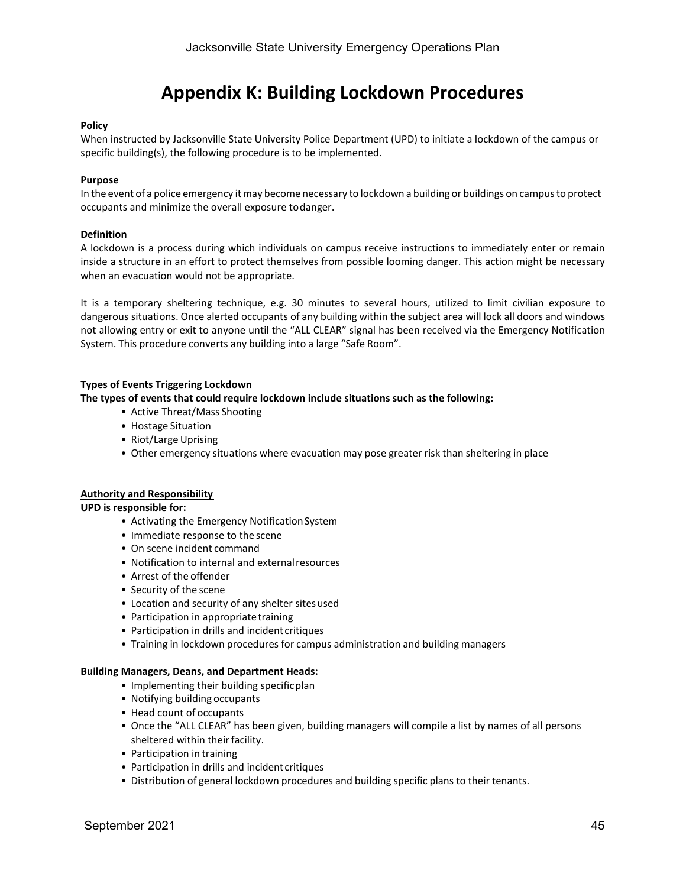# Appendix K: Building Lockdown Procedures

**Policy**

When instructed by Jacksonville State University Police Department (UPD) to initiate a lockdown of the campus or specific building(s), the following procedure is to be implemented.

**Purpose**

In the event of a police emergency it may become necessary to lockdown a building or buildings on campus to protect occupants and minimize the overall exposure to danger.

**Definition**

A lockdown is a process during which individuals on campus receive instructions to immediately enter or remain inside a structure in an effort to protect themselves from possible looming danger. This action might be necessary when an evacuation would not be appropriate.

It is a temporary sheltering technique, e.g. 30 minutes to several hours, utilized to limit civilian exposure to dangerous situations. Once alerted occupants of any building within the subject area will lock all doors and windows not allowing entry or exit to anyone until the "ALL CLEAR" signal has been received via the Emergency Notification System. This procedure converts any building into a large "Safe Room".

**Types of Events Triggering Lockdown**

**The types of events that could require lockdown include situations such as the following:**

- Active Threat/Mass Shooting
- Hostage Situation
- Riot/Large Uprising
- Other emergency situations where evacuation may pose greater risk than sheltering in place

**Authority and Responsibility**

**UPD is responsible for:**

- Activating the Emergency Notification System
- Immediate response to the scene
- On scene incident command
- Notification to internal and external resources
- Arrest of the offender
- Security of the scene
- Location and security of any shelter sites used
- Participation in appropriate training
- Participation in drills and incident critiques
- Training in lockdown procedures for campus administration and building managers

**Building Managers, Deans, and Department Heads:**

- Implementing their building specific plan
- Notifying building occupants
- Head count of occupants
- Once the "ALL CLEAR" has been given, building managers will compile a list by names of all persons sheltered within their facility.
- Participation in training
- Participation in drills and incident critiques
- Distribution of general lockdown procedures and building specific plans to their tenants.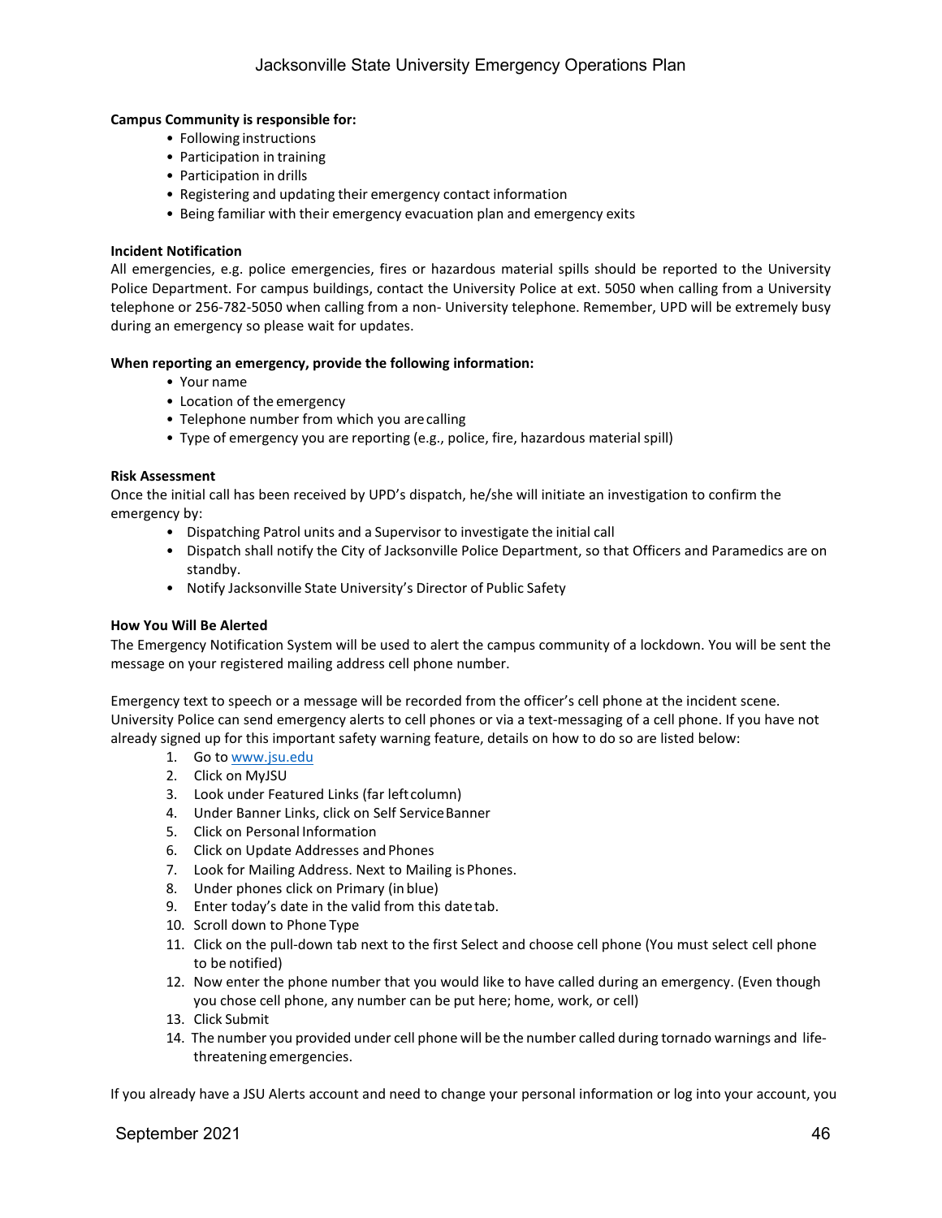**Campus Community is responsible for:**

- Following instructions
- Participation in training
- Participation in drills
- Registering and updating their emergency contact information
- Being familiar with their emergency evacuation plan and emergency exits

**Incident Notification**

All emergencies, e.g. police emergencies, fires or hazardous material spills should be reported to the University Police Department. For campus buildings, contact the University Police at ext. 5050 when calling from a University telephone or 256-782-5050 when calling from a non- University telephone. Remember, UPD will be extremely busy during an emergency so please wait for updates.

**When reporting an emergency, provide the following information:**

- Your name
- Location of the emergency
- Telephone number from which you are calling
- Type of emergency you are reporting (e.g., police, fire, hazardous material spill)

**Risk Assessment**

Once the initial call has been received by UPD's dispatch, he/she will initiate an investigation to confirm the emergency by:

- Dispatching Patrol units and a Supervisor to investigate the initial call
- Dispatch shall notify the City of Jacksonville Police Department, so that Officers and Paramedics are on standby.
- Notify Jacksonville State University's Director of Public Safety

**How You Will Be Alerted**

The Emergency Notification System will be used to alert the campus community of a lockdown. You will be sent the message on your registered mailing address cell phone number.

Emergency text to speech or a message will be recorded from the officer's cell phone at the incident scene. University Police can send emergency alerts to cell phones or via a text-messaging of a cell phone. If you have not already signed up for this important safety warning feature, details on how to do so are listed below:

1. Go to www.jsu.edu
2. Click on MyJSU
3. Look under Featured Links (far left column)
4. Under Banner Links, click on Self Service Banner
5. Click on Personal Information
6. Click on Update Addresses and Phones
7. Look for Mailing Address. Next to Mailing is Phones.
8. Under phones click on Primary (in blue)
9. Enter today's date in the valid from this date tab.
10. Scroll down to Phone Type
11. Click on the pull-down tab next to the first Select and choose cell phone (You must select cell phone to be notified)
12. Now enter the phone number that you would like to have called during an emergency. (Even though you chose cell phone, any number can be put here; home, work, or cell)
13. Click Submit
14. The number you provided under cell phone will be the number called during tornado warnings and life-threatening emergencies.

If you already have a JSU Alerts account and need to change your personal information or log into your account, you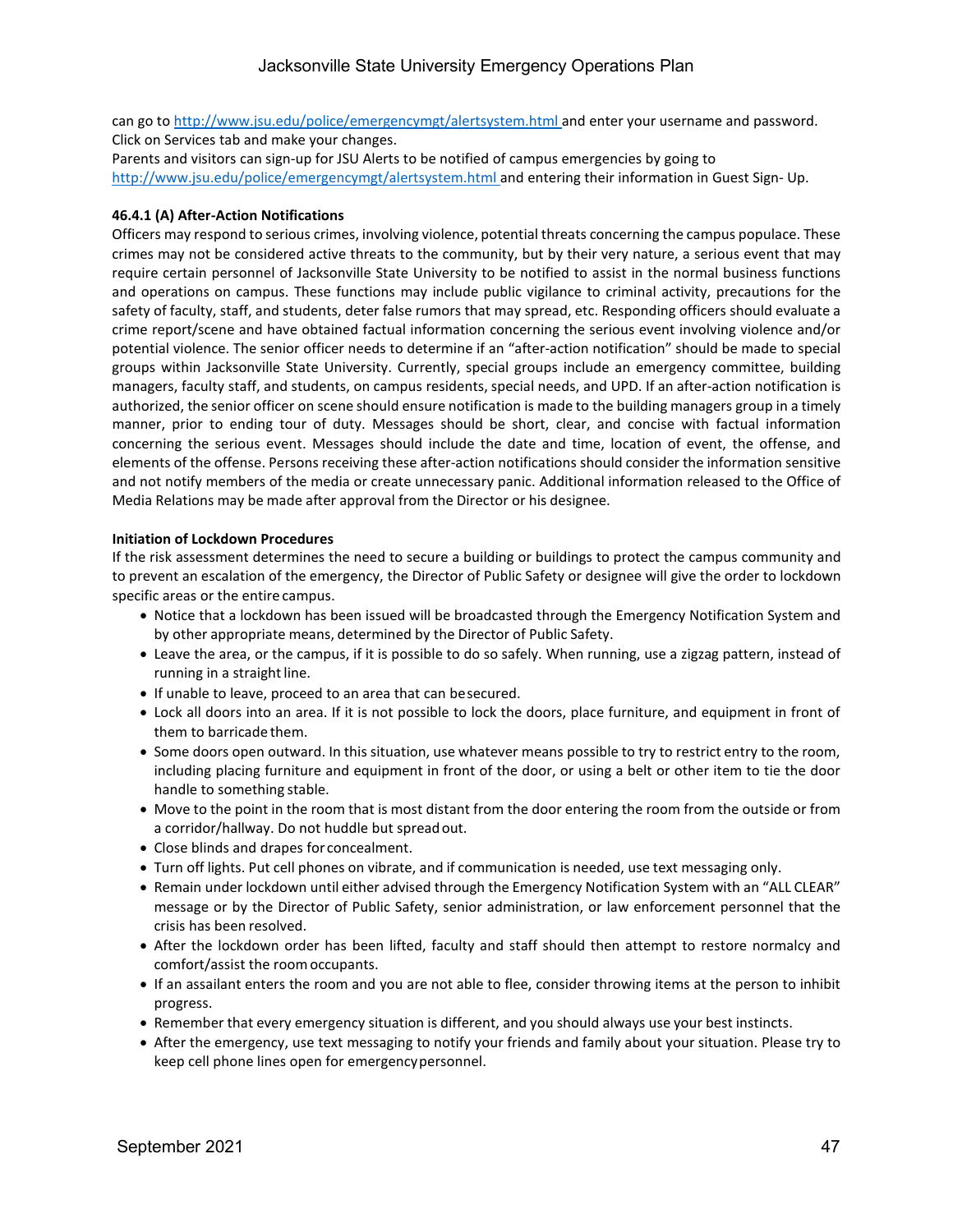can go to http://www.jsu.edu/police/emergencymgt/alertsystem.html and enter your username and password. Click on Services tab and make your changes.

Parents and visitors can sign-up for JSU Alerts to be notified of campus emergencies by going to http://www.jsu.edu/police/emergencymgt/alertsystem.html and entering their information in Guest Sign- Up.

**46.4.1 (A) After-Action Notifications**

Officers may respond to serious crimes, involving violence, potential threats concerning the campus populace. These crimes may not be considered active threats to the community, but by their very nature, a serious event that may require certain personnel of Jacksonville State University to be notified to assist in the normal business functions and operations on campus. These functions may include public vigilance to criminal activity, precautions for the safety of faculty, staff, and students, deter false rumors that may spread, etc. Responding officers should evaluate a crime report/scene and have obtained factual information concerning the serious event involving violence and/or potential violence. The senior officer needs to determine if an "after-action notification" should be made to special groups within Jacksonville State University. Currently, special groups include an emergency committee, building managers, faculty staff, and students, on campus residents, special needs, and UPD. If an after-action notification is authorized, the senior officer on scene should ensure notification is made to the building managers group in a timely manner, prior to ending tour of duty. Messages should be short, clear, and concise with factual information concerning the serious event. Messages should include the date and time, location of event, the offense, and elements of the offense. Persons receiving these after-action notifications should consider the information sensitive and not notify members of the media or create unnecessary panic. Additional information released to the Office of Media Relations may be made after approval from the Director or his designee.

**Initiation of Lockdown Procedures**

If the risk assessment determines the need to secure a building or buildings to protect the campus community and to prevent an escalation of the emergency, the Director of Public Safety or designee will give the order to lockdown specific areas or the entire campus.

- Notice that a lockdown has been issued will be broadcasted through the Emergency Notification System and by other appropriate means, determined by the Director of Public Safety.
- Leave the area, or the campus, if it is possible to do so safely. When running, use a zigzag pattern, instead of running in a straight line.
- If unable to leave, proceed to an area that can be secured.
- Lock all doors into an area. If it is not possible to lock the doors, place furniture, and equipment in front of them to barricade them.
- Some doors open outward. In this situation, use whatever means possible to try to restrict entry to the room, including placing furniture and equipment in front of the door, or using a belt or other item to tie the door handle to something stable.
- Move to the point in the room that is most distant from the door entering the room from the outside or from a corridor/hallway. Do not huddle but spread out.
- Close blinds and drapes for concealment.
- Turn off lights. Put cell phones on vibrate, and if communication is needed, use text messaging only.
- Remain under lockdown until either advised through the Emergency Notification System with an "ALL CLEAR" message or by the Director of Public Safety, senior administration, or law enforcement personnel that the crisis has been resolved.
- After the lockdown order has been lifted, faculty and staff should then attempt to restore normalcy and comfort/assist the room occupants.
- If an assailant enters the room and you are not able to flee, consider throwing items at the person to inhibit progress.
- Remember that every emergency situation is different, and you should always use your best instincts.
- After the emergency, use text messaging to notify your friends and family about your situation. Please try to keep cell phone lines open for emergency personnel.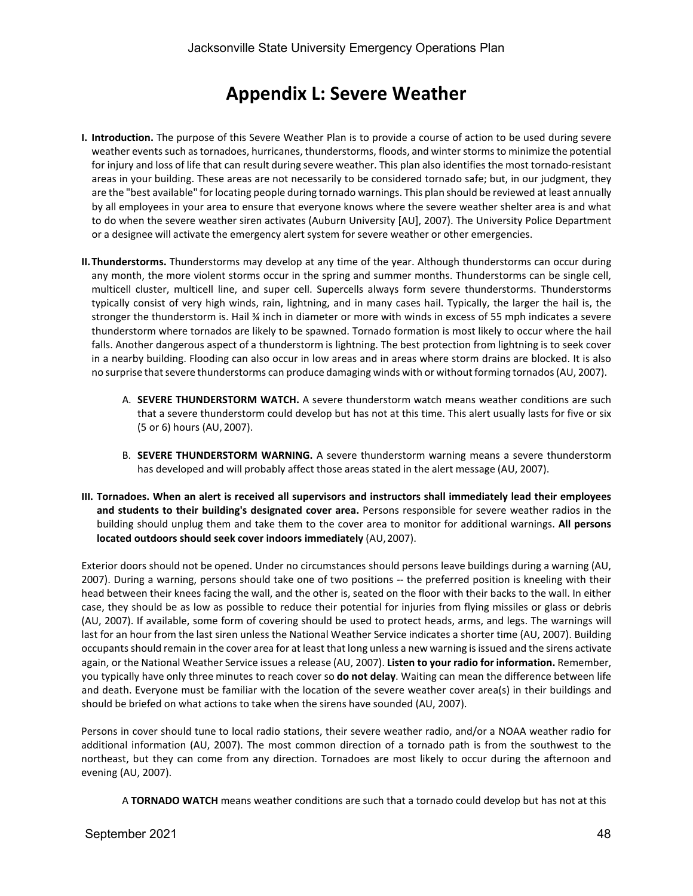# Appendix L: Severe Weather

**I. Introduction.** The purpose of this Severe Weather Plan is to provide a course of action to be used during severe weather events such as tornadoes, hurricanes, thunderstorms, floods, and winter storms to minimize the potential for injury and loss of life that can result during severe weather. This plan also identifies the most tornado-resistant areas in your building. These areas are not necessarily to be considered tornado safe; but, in our judgment, they are the "best available" for locating people during tornado warnings. This plan should be reviewed at least annually by all employees in your area to ensure that everyone knows where the severe weather shelter area is and what to do when the severe weather siren activates (Auburn University [AU], 2007). The University Police Department or a designee will activate the emergency alert system for severe weather or other emergencies.

**II. Thunderstorms.** Thunderstorms may develop at any time of the year. Although thunderstorms can occur during any month, the more violent storms occur in the spring and summer months. Thunderstorms can be single cell, multicell cluster, multicell line, and super cell. Supercells always form severe thunderstorms. Thunderstorms typically consist of very high winds, rain, lightning, and in many cases hail. Typically, the larger the hail is, the stronger the thunderstorm is. Hail ¾ inch in diameter or more with winds in excess of 55 mph indicates a severe thunderstorm where tornados are likely to be spawned. Tornado formation is most likely to occur where the hail falls. Another dangerous aspect of a thunderstorm is lightning. The best protection from lightning is to seek cover in a nearby building. Flooding can also occur in low areas and in areas where storm drains are blocked. It is also no surprise that severe thunderstorms can produce damaging winds with or without forming tornados (AU, 2007).

A. **SEVERE THUNDERSTORM WATCH.** A severe thunderstorm watch means weather conditions are such that a severe thunderstorm could develop but has not at this time. This alert usually lasts for five or six (5 or 6) hours (AU, 2007).

B. **SEVERE THUNDERSTORM WARNING.** A severe thunderstorm warning means a severe thunderstorm has developed and will probably affect those areas stated in the alert message (AU, 2007).

**III. Tornadoes. When an alert is received all supervisors and instructors shall immediately lead their employees and students to their building's designated cover area.** Persons responsible for severe weather radios in the building should unplug them and take them to the cover area to monitor for additional warnings. **All persons located outdoors should seek cover indoors immediately** (AU, 2007).

Exterior doors should not be opened. Under no circumstances should persons leave buildings during a warning (AU, 2007). During a warning, persons should take one of two positions -- the preferred position is kneeling with their head between their knees facing the wall, and the other is, seated on the floor with their backs to the wall. In either case, they should be as low as possible to reduce their potential for injuries from flying missiles or glass or debris (AU, 2007). If available, some form of covering should be used to protect heads, arms, and legs. The warnings will last for an hour from the last siren unless the National Weather Service indicates a shorter time (AU, 2007). Building occupants should remain in the cover area for at least that long unless a new warning is issued and the sirens activate again, or the National Weather Service issues a release (AU, 2007). **Listen to your radio for information.** Remember, you typically have only three minutes to reach cover so **do not delay**. Waiting can mean the difference between life and death. Everyone must be familiar with the location of the severe weather cover area(s) in their buildings and should be briefed on what actions to take when the sirens have sounded (AU, 2007).

Persons in cover should tune to local radio stations, their severe weather radio, and/or a NOAA weather radio for additional information (AU, 2007). The most common direction of a tornado path is from the southwest to the northeast, but they can come from any direction. Tornadoes are most likely to occur during the afternoon and evening (AU, 2007).

A **TORNADO WATCH** means weather conditions are such that a tornado could develop but has not at this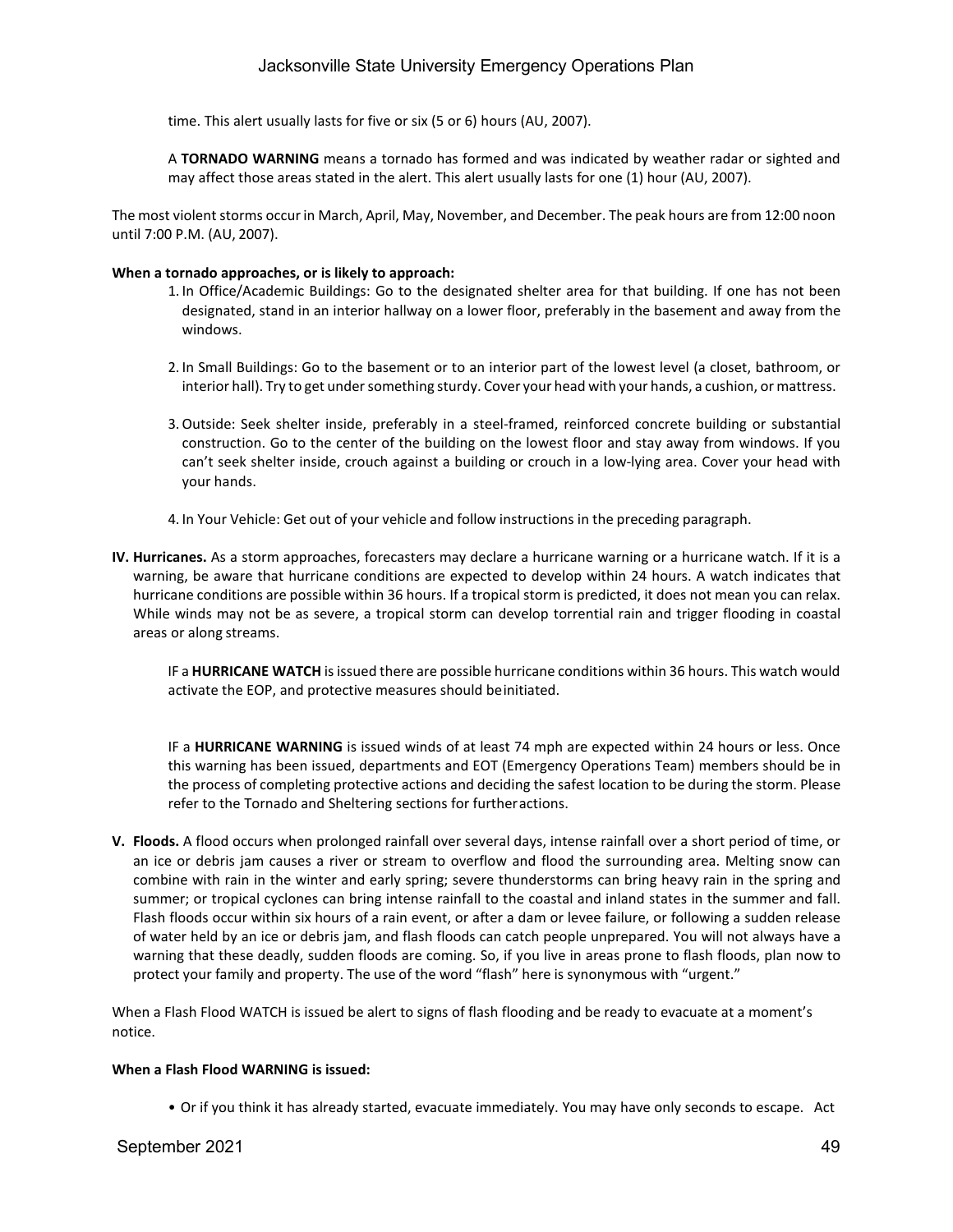time. This alert usually lasts for five or six (5 or 6) hours (AU, 2007).

A **TORNADO WARNING** means a tornado has formed and was indicated by weather radar or sighted and may affect those areas stated in the alert. This alert usually lasts for one (1) hour (AU, 2007).

The most violent storms occur in March, April, May, November, and December. The peak hours are from 12:00 noon until 7:00 P.M. (AU, 2007).

**When a tornado approaches, or is likely to approach:**

1. In Office/Academic Buildings: Go to the designated shelter area for that building. If one has not been designated, stand in an interior hallway on a lower floor, preferably in the basement and away from the windows.

2. In Small Buildings: Go to the basement or to an interior part of the lowest level (a closet, bathroom, or interior hall). Try to get under something sturdy. Cover your head with your hands, a cushion, or mattress.

3. Outside: Seek shelter inside, preferably in a steel-framed, reinforced concrete building or substantial construction. Go to the center of the building on the lowest floor and stay away from windows. If you can't seek shelter inside, crouch against a building or crouch in a low-lying area. Cover your head with your hands.

4. In Your Vehicle: Get out of your vehicle and follow instructions in the preceding paragraph.

**IV. Hurricanes.** As a storm approaches, forecasters may declare a hurricane warning or a hurricane watch. If it is a warning, be aware that hurricane conditions are expected to develop within 24 hours. A watch indicates that hurricane conditions are possible within 36 hours. If a tropical storm is predicted, it does not mean you can relax. While winds may not be as severe, a tropical storm can develop torrential rain and trigger flooding in coastal areas or along streams.

IF a **HURRICANE WATCH** is issued there are possible hurricane conditions within 36 hours. This watch would activate the EOP, and protective measures should be initiated.

IF a **HURRICANE WARNING** is issued winds of at least 74 mph are expected within 24 hours or less. Once this warning has been issued, departments and EOT (Emergency Operations Team) members should be in the process of completing protective actions and deciding the safest location to be during the storm. Please refer to the Tornado and Sheltering sections for further actions.

**V. Floods.** A flood occurs when prolonged rainfall over several days, intense rainfall over a short period of time, or an ice or debris jam causes a river or stream to overflow and flood the surrounding area. Melting snow can combine with rain in the winter and early spring; severe thunderstorms can bring heavy rain in the spring and summer; or tropical cyclones can bring intense rainfall to the coastal and inland states in the summer and fall. Flash floods occur within six hours of a rain event, or after a dam or levee failure, or following a sudden release of water held by an ice or debris jam, and flash floods can catch people unprepared. You will not always have a warning that these deadly, sudden floods are coming. So, if you live in areas prone to flash floods, plan now to protect your family and property. The use of the word "flash" here is synonymous with "urgent."

When a Flash Flood WATCH is issued be alert to signs of flash flooding and be ready to evacuate at a moment's notice.

**When a Flash Flood WARNING is issued:**

- Or if you think it has already started, evacuate immediately. You may have only seconds to escape. Act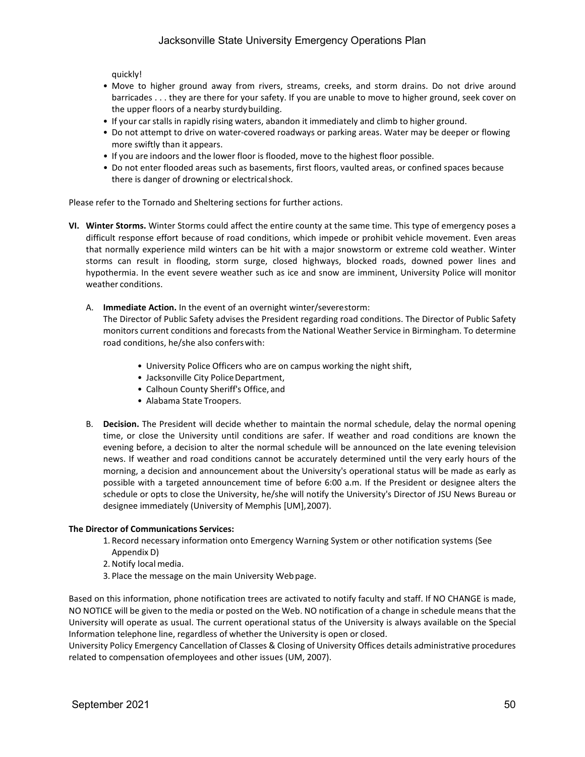quickly!

- Move to higher ground away from rivers, streams, creeks, and storm drains. Do not drive around barricades . . . they are there for your safety. If you are unable to move to higher ground, seek cover on the upper floors of a nearby sturdy building.
- If your car stalls in rapidly rising waters, abandon it immediately and climb to higher ground.
- Do not attempt to drive on water-covered roadways or parking areas. Water may be deeper or flowing more swiftly than it appears.
- If you are indoors and the lower floor is flooded, move to the highest floor possible.
- Do not enter flooded areas such as basements, first floors, vaulted areas, or confined spaces because there is danger of drowning or electrical shock.

Please refer to the Tornado and Sheltering sections for further actions.

**VI. Winter Storms.** Winter Storms could affect the entire county at the same time. This type of emergency poses a difficult response effort because of road conditions, which impede or prohibit vehicle movement. Even areas that normally experience mild winters can be hit with a major snowstorm or extreme cold weather. Winter storms can result in flooding, storm surge, closed highways, blocked roads, downed power lines and hypothermia. In the event severe weather such as ice and snow are imminent, University Police will monitor weather conditions.

A. **Immediate Action.** In the event of an overnight winter/severe storm:
The Director of Public Safety advises the President regarding road conditions. The Director of Public Safety monitors current conditions and forecasts from the National Weather Service in Birmingham. To determine road conditions, he/she also confers with:

- University Police Officers who are on campus working the night shift,
- Jacksonville City Police Department,
- Calhoun County Sheriff's Office, and
- Alabama State Troopers.

B. **Decision.** The President will decide whether to maintain the normal schedule, delay the normal opening time, or close the University until conditions are safer. If weather and road conditions are known the evening before, a decision to alter the normal schedule will be announced on the late evening television news. If weather and road conditions cannot be accurately determined until the very early hours of the morning, a decision and announcement about the University's operational status will be made as early as possible with a targeted announcement time of before 6:00 a.m. If the President or designee alters the schedule or opts to close the University, he/she will notify the University's Director of JSU News Bureau or designee immediately (University of Memphis [UM], 2007).

**The Director of Communications Services:**

1. Record necessary information onto Emergency Warning System or other notification systems (See Appendix D)
2. Notify local media.
3. Place the message on the main University Web page.

Based on this information, phone notification trees are activated to notify faculty and staff. If NO CHANGE is made, NO NOTICE will be given to the media or posted on the Web. NO notification of a change in schedule means that the University will operate as usual. The current operational status of the University is always available on the Special Information telephone line, regardless of whether the University is open or closed.
University Policy Emergency Cancellation of Classes & Closing of University Offices details administrative procedures related to compensation of employees and other issues (UM, 2007).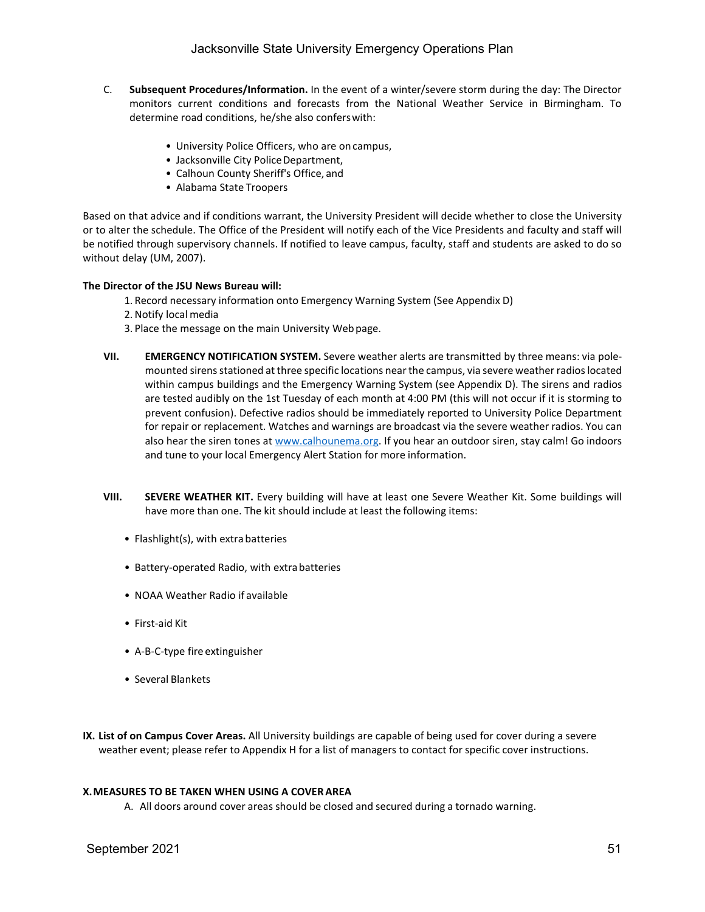C. **Subsequent Procedures/Information.** In the event of a winter/severe storm during the day: The Director monitors current conditions and forecasts from the National Weather Service in Birmingham. To determine road conditions, he/she also confers with:

- University Police Officers, who are on campus,
- Jacksonville City Police Department,
- Calhoun County Sheriff's Office, and
- Alabama State Troopers

Based on that advice and if conditions warrant, the University President will decide whether to close the University or to alter the schedule. The Office of the President will notify each of the Vice Presidents and faculty and staff will be notified through supervisory channels. If notified to leave campus, faculty, staff and students are asked to do so without delay (UM, 2007).

**The Director of the JSU News Bureau will:**

1. Record necessary information onto Emergency Warning System (See Appendix D)
2. Notify local media
3. Place the message on the main University Web page.

**VII. EMERGENCY NOTIFICATION SYSTEM.** Severe weather alerts are transmitted by three means: via pole-mounted sirens stationed at three specific locations near the campus, via severe weather radios located within campus buildings and the Emergency Warning System (see Appendix D). The sirens and radios are tested audibly on the 1st Tuesday of each month at 4:00 PM (this will not occur if it is storming to prevent confusion). Defective radios should be immediately reported to University Police Department for repair or replacement. Watches and warnings are broadcast via the severe weather radios. You can also hear the siren tones at www.calhounema.org. If you hear an outdoor siren, stay calm! Go indoors and tune to your local Emergency Alert Station for more information.

**VIII. SEVERE WEATHER KIT.** Every building will have at least one Severe Weather Kit. Some buildings will have more than one. The kit should include at least the following items:

- Flashlight(s), with extra batteries
- Battery-operated Radio, with extra batteries
- NOAA Weather Radio if available
- First-aid Kit
- A-B-C-type fire extinguisher
- Several Blankets

**IX. List of on Campus Cover Areas.** All University buildings are capable of being used for cover during a severe weather event; please refer to Appendix H for a list of managers to contact for specific cover instructions.

**X. MEASURES TO BE TAKEN WHEN USING A COVER AREA**

A. All doors around cover areas should be closed and secured during a tornado warning.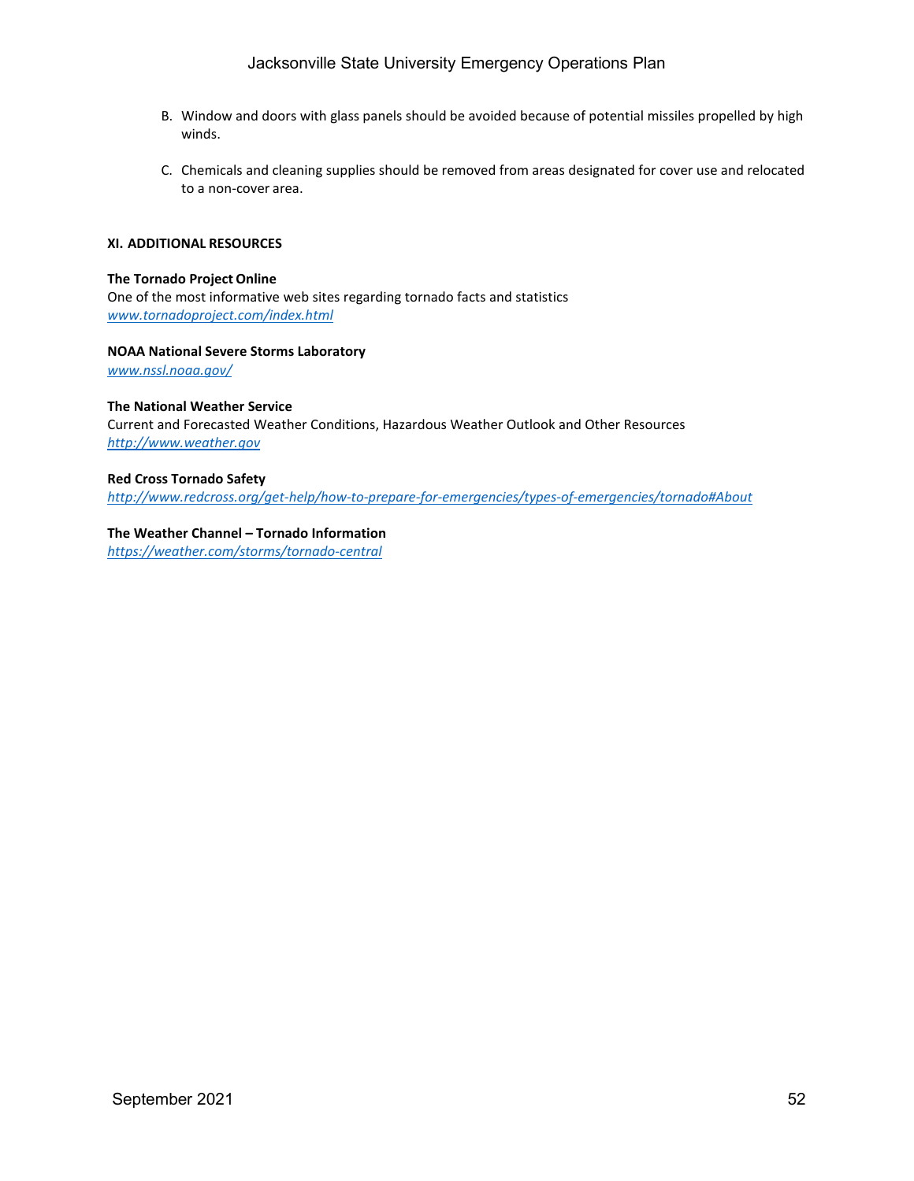B. Window and doors with glass panels should be avoided because of potential missiles propelled by high winds.

C. Chemicals and cleaning supplies should be removed from areas designated for cover use and relocated to a non-cover area.

## XI. ADDITIONAL RESOURCES

**The Tornado Project Online**
One of the most informative web sites regarding tornado facts and statistics
*www.tornadoproject.com/index.html*

**NOAA National Severe Storms Laboratory**
*www.nssl.noaa.gov/*

**The National Weather Service**
Current and Forecasted Weather Conditions, Hazardous Weather Outlook and Other Resources
*http://www.weather.gov*

**Red Cross Tornado Safety**
*http://www.redcross.org/get-help/how-to-prepare-for-emergencies/types-of-emergencies/tornado#About*

**The Weather Channel – Tornado Information**
*https://weather.com/storms/tornado-central*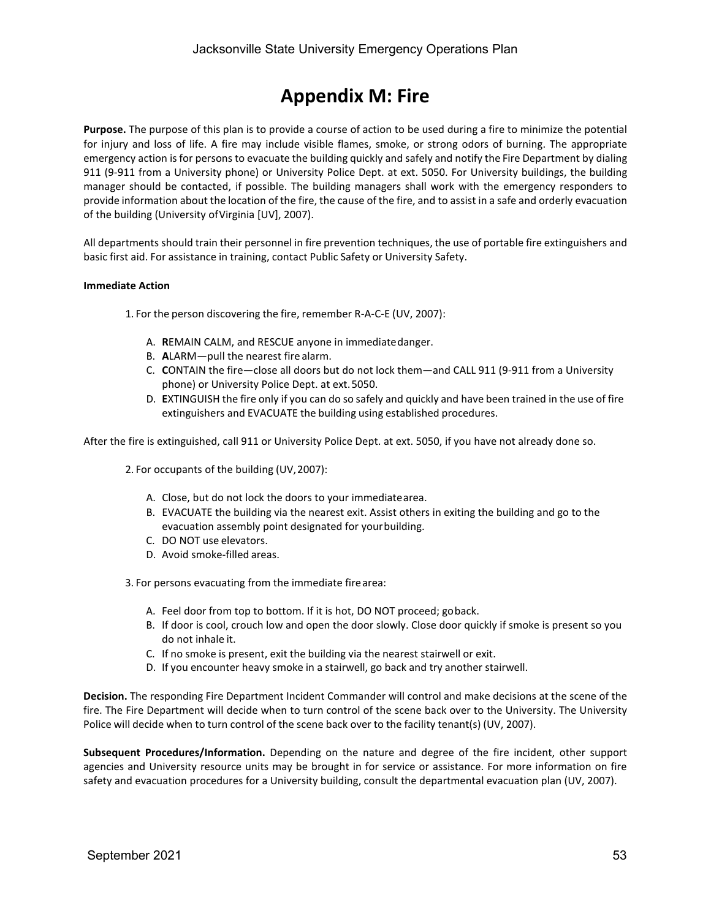# Appendix M: Fire

**Purpose.** The purpose of this plan is to provide a course of action to be used during a fire to minimize the potential for injury and loss of life. A fire may include visible flames, smoke, or strong odors of burning. The appropriate emergency action is for persons to evacuate the building quickly and safely and notify the Fire Department by dialing 911 (9-911 from a University phone) or University Police Dept. at ext. 5050. For University buildings, the building manager should be contacted, if possible. The building managers shall work with the emergency responders to provide information about the location of the fire, the cause of the fire, and to assist in a safe and orderly evacuation of the building (University of Virginia [UV], 2007).

All departments should train their personnel in fire prevention techniques, the use of portable fire extinguishers and basic first aid. For assistance in training, contact Public Safety or University Safety.

**Immediate Action**

1. For the person discovering the fire, remember R-A-C-E (UV, 2007):

   A. **R**EMAIN CALM, and RESCUE anyone in immediate danger.
   B. **A**LARM—pull the nearest fire alarm.
   C. **C**ONTAIN the fire—close all doors but do not lock them—and CALL 911 (9-911 from a University phone) or University Police Dept. at ext. 5050.
   D. **E**XTINGUISH the fire only if you can do so safely and quickly and have been trained in the use of fire extinguishers and EVACUATE the building using established procedures.

After the fire is extinguished, call 911 or University Police Dept. at ext. 5050, if you have not already done so.

2. For occupants of the building (UV, 2007):

   A. Close, but do not lock the doors to your immediate area.
   B. EVACUATE the building via the nearest exit. Assist others in exiting the building and go to the evacuation assembly point designated for your building.
   C. DO NOT use elevators.
   D. Avoid smoke-filled areas.

3. For persons evacuating from the immediate fire area:

   A. Feel door from top to bottom. If it is hot, DO NOT proceed; go back.
   B. If door is cool, crouch low and open the door slowly. Close door quickly if smoke is present so you do not inhale it.
   C. If no smoke is present, exit the building via the nearest stairwell or exit.
   D. If you encounter heavy smoke in a stairwell, go back and try another stairwell.

**Decision.** The responding Fire Department Incident Commander will control and make decisions at the scene of the fire. The Fire Department will decide when to turn control of the scene back over to the University. The University Police will decide when to turn control of the scene back over to the facility tenant(s) (UV, 2007).

**Subsequent Procedures/Information.** Depending on the nature and degree of the fire incident, other support agencies and University resource units may be brought in for service or assistance. For more information on fire safety and evacuation procedures for a University building, consult the departmental evacuation plan (UV, 2007).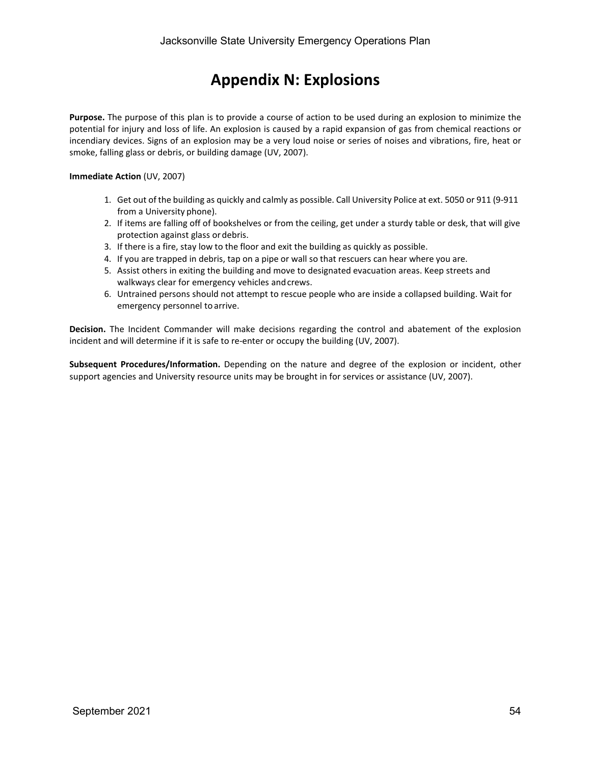# Appendix N: Explosions

**Purpose.** The purpose of this plan is to provide a course of action to be used during an explosion to minimize the potential for injury and loss of life. An explosion is caused by a rapid expansion of gas from chemical reactions or incendiary devices. Signs of an explosion may be a very loud noise or series of noises and vibrations, fire, heat or smoke, falling glass or debris, or building damage (UV, 2007).

**Immediate Action** (UV, 2007)

1. Get out of the building as quickly and calmly as possible. Call University Police at ext. 5050 or 911 (9-911 from a University phone).
2. If items are falling off of bookshelves or from the ceiling, get under a sturdy table or desk, that will give protection against glass or debris.
3. If there is a fire, stay low to the floor and exit the building as quickly as possible.
4. If you are trapped in debris, tap on a pipe or wall so that rescuers can hear where you are.
5. Assist others in exiting the building and move to designated evacuation areas. Keep streets and walkways clear for emergency vehicles and crews.
6. Untrained persons should not attempt to rescue people who are inside a collapsed building. Wait for emergency personnel to arrive.

**Decision.** The Incident Commander will make decisions regarding the control and abatement of the explosion incident and will determine if it is safe to re-enter or occupy the building (UV, 2007).

**Subsequent Procedures/Information.** Depending on the nature and degree of the explosion or incident, other support agencies and University resource units may be brought in for services or assistance (UV, 2007).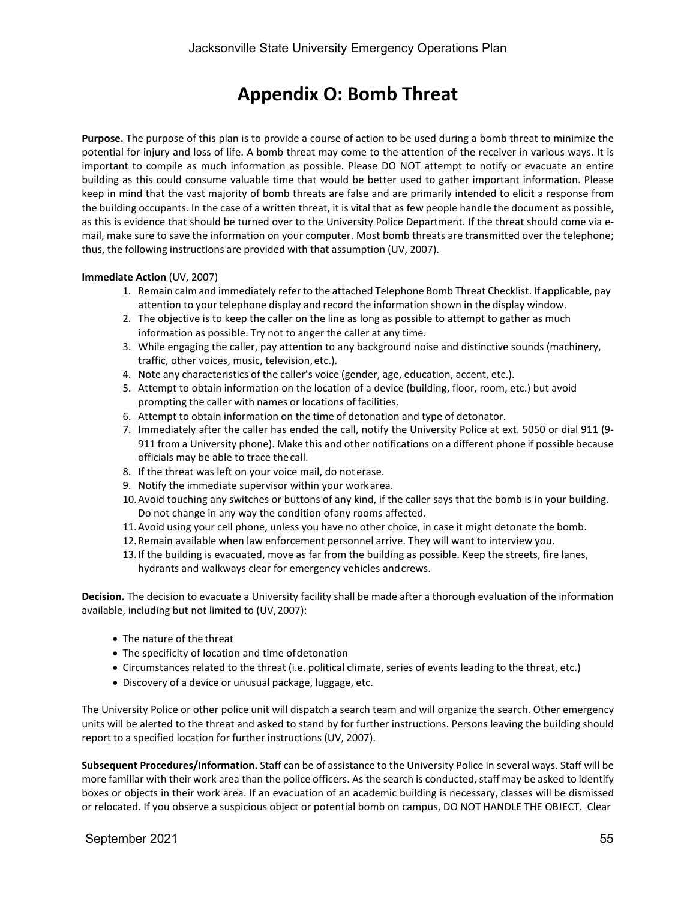# Appendix O: Bomb Threat

**Purpose.** The purpose of this plan is to provide a course of action to be used during a bomb threat to minimize the potential for injury and loss of life. A bomb threat may come to the attention of the receiver in various ways. It is important to compile as much information as possible. Please DO NOT attempt to notify or evacuate an entire building as this could consume valuable time that would be better used to gather important information. Please keep in mind that the vast majority of bomb threats are false and are primarily intended to elicit a response from the building occupants. In the case of a written threat, it is vital that as few people handle the document as possible, as this is evidence that should be turned over to the University Police Department. If the threat should come via e-mail, make sure to save the information on your computer. Most bomb threats are transmitted over the telephone; thus, the following instructions are provided with that assumption (UV, 2007).

**Immediate Action** (UV, 2007)

1. Remain calm and immediately refer to the attached Telephone Bomb Threat Checklist. If applicable, pay attention to your telephone display and record the information shown in the display window.
2. The objective is to keep the caller on the line as long as possible to attempt to gather as much information as possible. Try not to anger the caller at any time.
3. While engaging the caller, pay attention to any background noise and distinctive sounds (machinery, traffic, other voices, music, television, etc.).
4. Note any characteristics of the caller's voice (gender, age, education, accent, etc.).
5. Attempt to obtain information on the location of a device (building, floor, room, etc.) but avoid prompting the caller with names or locations of facilities.
6. Attempt to obtain information on the time of detonation and type of detonator.
7. Immediately after the caller has ended the call, notify the University Police at ext. 5050 or dial 911 (9-911 from a University phone). Make this and other notifications on a different phone if possible because officials may be able to trace the call.
8. If the threat was left on your voice mail, do not erase.
9. Notify the immediate supervisor within your work area.
10. Avoid touching any switches or buttons of any kind, if the caller says that the bomb is in your building. Do not change in any way the condition of any rooms affected.
11. Avoid using your cell phone, unless you have no other choice, in case it might detonate the bomb.
12. Remain available when law enforcement personnel arrive. They will want to interview you.
13. If the building is evacuated, move as far from the building as possible. Keep the streets, fire lanes, hydrants and walkways clear for emergency vehicles and crews.

**Decision.** The decision to evacuate a University facility shall be made after a thorough evaluation of the information available, including but not limited to (UV, 2007):

- The nature of the threat
- The specificity of location and time of detonation
- Circumstances related to the threat (i.e. political climate, series of events leading to the threat, etc.)
- Discovery of a device or unusual package, luggage, etc.

The University Police or other police unit will dispatch a search team and will organize the search. Other emergency units will be alerted to the threat and asked to stand by for further instructions. Persons leaving the building should report to a specified location for further instructions (UV, 2007).

**Subsequent Procedures/Information.** Staff can be of assistance to the University Police in several ways. Staff will be more familiar with their work area than the police officers. As the search is conducted, staff may be asked to identify boxes or objects in their work area. If an evacuation of an academic building is necessary, classes will be dismissed or relocated. If you observe a suspicious object or potential bomb on campus, DO NOT HANDLE THE OBJECT. Clear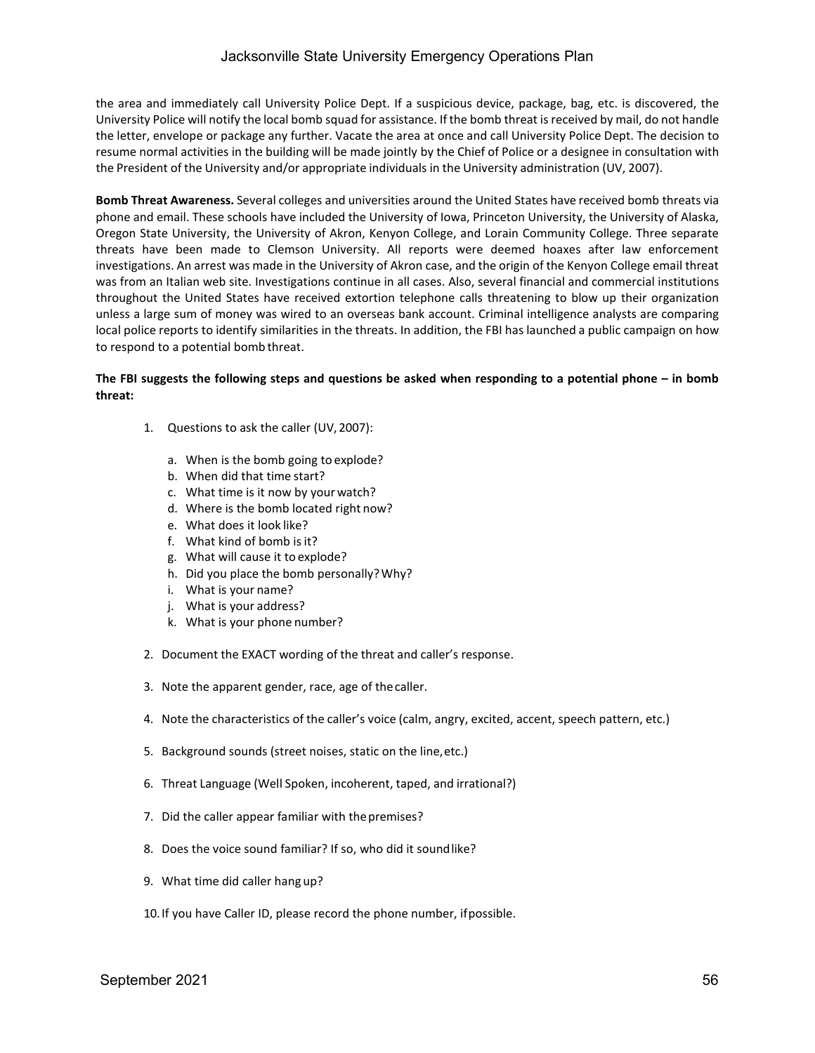the area and immediately call University Police Dept. If a suspicious device, package, bag, etc. is discovered, the University Police will notify the local bomb squad for assistance. If the bomb threat is received by mail, do not handle the letter, envelope or package any further. Vacate the area at once and call University Police Dept. The decision to resume normal activities in the building will be made jointly by the Chief of Police or a designee in consultation with the President of the University and/or appropriate individuals in the University administration (UV, 2007).

**Bomb Threat Awareness.** Several colleges and universities around the United States have received bomb threats via phone and email. These schools have included the University of Iowa, Princeton University, the University of Alaska, Oregon State University, the University of Akron, Kenyon College, and Lorain Community College. Three separate threats have been made to Clemson University. All reports were deemed hoaxes after law enforcement investigations. An arrest was made in the University of Akron case, and the origin of the Kenyon College email threat was from an Italian web site. Investigations continue in all cases. Also, several financial and commercial institutions throughout the United States have received extortion telephone calls threatening to blow up their organization unless a large sum of money was wired to an overseas bank account. Criminal intelligence analysts are comparing local police reports to identify similarities in the threats. In addition, the FBI has launched a public campaign on how to respond to a potential bomb threat.

**The FBI suggests the following steps and questions be asked when responding to a potential phone – in bomb threat:**

1. Questions to ask the caller (UV, 2007):
   a. When is the bomb going to explode?
   b. When did that time start?
   c. What time is it now by your watch?
   d. Where is the bomb located right now?
   e. What does it look like?
   f. What kind of bomb is it?
   g. What will cause it to explode?
   h. Did you place the bomb personally? Why?
   i. What is your name?
   j. What is your address?
   k. What is your phone number?
2. Document the EXACT wording of the threat and caller's response.
3. Note the apparent gender, race, age of the caller.
4. Note the characteristics of the caller's voice (calm, angry, excited, accent, speech pattern, etc.)
5. Background sounds (street noises, static on the line, etc.)
6. Threat Language (Well Spoken, incoherent, taped, and irrational?)
7. Did the caller appear familiar with the premises?
8. Does the voice sound familiar? If so, who did it sound like?
9. What time did caller hang up?
10. If you have Caller ID, please record the phone number, if possible.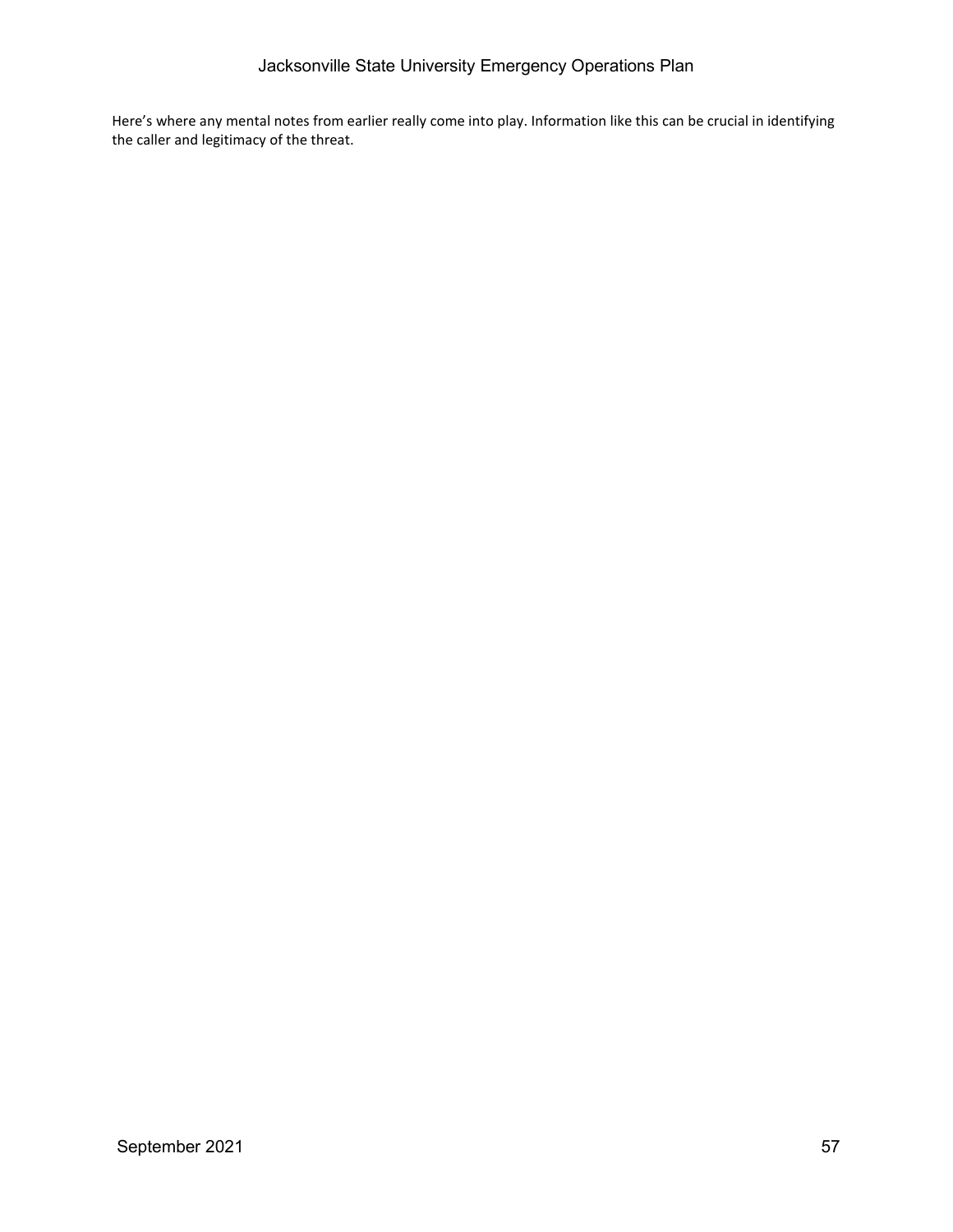Here's where any mental notes from earlier really come into play. Information like this can be crucial in identifying the caller and legitimacy of the threat.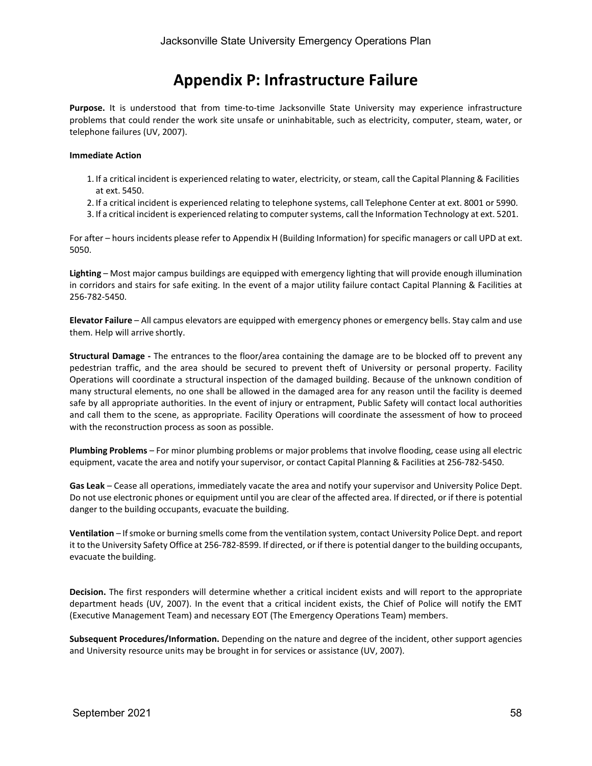# Appendix P: Infrastructure Failure

**Purpose.** It is understood that from time-to-time Jacksonville State University may experience infrastructure problems that could render the work site unsafe or uninhabitable, such as electricity, computer, steam, water, or telephone failures (UV, 2007).

**Immediate Action**

1. If a critical incident is experienced relating to water, electricity, or steam, call the Capital Planning & Facilities at ext. 5450.
2. If a critical incident is experienced relating to telephone systems, call Telephone Center at ext. 8001 or 5990.
3. If a critical incident is experienced relating to computer systems, call the Information Technology at ext. 5201.

For after – hours incidents please refer to Appendix H (Building Information) for specific managers or call UPD at ext. 5050.

**Lighting** – Most major campus buildings are equipped with emergency lighting that will provide enough illumination in corridors and stairs for safe exiting. In the event of a major utility failure contact Capital Planning & Facilities at 256-782-5450.

**Elevator Failure** – All campus elevators are equipped with emergency phones or emergency bells. Stay calm and use them. Help will arrive shortly.

**Structural Damage -** The entrances to the floor/area containing the damage are to be blocked off to prevent any pedestrian traffic, and the area should be secured to prevent theft of University or personal property. Facility Operations will coordinate a structural inspection of the damaged building. Because of the unknown condition of many structural elements, no one shall be allowed in the damaged area for any reason until the facility is deemed safe by all appropriate authorities. In the event of injury or entrapment, Public Safety will contact local authorities and call them to the scene, as appropriate. Facility Operations will coordinate the assessment of how to proceed with the reconstruction process as soon as possible.

**Plumbing Problems** – For minor plumbing problems or major problems that involve flooding, cease using all electric equipment, vacate the area and notify your supervisor, or contact Capital Planning & Facilities at 256-782-5450.

**Gas Leak** – Cease all operations, immediately vacate the area and notify your supervisor and University Police Dept. Do not use electronic phones or equipment until you are clear of the affected area. If directed, or if there is potential danger to the building occupants, evacuate the building.

**Ventilation** – If smoke or burning smells come from the ventilation system, contact University Police Dept. and report it to the University Safety Office at 256-782-8599. If directed, or if there is potential danger to the building occupants, evacuate the building.

**Decision.** The first responders will determine whether a critical incident exists and will report to the appropriate department heads (UV, 2007). In the event that a critical incident exists, the Chief of Police will notify the EMT (Executive Management Team) and necessary EOT (The Emergency Operations Team) members.

**Subsequent Procedures/Information.** Depending on the nature and degree of the incident, other support agencies and University resource units may be brought in for services or assistance (UV, 2007).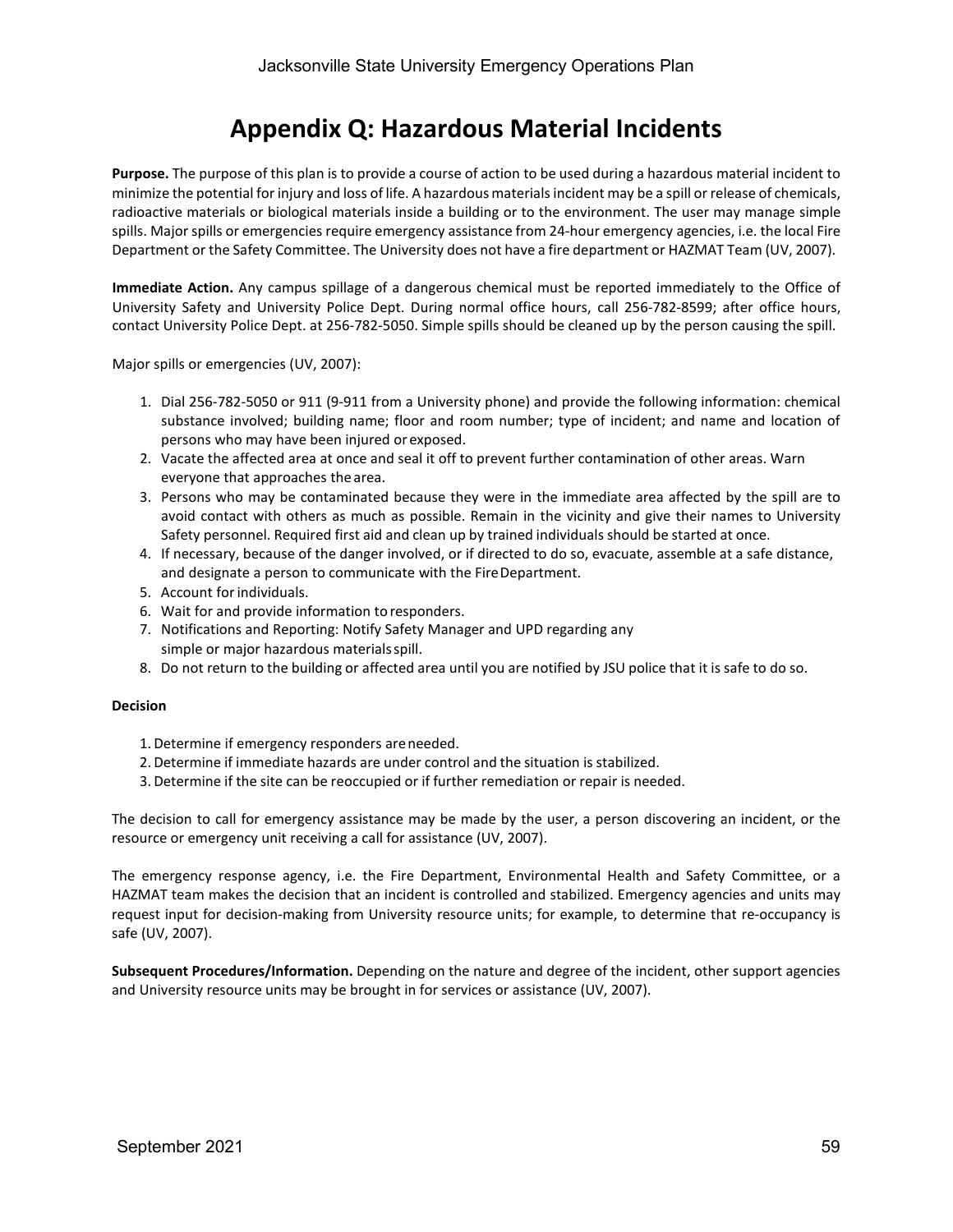# Appendix Q: Hazardous Material Incidents

**Purpose.** The purpose of this plan is to provide a course of action to be used during a hazardous material incident to minimize the potential for injury and loss of life. A hazardous materials incident may be a spill or release of chemicals, radioactive materials or biological materials inside a building or to the environment. The user may manage simple spills. Major spills or emergencies require emergency assistance from 24-hour emergency agencies, i.e. the local Fire Department or the Safety Committee. The University does not have a fire department or HAZMAT Team (UV, 2007).

**Immediate Action.** Any campus spillage of a dangerous chemical must be reported immediately to the Office of University Safety and University Police Dept. During normal office hours, call 256-782-8599; after office hours, contact University Police Dept. at 256-782-5050. Simple spills should be cleaned up by the person causing the spill.

Major spills or emergencies (UV, 2007):

1. Dial 256-782-5050 or 911 (9-911 from a University phone) and provide the following information: chemical substance involved; building name; floor and room number; type of incident; and name and location of persons who may have been injured or exposed.
2. Vacate the affected area at once and seal it off to prevent further contamination of other areas. Warn everyone that approaches the area.
3. Persons who may be contaminated because they were in the immediate area affected by the spill are to avoid contact with others as much as possible. Remain in the vicinity and give their names to University Safety personnel. Required first aid and clean up by trained individuals should be started at once.
4. If necessary, because of the danger involved, or if directed to do so, evacuate, assemble at a safe distance, and designate a person to communicate with the Fire Department.
5. Account for individuals.
6. Wait for and provide information to responders.
7. Notifications and Reporting: Notify Safety Manager and UPD regarding any simple or major hazardous materials spill.
8. Do not return to the building or affected area until you are notified by JSU police that it is safe to do so.

**Decision**

1. Determine if emergency responders are needed.
2. Determine if immediate hazards are under control and the situation is stabilized.
3. Determine if the site can be reoccupied or if further remediation or repair is needed.

The decision to call for emergency assistance may be made by the user, a person discovering an incident, or the resource or emergency unit receiving a call for assistance (UV, 2007).

The emergency response agency, i.e. the Fire Department, Environmental Health and Safety Committee, or a HAZMAT team makes the decision that an incident is controlled and stabilized. Emergency agencies and units may request input for decision-making from University resource units; for example, to determine that re-occupancy is safe (UV, 2007).

**Subsequent Procedures/Information.** Depending on the nature and degree of the incident, other support agencies and University resource units may be brought in for services or assistance (UV, 2007).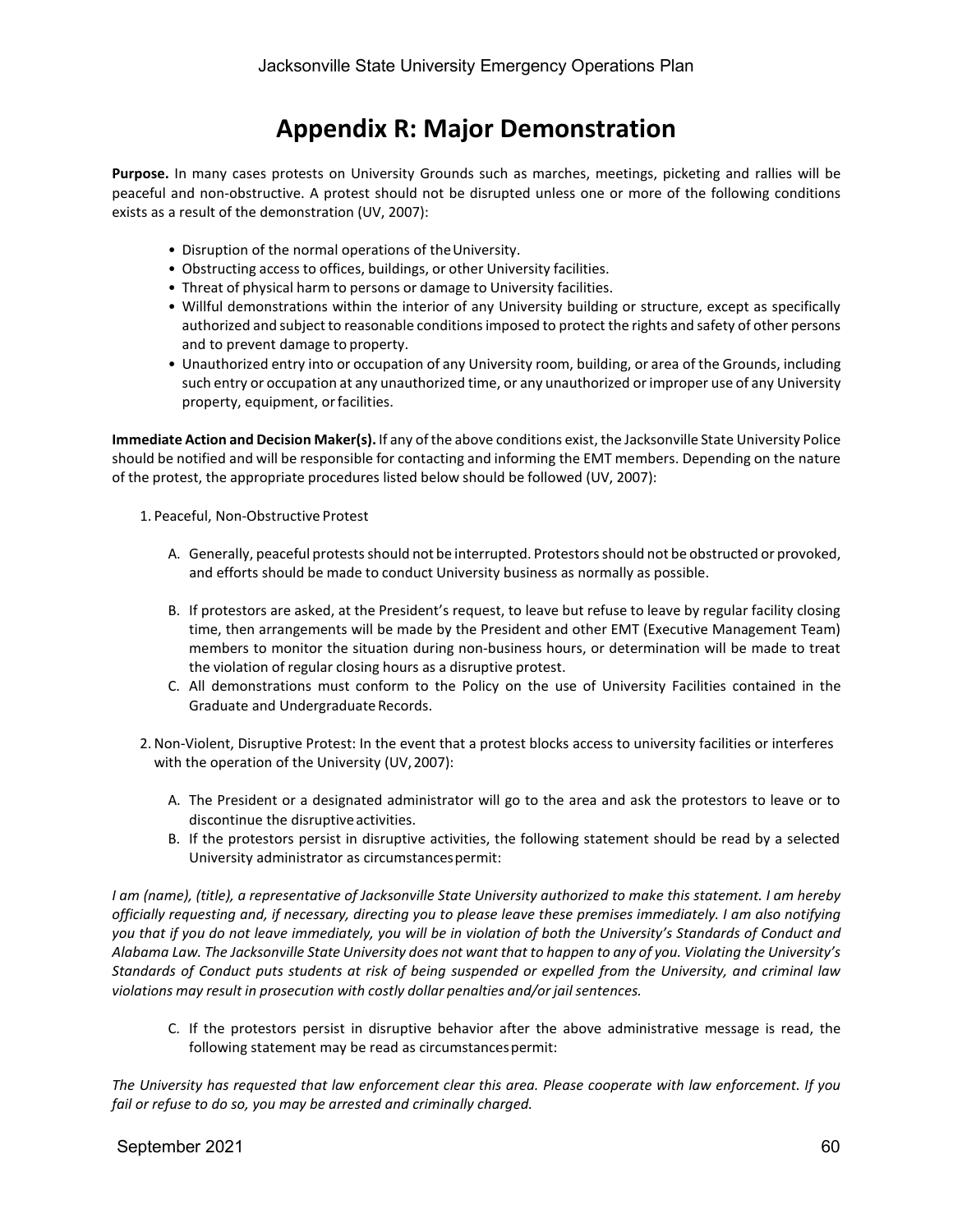# Appendix R: Major Demonstration

**Purpose.** In many cases protests on University Grounds such as marches, meetings, picketing and rallies will be peaceful and non-obstructive. A protest should not be disrupted unless one or more of the following conditions exists as a result of the demonstration (UV, 2007):

- Disruption of the normal operations of the University.
- Obstructing access to offices, buildings, or other University facilities.
- Threat of physical harm to persons or damage to University facilities.
- Willful demonstrations within the interior of any University building or structure, except as specifically authorized and subject to reasonable conditions imposed to protect the rights and safety of other persons and to prevent damage to property.
- Unauthorized entry into or occupation of any University room, building, or area of the Grounds, including such entry or occupation at any unauthorized time, or any unauthorized or improper use of any University property, equipment, or facilities.

**Immediate Action and Decision Maker(s).** If any of the above conditions exist, the Jacksonville State University Police should be notified and will be responsible for contacting and informing the EMT members. Depending on the nature of the protest, the appropriate procedures listed below should be followed (UV, 2007):

1. Peaceful, Non-Obstructive Protest

   A. Generally, peaceful protests should not be interrupted. Protestors should not be obstructed or provoked, and efforts should be made to conduct University business as normally as possible.

   B. If protestors are asked, at the President's request, to leave but refuse to leave by regular facility closing time, then arrangements will be made by the President and other EMT (Executive Management Team) members to monitor the situation during non-business hours, or determination will be made to treat the violation of regular closing hours as a disruptive protest.

   C. All demonstrations must conform to the Policy on the use of University Facilities contained in the Graduate and Undergraduate Records.

2. Non-Violent, Disruptive Protest: In the event that a protest blocks access to university facilities or interferes with the operation of the University (UV, 2007):

   A. The President or a designated administrator will go to the area and ask the protestors to leave or to discontinue the disruptive activities.

   B. If the protestors persist in disruptive activities, the following statement should be read by a selected University administrator as circumstances permit:

*I am (name), (title), a representative of Jacksonville State University authorized to make this statement. I am hereby officially requesting and, if necessary, directing you to please leave these premises immediately. I am also notifying you that if you do not leave immediately, you will be in violation of both the University's Standards of Conduct and Alabama Law. The Jacksonville State University does not want that to happen to any of you. Violating the University's Standards of Conduct puts students at risk of being suspended or expelled from the University, and criminal law violations may result in prosecution with costly dollar penalties and/or jail sentences.*

   C. If the protestors persist in disruptive behavior after the above administrative message is read, the following statement may be read as circumstances permit:

*The University has requested that law enforcement clear this area. Please cooperate with law enforcement. If you fail or refuse to do so, you may be arrested and criminally charged.*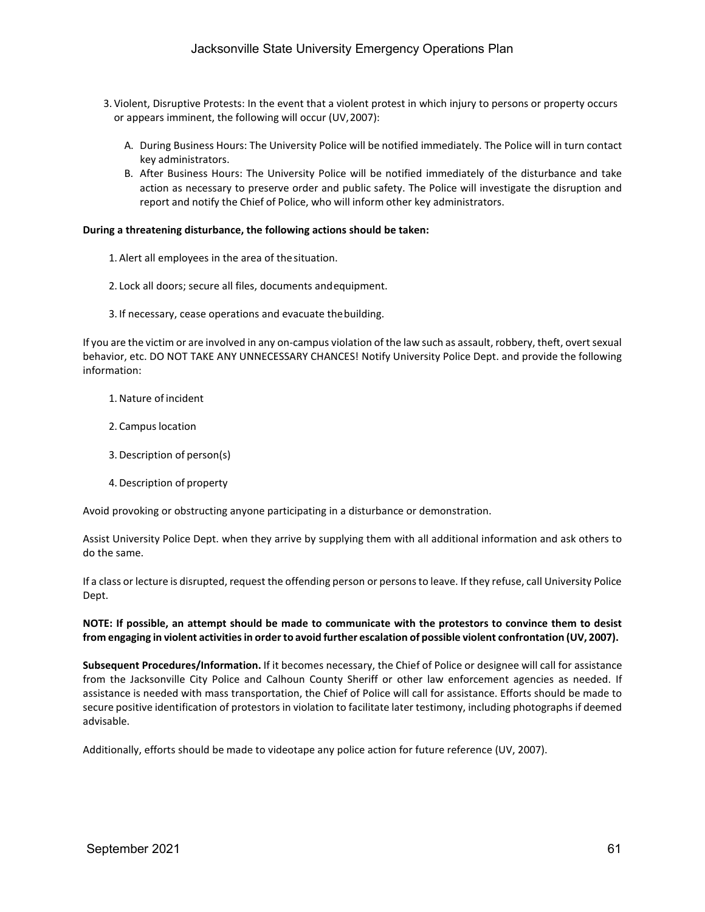3. Violent, Disruptive Protests: In the event that a violent protest in which injury to persons or property occurs or appears imminent, the following will occur (UV, 2007):

   A. During Business Hours: The University Police will be notified immediately. The Police will in turn contact key administrators.
   B. After Business Hours: The University Police will be notified immediately of the disturbance and take action as necessary to preserve order and public safety. The Police will investigate the disruption and report and notify the Chief of Police, who will inform other key administrators.

**During a threatening disturbance, the following actions should be taken:**

1. Alert all employees in the area of the situation.

2. Lock all doors; secure all files, documents and equipment.

3. If necessary, cease operations and evacuate the building.

If you are the victim or are involved in any on-campus violation of the law such as assault, robbery, theft, overt sexual behavior, etc. DO NOT TAKE ANY UNNECESSARY CHANCES! Notify University Police Dept. and provide the following information:

1. Nature of incident

2. Campus location

3. Description of person(s)

4. Description of property

Avoid provoking or obstructing anyone participating in a disturbance or demonstration.

Assist University Police Dept. when they arrive by supplying them with all additional information and ask others to do the same.

If a class or lecture is disrupted, request the offending person or persons to leave. If they refuse, call University Police Dept.

**NOTE: If possible, an attempt should be made to communicate with the protestors to convince them to desist from engaging in violent activities in order to avoid further escalation of possible violent confrontation (UV, 2007).**

**Subsequent Procedures/Information.** If it becomes necessary, the Chief of Police or designee will call for assistance from the Jacksonville City Police and Calhoun County Sheriff or other law enforcement agencies as needed. If assistance is needed with mass transportation, the Chief of Police will call for assistance. Efforts should be made to secure positive identification of protestors in violation to facilitate later testimony, including photographs if deemed advisable.

Additionally, efforts should be made to videotape any police action for future reference (UV, 2007).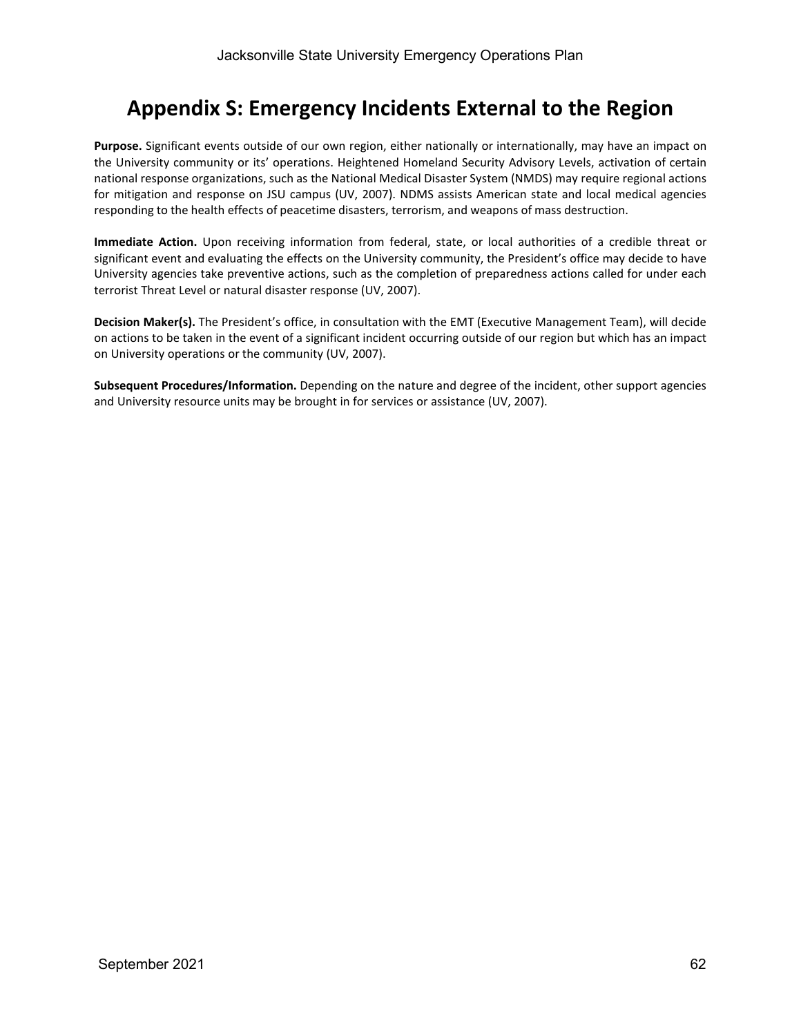# Appendix S: Emergency Incidents External to the Region

**Purpose.** Significant events outside of our own region, either nationally or internationally, may have an impact on the University community or its' operations. Heightened Homeland Security Advisory Levels, activation of certain national response organizations, such as the National Medical Disaster System (NMDS) may require regional actions for mitigation and response on JSU campus (UV, 2007). NDMS assists American state and local medical agencies responding to the health effects of peacetime disasters, terrorism, and weapons of mass destruction.

**Immediate Action.** Upon receiving information from federal, state, or local authorities of a credible threat or significant event and evaluating the effects on the University community, the President's office may decide to have University agencies take preventive actions, such as the completion of preparedness actions called for under each terrorist Threat Level or natural disaster response (UV, 2007).

**Decision Maker(s).** The President's office, in consultation with the EMT (Executive Management Team), will decide on actions to be taken in the event of a significant incident occurring outside of our region but which has an impact on University operations or the community (UV, 2007).

**Subsequent Procedures/Information.** Depending on the nature and degree of the incident, other support agencies and University resource units may be brought in for services or assistance (UV, 2007).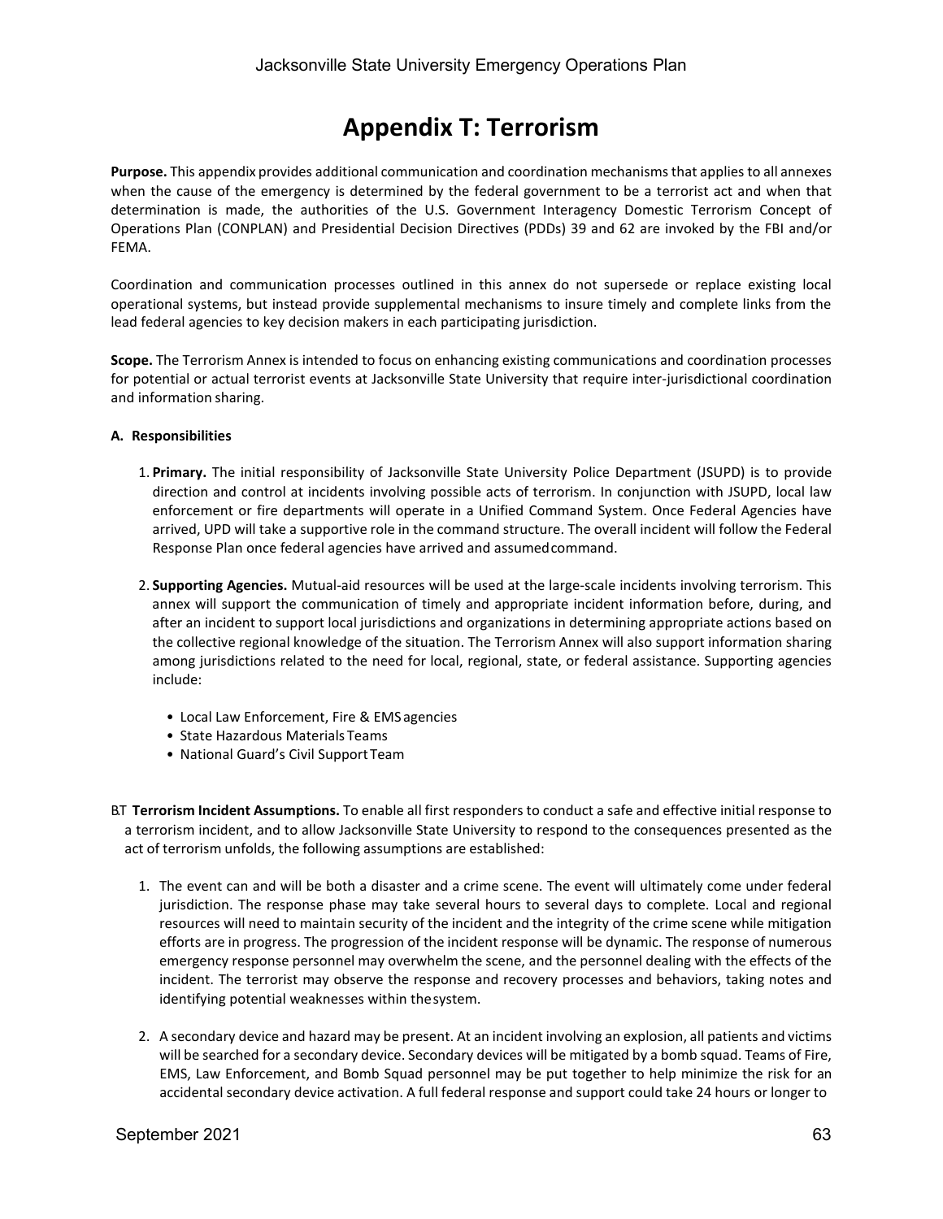# Appendix T: Terrorism

**Purpose.** This appendix provides additional communication and coordination mechanisms that applies to all annexes when the cause of the emergency is determined by the federal government to be a terrorist act and when that determination is made, the authorities of the U.S. Government Interagency Domestic Terrorism Concept of Operations Plan (CONPLAN) and Presidential Decision Directives (PDDs) 39 and 62 are invoked by the FBI and/or FEMA.

Coordination and communication processes outlined in this annex do not supersede or replace existing local operational systems, but instead provide supplemental mechanisms to insure timely and complete links from the lead federal agencies to key decision makers in each participating jurisdiction.

**Scope.** The Terrorism Annex is intended to focus on enhancing existing communications and coordination processes for potential or actual terrorist events at Jacksonville State University that require inter-jurisdictional coordination and information sharing.

**A. Responsibilities**

1. **Primary.** The initial responsibility of Jacksonville State University Police Department (JSUPD) is to provide direction and control at incidents involving possible acts of terrorism. In conjunction with JSUPD, local law enforcement or fire departments will operate in a Unified Command System. Once Federal Agencies have arrived, UPD will take a supportive role in the command structure. The overall incident will follow the Federal Response Plan once federal agencies have arrived and assumed command.

2. **Supporting Agencies.** Mutual-aid resources will be used at the large-scale incidents involving terrorism. This annex will support the communication of timely and appropriate incident information before, during, and after an incident to support local jurisdictions and organizations in determining appropriate actions based on the collective regional knowledge of the situation. The Terrorism Annex will also support information sharing among jurisdictions related to the need for local, regional, state, or federal assistance. Supporting agencies include:

   - Local Law Enforcement, Fire & EMS agencies
   - State Hazardous Materials Teams
   - National Guard's Civil Support Team

**B. Terrorism Incident Assumptions.** To enable all first responders to conduct a safe and effective initial response to a terrorism incident, and to allow Jacksonville State University to respond to the consequences presented as the act of terrorism unfolds, the following assumptions are established:

1. The event can and will be both a disaster and a crime scene. The event will ultimately come under federal jurisdiction. The response phase may take several hours to several days to complete. Local and regional resources will need to maintain security of the incident and the integrity of the crime scene while mitigation efforts are in progress. The progression of the incident response will be dynamic. The response of numerous emergency response personnel may overwhelm the scene, and the personnel dealing with the effects of the incident. The terrorist may observe the response and recovery processes and behaviors, taking notes and identifying potential weaknesses within the system.

2. A secondary device and hazard may be present. At an incident involving an explosion, all patients and victims will be searched for a secondary device. Secondary devices will be mitigated by a bomb squad. Teams of Fire, EMS, Law Enforcement, and Bomb Squad personnel may be put together to help minimize the risk for an accidental secondary device activation. A full federal response and support could take 24 hours or longer to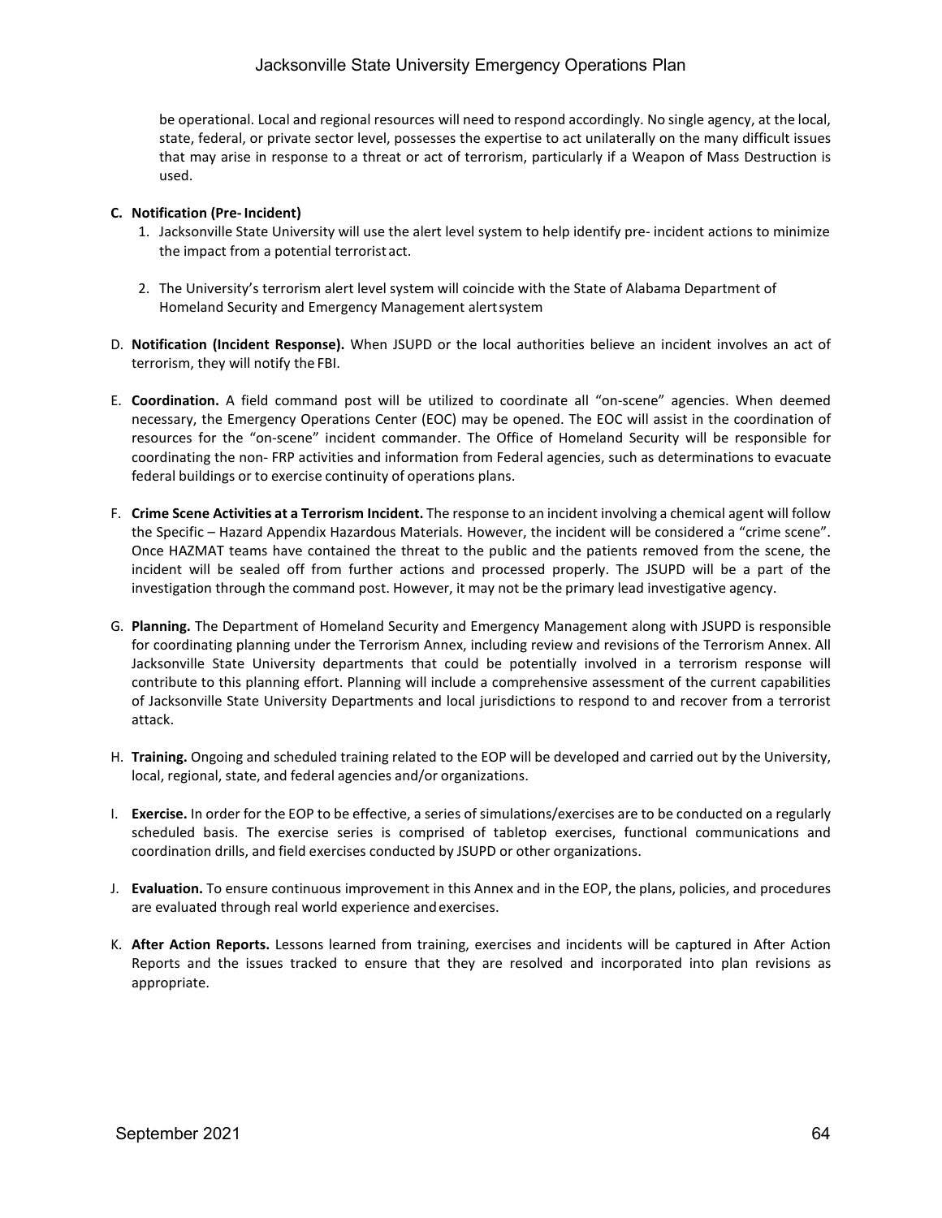be operational. Local and regional resources will need to respond accordingly. No single agency, at the local, state, federal, or private sector level, possesses the expertise to act unilaterally on the many difficult issues that may arise in response to a threat or act of terrorism, particularly if a Weapon of Mass Destruction is used.

**C. Notification (Pre- Incident)**

1. Jacksonville State University will use the alert level system to help identify pre- incident actions to minimize the impact from a potential terrorist act.

2. The University's terrorism alert level system will coincide with the State of Alabama Department of Homeland Security and Emergency Management alert system

D. **Notification (Incident Response).** When JSUPD or the local authorities believe an incident involves an act of terrorism, they will notify the FBI.

E. **Coordination.** A field command post will be utilized to coordinate all "on-scene" agencies. When deemed necessary, the Emergency Operations Center (EOC) may be opened. The EOC will assist in the coordination of resources for the "on-scene" incident commander. The Office of Homeland Security will be responsible for coordinating the non- FRP activities and information from Federal agencies, such as determinations to evacuate federal buildings or to exercise continuity of operations plans.

F. **Crime Scene Activities at a Terrorism Incident.** The response to an incident involving a chemical agent will follow the Specific – Hazard Appendix Hazardous Materials. However, the incident will be considered a "crime scene". Once HAZMAT teams have contained the threat to the public and the patients removed from the scene, the incident will be sealed off from further actions and processed properly. The JSUPD will be a part of the investigation through the command post. However, it may not be the primary lead investigative agency.

G. **Planning.** The Department of Homeland Security and Emergency Management along with JSUPD is responsible for coordinating planning under the Terrorism Annex, including review and revisions of the Terrorism Annex. All Jacksonville State University departments that could be potentially involved in a terrorism response will contribute to this planning effort. Planning will include a comprehensive assessment of the current capabilities of Jacksonville State University Departments and local jurisdictions to respond to and recover from a terrorist attack.

H. **Training.** Ongoing and scheduled training related to the EOP will be developed and carried out by the University, local, regional, state, and federal agencies and/or organizations.

I. **Exercise.** In order for the EOP to be effective, a series of simulations/exercises are to be conducted on a regularly scheduled basis. The exercise series is comprised of tabletop exercises, functional communications and coordination drills, and field exercises conducted by JSUPD or other organizations.

J. **Evaluation.** To ensure continuous improvement in this Annex and in the EOP, the plans, policies, and procedures are evaluated through real world experience and exercises.

K. **After Action Reports.** Lessons learned from training, exercises and incidents will be captured in After Action Reports and the issues tracked to ensure that they are resolved and incorporated into plan revisions as appropriate.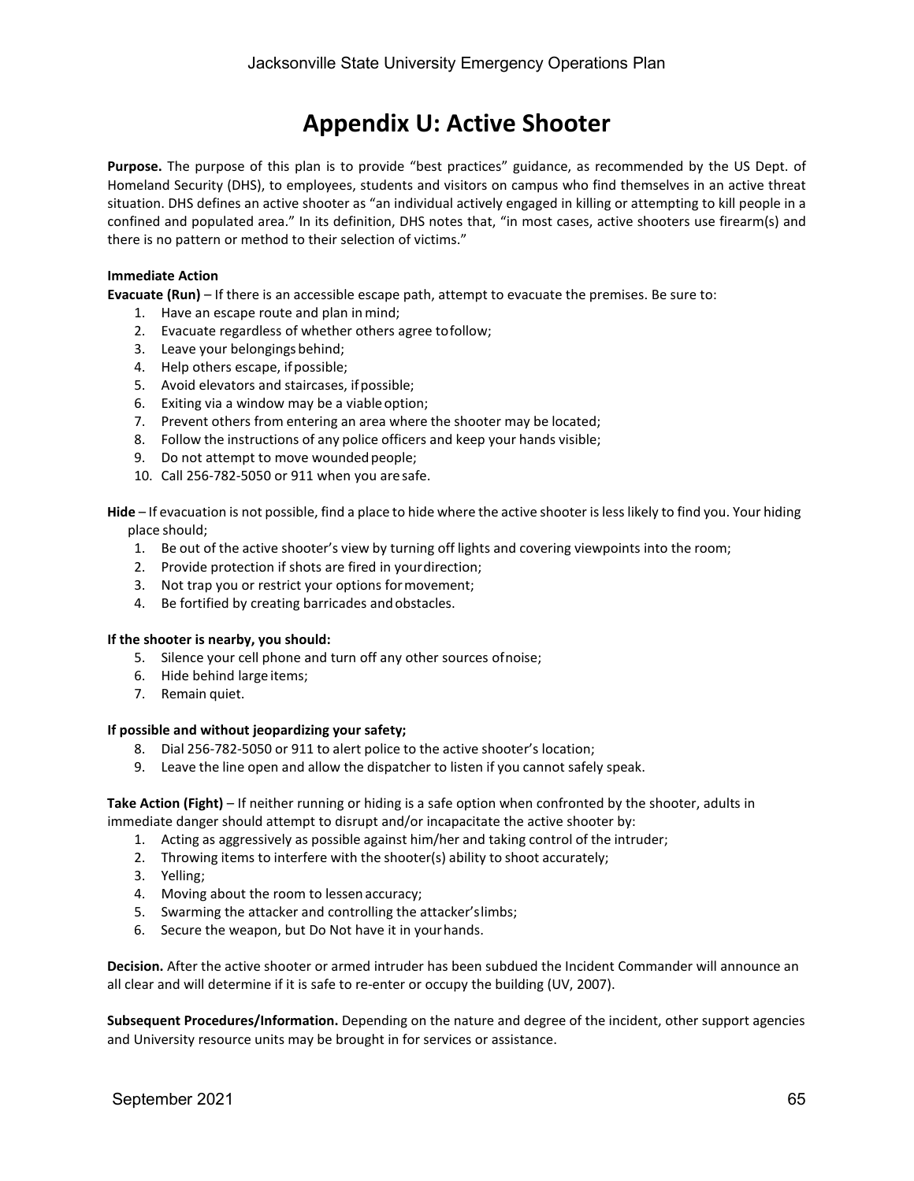# Appendix U: Active Shooter

**Purpose.** The purpose of this plan is to provide "best practices" guidance, as recommended by the US Dept. of Homeland Security (DHS), to employees, students and visitors on campus who find themselves in an active threat situation. DHS defines an active shooter as "an individual actively engaged in killing or attempting to kill people in a confined and populated area." In its definition, DHS notes that, "in most cases, active shooters use firearm(s) and there is no pattern or method to their selection of victims."

**Immediate Action**

**Evacuate (Run)** – If there is an accessible escape path, attempt to evacuate the premises. Be sure to:

1. Have an escape route and plan in mind;
2. Evacuate regardless of whether others agree to follow;
3. Leave your belongings behind;
4. Help others escape, if possible;
5. Avoid elevators and staircases, if possible;
6. Exiting via a window may be a viable option;
7. Prevent others from entering an area where the shooter may be located;
8. Follow the instructions of any police officers and keep your hands visible;
9. Do not attempt to move wounded people;
10. Call 256-782-5050 or 911 when you are safe.

**Hide** – If evacuation is not possible, find a place to hide where the active shooter is less likely to find you. Your hiding place should;

1. Be out of the active shooter's view by turning off lights and covering viewpoints into the room;
2. Provide protection if shots are fired in your direction;
3. Not trap you or restrict your options for movement;
4. Be fortified by creating barricades and obstacles.

**If the shooter is nearby, you should:**

5. Silence your cell phone and turn off any other sources of noise;
6. Hide behind large items;
7. Remain quiet.

**If possible and without jeopardizing your safety;**

8. Dial 256-782-5050 or 911 to alert police to the active shooter's location;
9. Leave the line open and allow the dispatcher to listen if you cannot safely speak.

**Take Action (Fight)** – If neither running or hiding is a safe option when confronted by the shooter, adults in immediate danger should attempt to disrupt and/or incapacitate the active shooter by:

1. Acting as aggressively as possible against him/her and taking control of the intruder;
2. Throwing items to interfere with the shooter(s) ability to shoot accurately;
3. Yelling;
4. Moving about the room to lessen accuracy;
5. Swarming the attacker and controlling the attacker's limbs;
6. Secure the weapon, but Do Not have it in your hands.

**Decision.** After the active shooter or armed intruder has been subdued the Incident Commander will announce an all clear and will determine if it is safe to re-enter or occupy the building (UV, 2007).

**Subsequent Procedures/Information.** Depending on the nature and degree of the incident, other support agencies and University resource units may be brought in for services or assistance.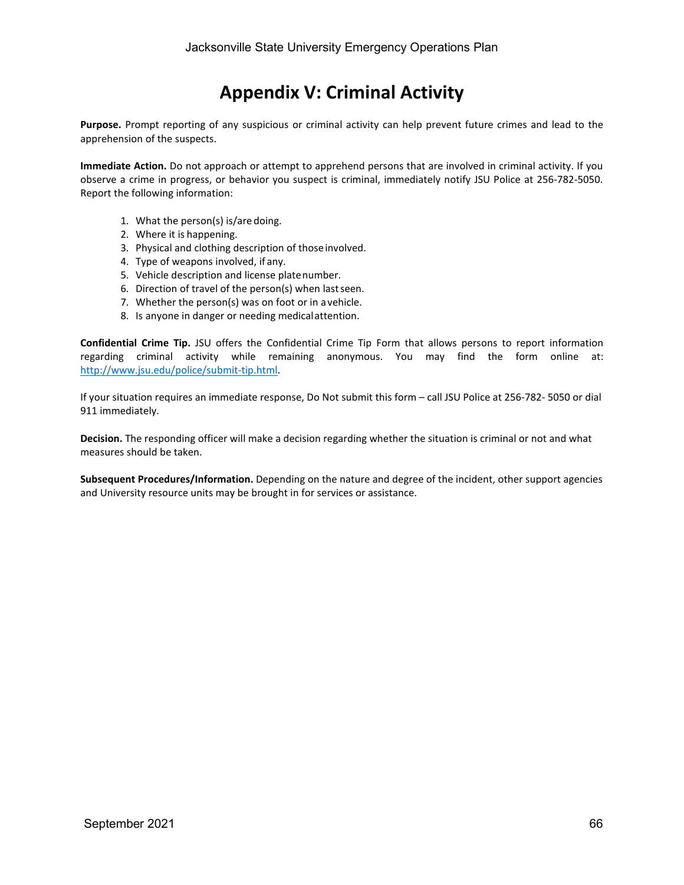# Appendix V: Criminal Activity

**Purpose.** Prompt reporting of any suspicious or criminal activity can help prevent future crimes and lead to the apprehension of the suspects.

**Immediate Action.** Do not approach or attempt to apprehend persons that are involved in criminal activity. If you observe a crime in progress, or behavior you suspect is criminal, immediately notify JSU Police at 256-782-5050. Report the following information:

1. What the person(s) is/are doing.
2. Where it is happening.
3. Physical and clothing description of those involved.
4. Type of weapons involved, if any.
5. Vehicle description and license plate number.
6. Direction of travel of the person(s) when last seen.
7. Whether the person(s) was on foot or in a vehicle.
8. Is anyone in danger or needing medical attention.

**Confidential Crime Tip.** JSU offers the Confidential Crime Tip Form that allows persons to report information regarding criminal activity while remaining anonymous. You may find the form online at: http://www.jsu.edu/police/submit-tip.html.

If your situation requires an immediate response, Do Not submit this form – call JSU Police at 256-782- 5050 or dial 911 immediately.

**Decision.** The responding officer will make a decision regarding whether the situation is criminal or not and what measures should be taken.

**Subsequent Procedures/Information.** Depending on the nature and degree of the incident, other support agencies and University resource units may be brought in for services or assistance.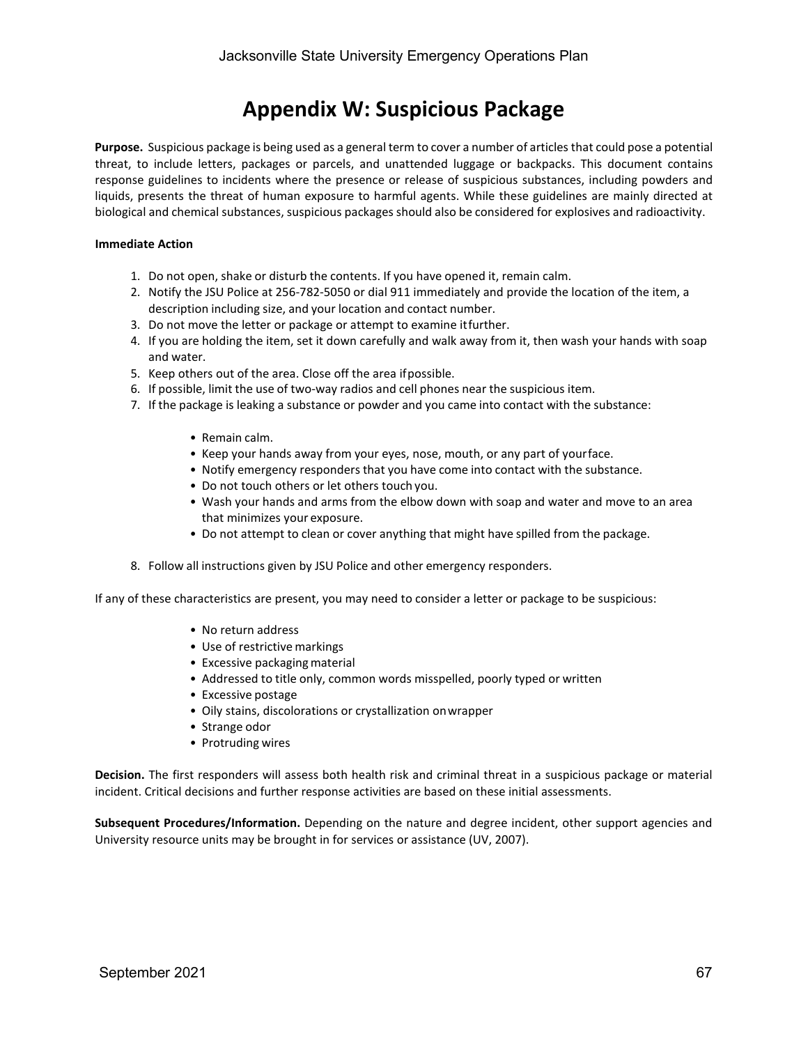# Appendix W: Suspicious Package

**Purpose.** Suspicious package is being used as a general term to cover a number of articles that could pose a potential threat, to include letters, packages or parcels, and unattended luggage or backpacks. This document contains response guidelines to incidents where the presence or release of suspicious substances, including powders and liquids, presents the threat of human exposure to harmful agents. While these guidelines are mainly directed at biological and chemical substances, suspicious packages should also be considered for explosives and radioactivity.

**Immediate Action**

1. Do not open, shake or disturb the contents. If you have opened it, remain calm.
2. Notify the JSU Police at 256-782-5050 or dial 911 immediately and provide the location of the item, a description including size, and your location and contact number.
3. Do not move the letter or package or attempt to examine it further.
4. If you are holding the item, set it down carefully and walk away from it, then wash your hands with soap and water.
5. Keep others out of the area. Close off the area if possible.
6. If possible, limit the use of two-way radios and cell phones near the suspicious item.
7. If the package is leaking a substance or powder and you came into contact with the substance:
   - Remain calm.
   - Keep your hands away from your eyes, nose, mouth, or any part of your face.
   - Notify emergency responders that you have come into contact with the substance.
   - Do not touch others or let others touch you.
   - Wash your hands and arms from the elbow down with soap and water and move to an area that minimizes your exposure.
   - Do not attempt to clean or cover anything that might have spilled from the package.
8. Follow all instructions given by JSU Police and other emergency responders.

If any of these characteristics are present, you may need to consider a letter or package to be suspicious:

- No return address
- Use of restrictive markings
- Excessive packaging material
- Addressed to title only, common words misspelled, poorly typed or written
- Excessive postage
- Oily stains, discolorations or crystallization on wrapper
- Strange odor
- Protruding wires

**Decision.** The first responders will assess both health risk and criminal threat in a suspicious package or material incident. Critical decisions and further response activities are based on these initial assessments.

**Subsequent Procedures/Information.** Depending on the nature and degree incident, other support agencies and University resource units may be brought in for services or assistance (UV, 2007).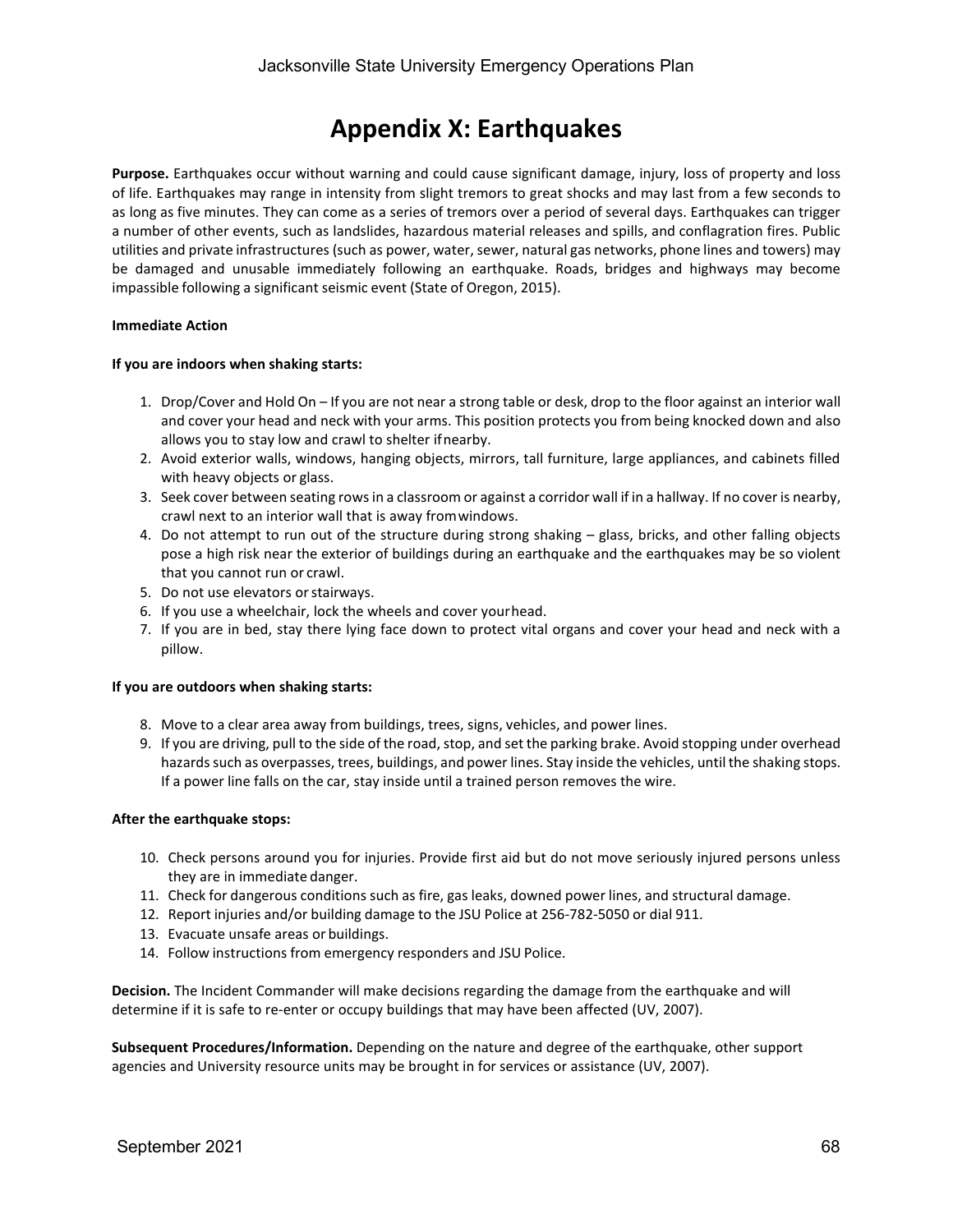# Appendix X: Earthquakes

**Purpose.** Earthquakes occur without warning and could cause significant damage, injury, loss of property and loss of life. Earthquakes may range in intensity from slight tremors to great shocks and may last from a few seconds to as long as five minutes. They can come as a series of tremors over a period of several days. Earthquakes can trigger a number of other events, such as landslides, hazardous material releases and spills, and conflagration fires. Public utilities and private infrastructures (such as power, water, sewer, natural gas networks, phone lines and towers) may be damaged and unusable immediately following an earthquake. Roads, bridges and highways may become impassible following a significant seismic event (State of Oregon, 2015).

**Immediate Action**

**If you are indoors when shaking starts:**

1. Drop/Cover and Hold On – If you are not near a strong table or desk, drop to the floor against an interior wall and cover your head and neck with your arms. This position protects you from being knocked down and also allows you to stay low and crawl to shelter if nearby.
2. Avoid exterior walls, windows, hanging objects, mirrors, tall furniture, large appliances, and cabinets filled with heavy objects or glass.
3. Seek cover between seating rows in a classroom or against a corridor wall if in a hallway. If no cover is nearby, crawl next to an interior wall that is away from windows.
4. Do not attempt to run out of the structure during strong shaking – glass, bricks, and other falling objects pose a high risk near the exterior of buildings during an earthquake and the earthquakes may be so violent that you cannot run or crawl.
5. Do not use elevators or stairways.
6. If you use a wheelchair, lock the wheels and cover your head.
7. If you are in bed, stay there lying face down to protect vital organs and cover your head and neck with a pillow.

**If you are outdoors when shaking starts:**

8. Move to a clear area away from buildings, trees, signs, vehicles, and power lines.
9. If you are driving, pull to the side of the road, stop, and set the parking brake. Avoid stopping under overhead hazards such as overpasses, trees, buildings, and power lines. Stay inside the vehicles, until the shaking stops. If a power line falls on the car, stay inside until a trained person removes the wire.

**After the earthquake stops:**

10. Check persons around you for injuries. Provide first aid but do not move seriously injured persons unless they are in immediate danger.
11. Check for dangerous conditions such as fire, gas leaks, downed power lines, and structural damage.
12. Report injuries and/or building damage to the JSU Police at 256-782-5050 or dial 911.
13. Evacuate unsafe areas or buildings.
14. Follow instructions from emergency responders and JSU Police.

**Decision.** The Incident Commander will make decisions regarding the damage from the earthquake and will determine if it is safe to re-enter or occupy buildings that may have been affected (UV, 2007).

**Subsequent Procedures/Information.** Depending on the nature and degree of the earthquake, other support agencies and University resource units may be brought in for services or assistance (UV, 2007).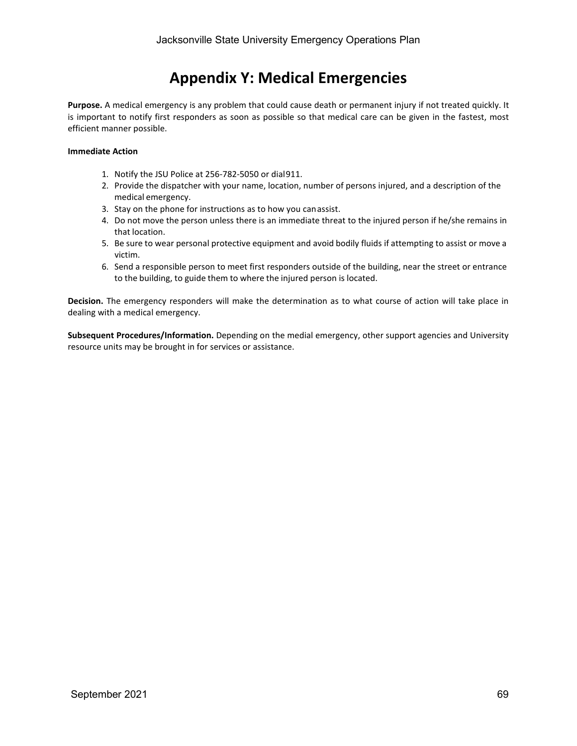# Appendix Y: Medical Emergencies

**Purpose.** A medical emergency is any problem that could cause death or permanent injury if not treated quickly. It is important to notify first responders as soon as possible so that medical care can be given in the fastest, most efficient manner possible.

**Immediate Action**

1. Notify the JSU Police at 256-782-5050 or dial 911.
2. Provide the dispatcher with your name, location, number of persons injured, and a description of the medical emergency.
3. Stay on the phone for instructions as to how you can assist.
4. Do not move the person unless there is an immediate threat to the injured person if he/she remains in that location.
5. Be sure to wear personal protective equipment and avoid bodily fluids if attempting to assist or move a victim.
6. Send a responsible person to meet first responders outside of the building, near the street or entrance to the building, to guide them to where the injured person is located.

**Decision.** The emergency responders will make the determination as to what course of action will take place in dealing with a medical emergency.

**Subsequent Procedures/Information.** Depending on the medial emergency, other support agencies and University resource units may be brought in for services or assistance.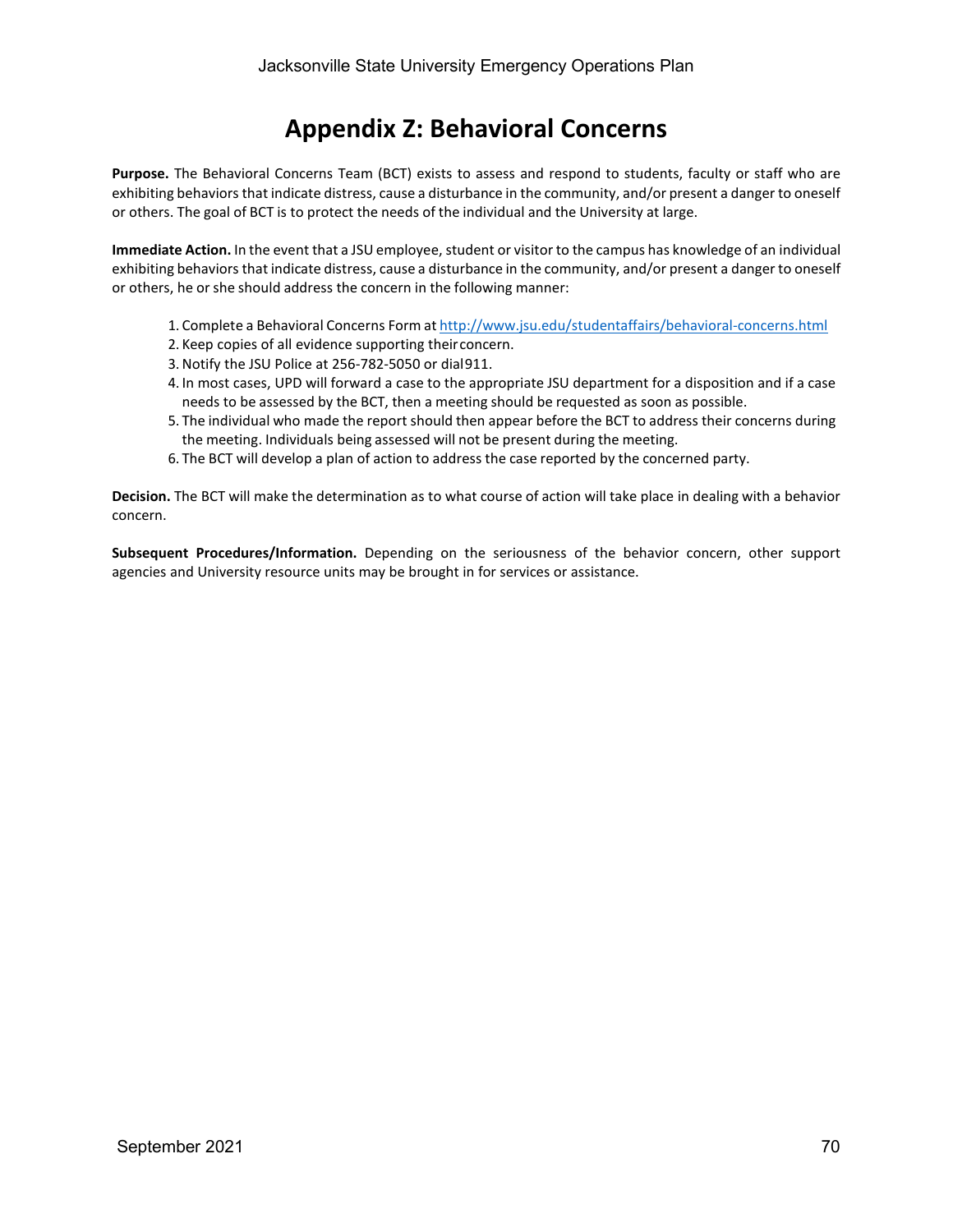# Appendix Z: Behavioral Concerns

**Purpose.** The Behavioral Concerns Team (BCT) exists to assess and respond to students, faculty or staff who are exhibiting behaviors that indicate distress, cause a disturbance in the community, and/or present a danger to oneself or others. The goal of BCT is to protect the needs of the individual and the University at large.

**Immediate Action.** In the event that a JSU employee, student or visitor to the campus has knowledge of an individual exhibiting behaviors that indicate distress, cause a disturbance in the community, and/or present a danger to oneself or others, he or she should address the concern in the following manner:

1. Complete a Behavioral Concerns Form at http://www.jsu.edu/studentaffairs/behavioral-concerns.html
2. Keep copies of all evidence supporting their concern.
3. Notify the JSU Police at 256-782-5050 or dial 911.
4. In most cases, UPD will forward a case to the appropriate JSU department for a disposition and if a case needs to be assessed by the BCT, then a meeting should be requested as soon as possible.
5. The individual who made the report should then appear before the BCT to address their concerns during the meeting. Individuals being assessed will not be present during the meeting.
6. The BCT will develop a plan of action to address the case reported by the concerned party.

**Decision.** The BCT will make the determination as to what course of action will take place in dealing with a behavior concern.

**Subsequent Procedures/Information.** Depending on the seriousness of the behavior concern, other support agencies and University resource units may be brought in for services or assistance.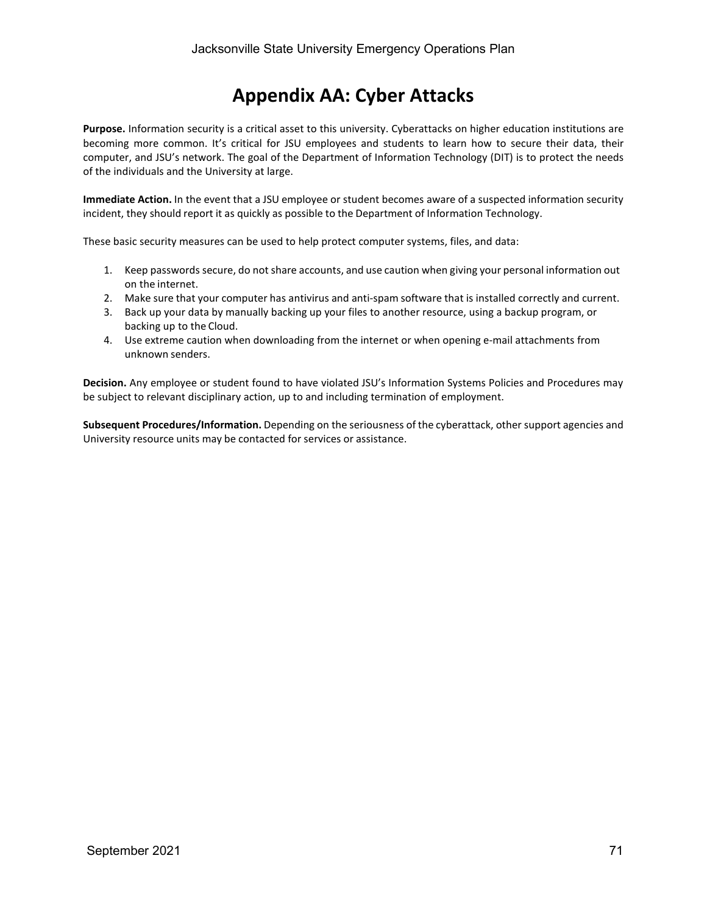# Appendix AA: Cyber Attacks

**Purpose.** Information security is a critical asset to this university. Cyberattacks on higher education institutions are becoming more common. It's critical for JSU employees and students to learn how to secure their data, their computer, and JSU's network. The goal of the Department of Information Technology (DIT) is to protect the needs of the individuals and the University at large.

**Immediate Action.** In the event that a JSU employee or student becomes aware of a suspected information security incident, they should report it as quickly as possible to the Department of Information Technology.

These basic security measures can be used to help protect computer systems, files, and data:

1. Keep passwords secure, do not share accounts, and use caution when giving your personal information out on the internet.
2. Make sure that your computer has antivirus and anti-spam software that is installed correctly and current.
3. Back up your data by manually backing up your files to another resource, using a backup program, or backing up to the Cloud.
4. Use extreme caution when downloading from the internet or when opening e-mail attachments from unknown senders.

**Decision.** Any employee or student found to have violated JSU's Information Systems Policies and Procedures may be subject to relevant disciplinary action, up to and including termination of employment.

**Subsequent Procedures/Information.** Depending on the seriousness of the cyberattack, other support agencies and University resource units may be contacted for services or assistance.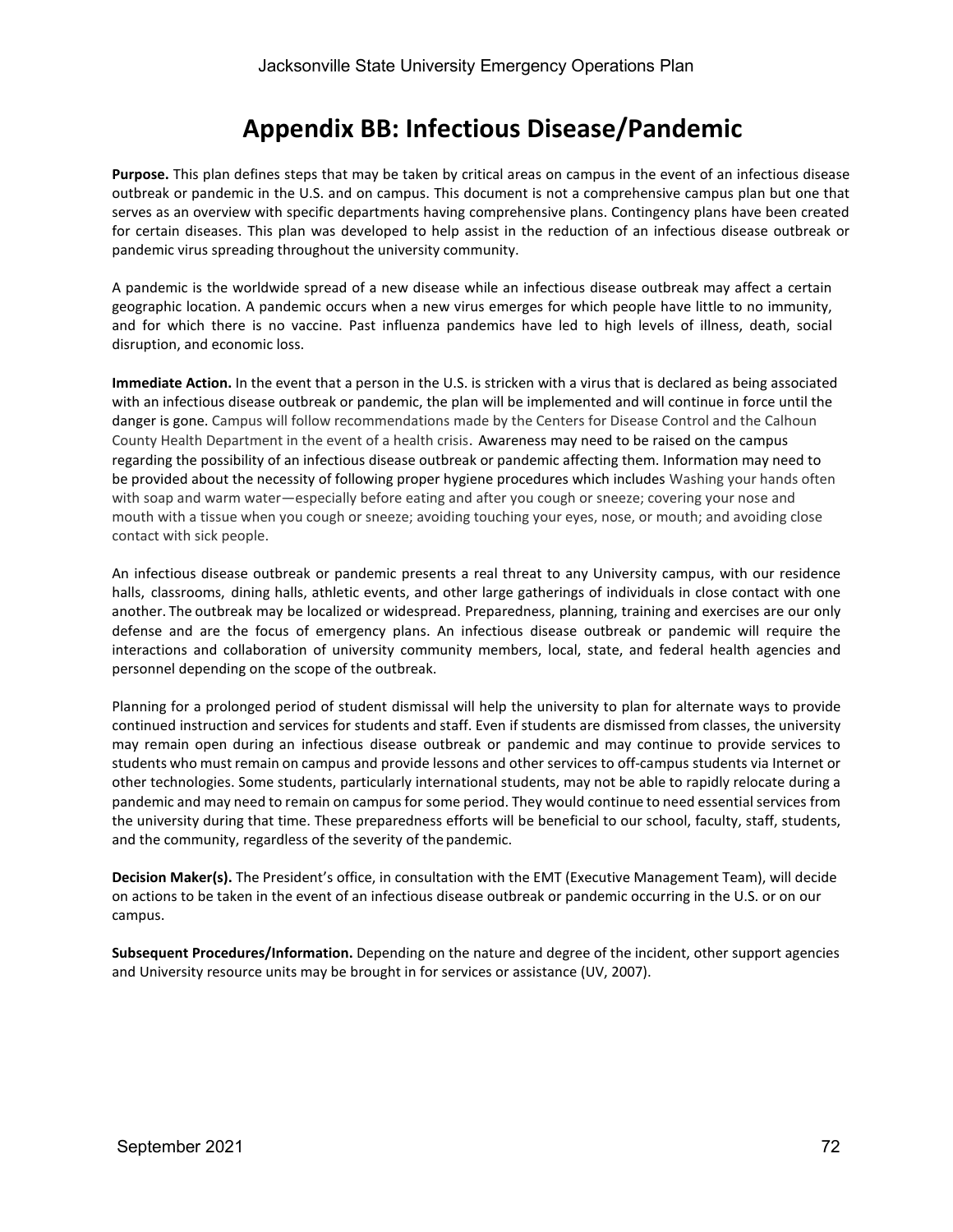# Appendix BB: Infectious Disease/Pandemic

**Purpose.** This plan defines steps that may be taken by critical areas on campus in the event of an infectious disease outbreak or pandemic in the U.S. and on campus. This document is not a comprehensive campus plan but one that serves as an overview with specific departments having comprehensive plans. Contingency plans have been created for certain diseases. This plan was developed to help assist in the reduction of an infectious disease outbreak or pandemic virus spreading throughout the university community.

A pandemic is the worldwide spread of a new disease while an infectious disease outbreak may affect a certain geographic location. A pandemic occurs when a new virus emerges for which people have little to no immunity, and for which there is no vaccine. Past influenza pandemics have led to high levels of illness, death, social disruption, and economic loss.

**Immediate Action.** In the event that a person in the U.S. is stricken with a virus that is declared as being associated with an infectious disease outbreak or pandemic, the plan will be implemented and will continue in force until the danger is gone. Campus will follow recommendations made by the Centers for Disease Control and the Calhoun County Health Department in the event of a health crisis. Awareness may need to be raised on the campus regarding the possibility of an infectious disease outbreak or pandemic affecting them. Information may need to be provided about the necessity of following proper hygiene procedures which includes Washing your hands often with soap and warm water—especially before eating and after you cough or sneeze; covering your nose and mouth with a tissue when you cough or sneeze; avoiding touching your eyes, nose, or mouth; and avoiding close contact with sick people.

An infectious disease outbreak or pandemic presents a real threat to any University campus, with our residence halls, classrooms, dining halls, athletic events, and other large gatherings of individuals in close contact with one another. The outbreak may be localized or widespread. Preparedness, planning, training and exercises are our only defense and are the focus of emergency plans. An infectious disease outbreak or pandemic will require the interactions and collaboration of university community members, local, state, and federal health agencies and personnel depending on the scope of the outbreak.

Planning for a prolonged period of student dismissal will help the university to plan for alternate ways to provide continued instruction and services for students and staff. Even if students are dismissed from classes, the university may remain open during an infectious disease outbreak or pandemic and may continue to provide services to students who must remain on campus and provide lessons and other services to off-campus students via Internet or other technologies. Some students, particularly international students, may not be able to rapidly relocate during a pandemic and may need to remain on campus for some period. They would continue to need essential services from the university during that time. These preparedness efforts will be beneficial to our school, faculty, staff, students, and the community, regardless of the severity of the pandemic.

**Decision Maker(s).** The President's office, in consultation with the EMT (Executive Management Team), will decide on actions to be taken in the event of an infectious disease outbreak or pandemic occurring in the U.S. or on our campus.

**Subsequent Procedures/Information.** Depending on the nature and degree of the incident, other support agencies and University resource units may be brought in for services or assistance (UV, 2007).